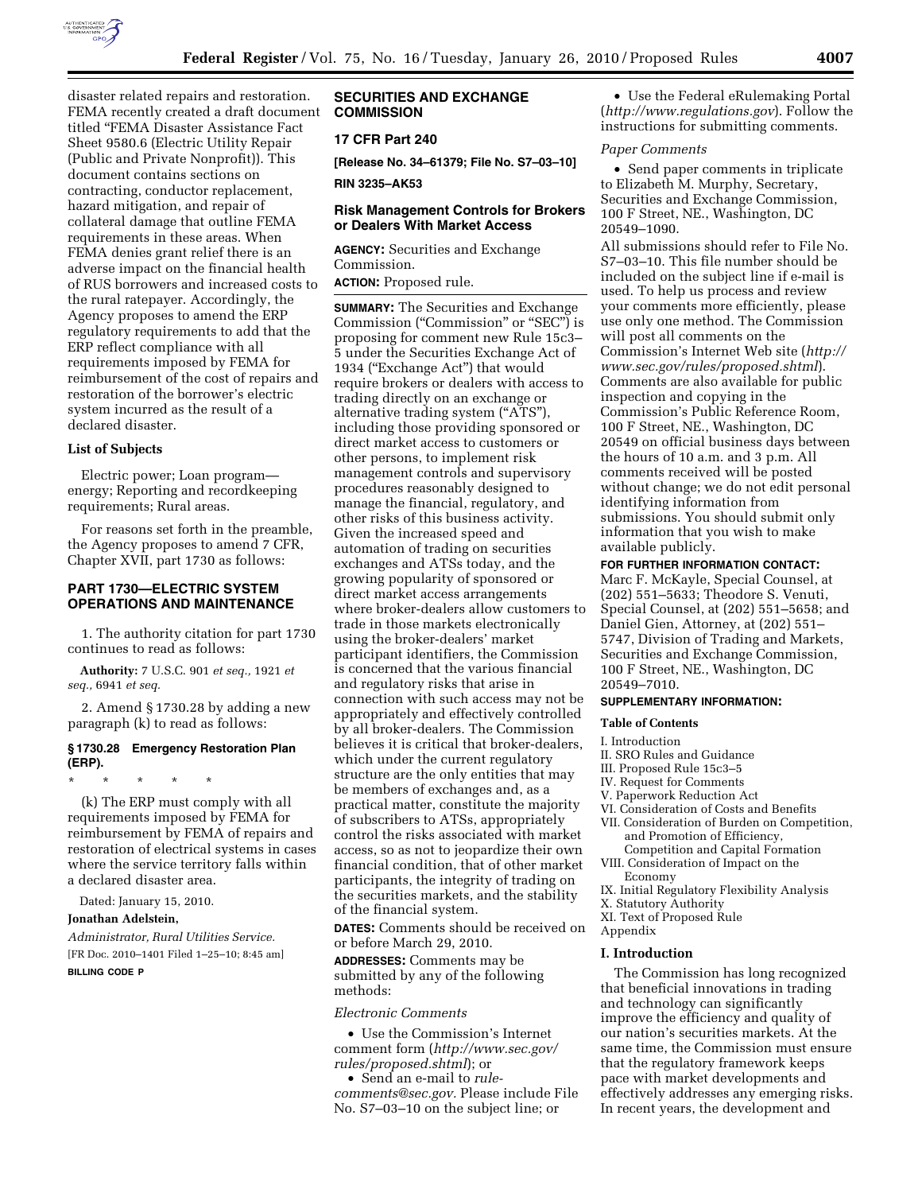disaster related repairs and restoration. FEMA recently created a draft document titled "FEMA Disaster Assistance Fact Sheet 9580.6 (Electric Utility Repair (Public and Private Nonprofit)). This document contains sections on contracting, conductor replacement, hazard mitigation, and repair of collateral damage that outline FEMA requirements in these areas. When FEMA denies grant relief there is an adverse impact on the financial health of RUS borrowers and increased costs to the rural ratepayer. Accordingly, the Agency proposes to amend the ERP regulatory requirements to add that the ERP reflect compliance with all requirements imposed by FEMA for reimbursement of the cost of repairs and restoration of the borrower's electric system incurred as the result of a declared disaster.

### List of Subjects

Electric power; Loan program—energy; Reporting and recordkeeping requirements; Rural areas.

For reasons set forth in the preamble, the Agency proposes to amend 7 CFR, Chapter XVII, part 1730 as follows:

## PART 1730—ELECTRIC SYSTEM OPERATIONS AND MAINTENANCE

1. The authority citation for part 1730 continues to read as follows:

**Authority:** 7 U.S.C. 901 *et seq.,* 1921 *et seq.,* 6941 *et seq.*

2. Amend § 1730.28 by adding a new paragraph (k) to read as follows:

### § 1730.28 Emergency Restoration Plan (ERP).

\* \* \* \* \*

(k) The ERP must comply with all requirements imposed by FEMA for reimbursement by FEMA of repairs and restoration of electrical systems in cases where the service territory falls within a declared disaster area.

Dated: January 15, 2010.

**Jonathan Adelstein,**

*Administrator, Rural Utilities Service.*

[FR Doc. 2010–1401 Filed 1–25–10; 8:45 am]

**BILLING CODE P**

## SECURITIES AND EXCHANGE COMMISSION

### 17 CFR Part 240

**[Release No. 34–61379; File No. S7–03–10]**

**RIN 3235–AK53**

### Risk Management Controls for Brokers or Dealers With Market Access

**AGENCY:** Securities and Exchange Commission.

**ACTION:** Proposed rule.

**SUMMARY:** The Securities and Exchange Commission ("Commission" or "SEC") is proposing for comment new Rule 15c3–5 under the Securities Exchange Act of 1934 ("Exchange Act") that would require brokers or dealers with access to trading directly on an exchange or alternative trading system ("ATS"), including those providing sponsored or direct market access to customers or other persons, to implement risk management controls and supervisory procedures reasonably designed to manage the financial, regulatory, and other risks of this business activity. Given the increased speed and automation of trading on securities exchanges and ATSs today, and the growing popularity of sponsored or direct market access arrangements where broker-dealers allow customers to trade in those markets electronically using the broker-dealers' market participant identifiers, the Commission is concerned that the various financial and regulatory risks that arise in connection with such access may not be appropriately and effectively controlled by all broker-dealers. The Commission believes it is critical that broker-dealers, which under the current regulatory structure are the only entities that may be members of exchanges and, as a practical matter, constitute the majority of subscribers to ATSs, appropriately control the risks associated with market access, so as not to jeopardize their own financial condition, that of other market participants, the integrity of trading on the securities markets, and the stability of the financial system.

**DATES:** Comments should be received on or before March 29, 2010.

**ADDRESSES:** Comments may be submitted by any of the following methods:

*Electronic Comments*

- Use the Commission's Internet comment form (*http://www.sec.gov/rules/proposed.shtml*); or
- Send an e-mail to *rule-comments@sec.gov*. Please include File No. S7–03–10 on the subject line; or
- Use the Federal eRulemaking Portal (*http://www.regulations.gov*). Follow the instructions for submitting comments.

*Paper Comments*

- Send paper comments in triplicate to Elizabeth M. Murphy, Secretary, Securities and Exchange Commission, 100 F Street, NE., Washington, DC 20549–1090.

All submissions should refer to File No. S7–03–10. This file number should be included on the subject line if e-mail is used. To help us process and review your comments more efficiently, please use only one method. The Commission will post all comments on the Commission's Internet Web site (*http://www.sec.gov/rules/proposed.shtml*). Comments are also available for public inspection and copying in the Commission's Public Reference Room, 100 F Street, NE., Washington, DC 20549 on official business days between the hours of 10 a.m. and 3 p.m. All comments received will be posted without change; we do not edit personal identifying information from submissions. You should submit only information that you wish to make available publicly.

**FOR FURTHER INFORMATION CONTACT:** Marc F. McKayle, Special Counsel, at (202) 551–5633; Theodore S. Venuti, Special Counsel, at (202) 551–5658; and Daniel Gien, Attorney, at (202) 551–5747, Division of Trading and Markets, Securities and Exchange Commission, 100 F Street, NE., Washington, DC 20549–7010.

**SUPPLEMENTARY INFORMATION:**

**Table of Contents**

I. Introduction
II. SRO Rules and Guidance
III. Proposed Rule 15c3–5
IV. Request for Comments
V. Paperwork Reduction Act
VI. Consideration of Costs and Benefits
VII. Consideration of Burden on Competition, and Promotion of Efficiency, Competition and Capital Formation
VIII. Consideration of Impact on the Economy
IX. Initial Regulatory Flexibility Analysis
X. Statutory Authority
XI. Text of Proposed Rule
Appendix

### I. Introduction

The Commission has long recognized that beneficial innovations in trading and technology can significantly improve the efficiency and quality of our nation's securities markets. At the same time, the Commission must ensure that the regulatory framework keeps pace with market developments and effectively addresses any emerging risks. In recent years, the development and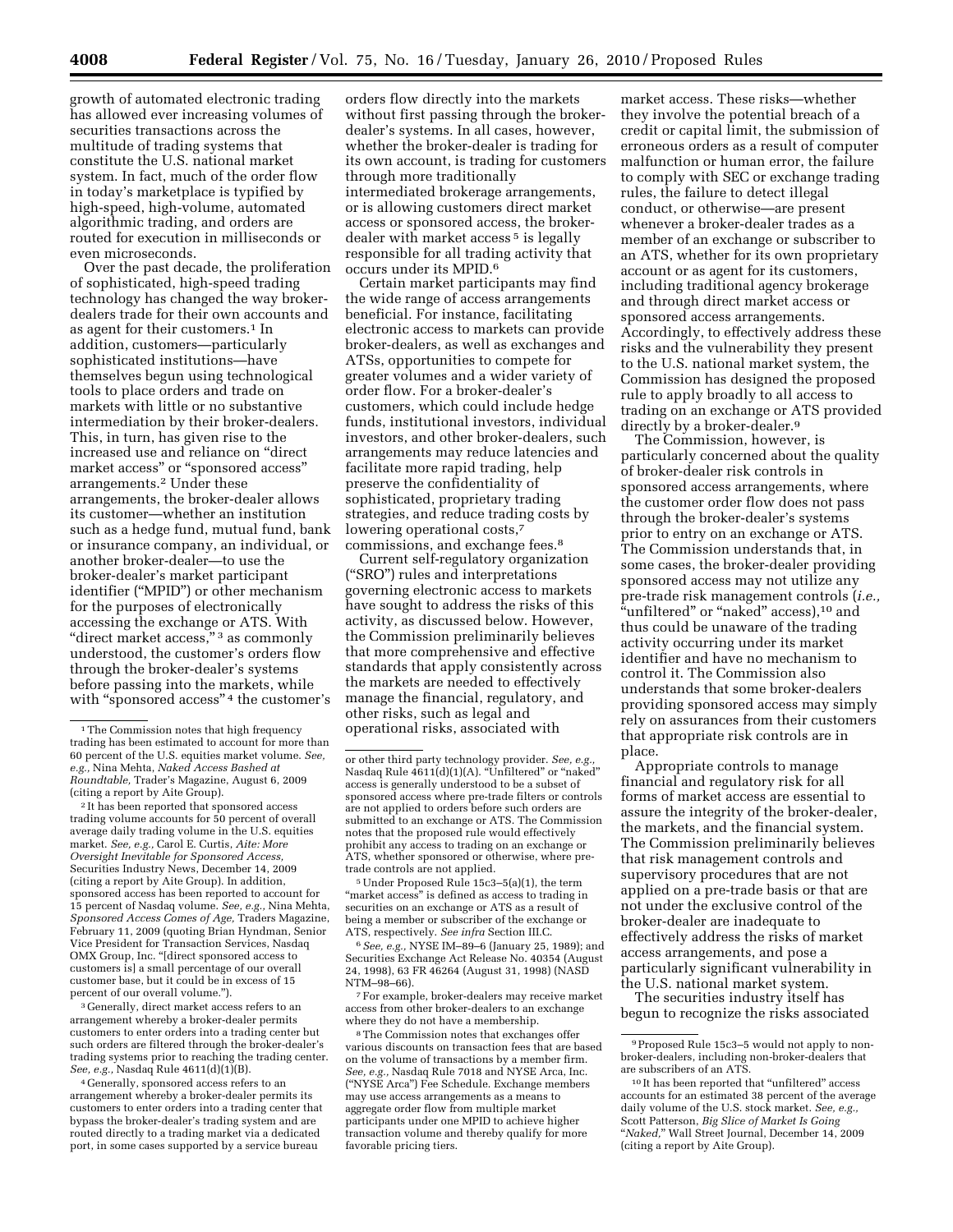growth of automated electronic trading has allowed ever increasing volumes of securities transactions across the multitude of trading systems that constitute the U.S. national market system. In fact, much of the order flow in today's marketplace is typified by high-speed, high-volume, automated algorithmic trading, and orders are routed for execution in milliseconds or even microseconds.

Over the past decade, the proliferation of sophisticated, high-speed trading technology has changed the way broker-dealers trade for their own accounts and as agent for their customers.[1] In addition, customers—particularly sophisticated institutions—have themselves begun using technological tools to place orders and trade on markets with little or no substantive intermediation by their broker-dealers. This, in turn, has given rise to the increased use and reliance on "direct market access" or "sponsored access" arrangements.[2] Under these arrangements, the broker-dealer allows its customer—whether an institution such as a hedge fund, mutual fund, bank or insurance company, an individual, or another broker-dealer—to use the broker-dealer's market participant identifier ("MPID") or other mechanism for the purposes of electronically accessing the exchange or ATS. With "direct market access,"[3] as commonly understood, the customer's orders flow through the broker-dealer's systems before passing into the markets, while with "sponsored access"[4] the customer's orders flow directly into the markets without first passing through the broker-dealer's systems. In all cases, however, whether the broker-dealer is trading for its own account, is trading for customers through more traditionally intermediated brokerage arrangements, or is allowing customers direct market access or sponsored access, the broker-dealer with market access[5] is legally responsible for all trading activity that occurs under its MPID.[6]

Certain market participants may find the wide range of access arrangements beneficial. For instance, facilitating electronic access to markets can provide broker-dealers, as well as exchanges and ATSs, opportunities to compete for greater volumes and a wider variety of order flow. For a broker-dealer's customers, which could include hedge funds, institutional investors, individual investors, and other broker-dealers, such arrangements may reduce latencies and facilitate more rapid trading, help preserve the confidentiality of sophisticated, proprietary trading strategies, and reduce trading costs by lowering operational costs,[7] commissions, and exchange fees.[8]

Current self-regulatory organization ("SRO") rules and interpretations governing electronic access to markets have sought to address the risks of this activity, as discussed below. However, the Commission preliminarily believes that more comprehensive and effective standards that apply consistently across the markets are needed to effectively manage the financial, regulatory, and other risks, such as legal and operational risks, associated with market access. These risks—whether they involve the potential breach of a credit or capital limit, the submission of erroneous orders as a result of computer malfunction or human error, the failure to comply with SEC or exchange trading rules, the failure to detect illegal conduct, or otherwise—are present whenever a broker-dealer trades as a member of an exchange or subscriber to an ATS, whether for its own proprietary account or as agent for its customers, including traditional agency brokerage and through direct market access or sponsored access arrangements. Accordingly, to effectively address these risks and the vulnerability they present to the U.S. national market system, the Commission has designed the proposed rule to apply broadly to all access to trading on an exchange or ATS provided directly by a broker-dealer.[9]

The Commission, however, is particularly concerned about the quality of broker-dealer risk controls in sponsored access arrangements, where the customer order flow does not pass through the broker-dealer's systems prior to entry on an exchange or ATS. The Commission understands that, in some cases, the broker-dealer providing sponsored access may not utilize any pre-trade risk management controls (*i.e.,* "unfiltered" or "naked" access),[10] and thus could be unaware of the trading activity occurring under its market identifier and have no mechanism to control it. The Commission also understands that some broker-dealers providing sponsored access may simply rely on assurances from their customers that appropriate risk controls are in place.

Appropriate controls to manage financial and regulatory risk for all forms of market access are essential to assure the integrity of the broker-dealer, the markets, and the financial system. The Commission preliminarily believes that risk management controls and supervisory procedures that are not applied on a pre-trade basis or that are not under the exclusive control of the broker-dealer are inadequate to effectively address the risks of market access arrangements, and pose a particularly significant vulnerability in the U.S. national market system.

The securities industry itself has begun to recognize the risks associated

---

[1] The Commission notes that high frequency trading has been estimated to account for more than 60 percent of the U.S. equities market volume. *See, e.g.,* Nina Mehta, *Naked Access Bashed at Roundtable,* Trader's Magazine, August 6, 2009 (citing a report by Aite Group).

[2] It has been reported that sponsored access trading volume accounts for 50 percent of overall average daily trading volume in the U.S. equities market. *See, e.g.,* Carol E. Curtis, *Aite: More Oversight Inevitable for Sponsored Access,* Securities Industry News, December 14, 2009 (citing a report by Aite Group). In addition, sponsored access has been reported to account for 15 percent of Nasdaq volume. *See, e.g.,* Nina Mehta, *Sponsored Access Comes of Age,* Traders Magazine, February 11, 2009 (quoting Brian Hyndman, Senior Vice President for Transaction Services, Nasdaq OMX Group, Inc. "[direct sponsored access to customers is] a small percentage of our overall customer base, but it could be in excess of 15 percent of our overall volume.").

[3] Generally, direct market access refers to an arrangement whereby a broker-dealer permits customers to enter orders into a trading center but such orders are filtered through the broker-dealer's trading systems prior to reaching the trading center. *See, e.g.,* Nasdaq Rule 4611(d)(1)(B).

[4] Generally, sponsored access refers to an arrangement whereby a broker-dealer permits its customers to enter orders into a trading center that bypass the broker-dealer's trading system and are routed directly to a trading market via a dedicated port, in some cases supported by a service bureau or other third party technology provider. *See, e.g.,* Nasdaq Rule 4611(d)(1)(A). "Unfiltered" or "naked" access is generally understood to be a subset of sponsored access where pre-trade filters or controls are not applied to orders before such orders are submitted to an exchange or ATS. The Commission notes that the proposed rule would effectively prohibit any access to trading on an exchange or ATS, whether sponsored or otherwise, where pre-trade controls are not applied.

[5] Under Proposed Rule 15c3–5(a)(1), the term "market access" is defined as access to trading in securities on an exchange or ATS as a result of being a member or subscriber of the exchange or ATS, respectively. *See infra* Section III.C.

[6] *See, e.g.,* NYSE IM–89–6 (January 25, 1989); and Securities Exchange Act Release No. 40354 (August 24, 1998), 63 FR 46264 (August 31, 1998) (NASD NTM–98–66).

[7] For example, broker-dealers may receive market access from other broker-dealers to an exchange where they do not have a membership.

[8] The Commission notes that exchanges offer various discounts on transaction fees that are based on the volume of transactions by a member firm. *See, e.g.,* Nasdaq Rule 7018 and NYSE Arca, Inc. ("NYSE Arca") Fee Schedule. Exchange members may use access arrangements as a means to aggregate order flow from multiple market participants under one MPID to achieve higher transaction volume and thereby qualify for more favorable pricing tiers.

[9] Proposed Rule 15c3–5 would not apply to non-broker-dealers, including non-broker-dealers that are subscribers of an ATS.

[10] It has been reported that "unfiltered" access accounts for an estimated 38 percent of the average daily volume of the U.S. stock market. *See, e.g.,* Scott Patterson, *Big Slice of Market Is Going "Naked,"* Wall Street Journal, December 14, 2009 (citing a report by Aite Group).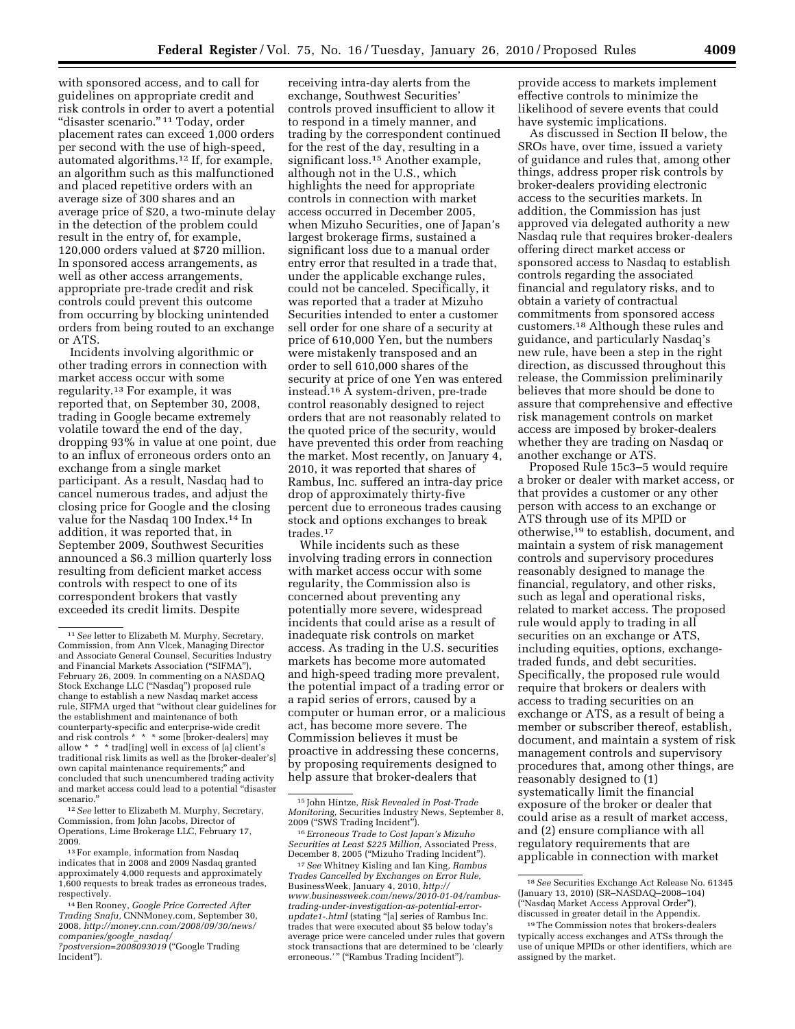with sponsored access, and to call for guidelines on appropriate credit and risk controls in order to avert a potential "disaster scenario."[11] Today, order placement rates can exceed 1,000 orders per second with the use of high-speed, automated algorithms.[12] If, for example, an algorithm such as this malfunctioned and placed repetitive orders with an average size of 300 shares and an average price of $20, a two-minute delay in the detection of the problem could result in the entry of, for example, 120,000 orders valued at $720 million. In sponsored access arrangements, as well as other access arrangements, appropriate pre-trade credit and risk controls could prevent this outcome from occurring by blocking unintended orders from being routed to an exchange or ATS.

Incidents involving algorithmic or other trading errors in connection with market access occur with some regularity.[13] For example, it was reported that, on September 30, 2008, trading in Google became extremely volatile toward the end of the day, dropping 93% in value at one point, due to an influx of erroneous orders onto an exchange from a single market participant. As a result, Nasdaq had to cancel numerous trades, and adjust the closing price for Google and the closing value for the Nasdaq 100 Index.[14] In addition, it was reported that, in September 2009, Southwest Securities announced a $6.3 million quarterly loss resulting from deficient market access controls with respect to one of its correspondent brokers that vastly exceeded its credit limits. Despite receiving intra-day alerts from the exchange, Southwest Securities' controls proved insufficient to allow it to respond in a timely manner, and trading by the correspondent continued for the rest of the day, resulting in a significant loss.[15] Another example, although not in the U.S., which highlights the need for appropriate controls in connection with market access occurred in December 2005, when Mizuho Securities, one of Japan's largest brokerage firms, sustained a significant loss due to a manual order entry error that resulted in a trade that, under the applicable exchange rules, could not be canceled. Specifically, it was reported that a trader at Mizuho Securities intended to enter a customer sell order for one share of a security at price of 610,000 Yen, but the numbers were mistakenly transposed and an order to sell 610,000 shares of the security at price of one Yen was entered instead.[16] A system-driven, pre-trade control reasonably designed to reject orders that are not reasonably related to the quoted price of the security, would have prevented this order from reaching the market. Most recently, on January 4, 2010, it was reported that shares of Rambus, Inc. suffered an intra-day price drop of approximately thirty-five percent due to erroneous trades causing stock and options exchanges to break trades.[17]

While incidents such as these involving trading errors in connection with market access occur with some regularity, the Commission also is concerned about preventing any potentially more severe, widespread incidents that could arise as a result of inadequate risk controls on market access. As trading in the U.S. securities markets has become more automated and high-speed trading more prevalent, the potential impact of a trading error or a rapid series of errors, caused by a computer or human error, or a malicious act, has become more severe. The Commission believes it must be proactive in addressing these concerns, by proposing requirements designed to help assure that broker-dealers that provide access to markets implement effective controls to minimize the likelihood of severe events that could have systemic implications.

As discussed in Section II below, the SROs have, over time, issued a variety of guidance and rules that, among other things, address proper risk controls by broker-dealers providing electronic access to the securities markets. In addition, the Commission has just approved via delegated authority a new Nasdaq rule that requires broker-dealers offering direct market access or sponsored access to Nasdaq to establish controls regarding the associated financial and regulatory risks, and to obtain a variety of contractual commitments from sponsored access customers.[18] Although these rules and guidance, and particularly Nasdaq's new rule, have been a step in the right direction, as discussed throughout this release, the Commission preliminarily believes that more should be done to assure that comprehensive and effective risk management controls on market access are imposed by broker-dealers whether they are trading on Nasdaq or another exchange or ATS.

Proposed Rule 15c3–5 would require a broker or dealer with market access, or that provides a customer or any other person with access to an exchange or ATS through use of its MPID or otherwise,[19] to establish, document, and maintain a system of risk management controls and supervisory procedures reasonably designed to manage the financial, regulatory, and other risks, such as legal and operational risks, related to market access. The proposed rule would apply to trading in all securities on an exchange or ATS, including equities, options, exchange-traded funds, and debt securities. Specifically, the proposed rule would require that brokers or dealers with access to trading securities on an exchange or ATS, as a result of being a member or subscriber thereof, establish, document, and maintain a system of risk management controls and supervisory procedures that, among other things, are reasonably designed to (1) systematically limit the financial exposure of the broker or dealer that could arise as a result of market access, and (2) ensure compliance with all regulatory requirements that are applicable in connection with market

---

[11] *See* letter to Elizabeth M. Murphy, Secretary, Commission, from Ann Vlcek, Managing Director and Associate General Counsel, Securities Industry and Financial Markets Association ("SIFMA"), February 26, 2009. In commenting on a NASDAQ Stock Exchange LLC ("Nasdaq") proposed rule change to establish a new Nasdaq market access rule, SIFMA urged that "without clear guidelines for the establishment and maintenance of both counterparty-specific and enterprise-wide credit and risk controls * * * some [broker-dealers] may allow * * * trad[ing] well in excess of [a] client's traditional risk limits as well as the [broker-dealer's] own capital maintenance requirements;" and concluded that such unencumbered trading activity and market access could lead to a potential "disaster scenario."

[12] *See* letter to Elizabeth M. Murphy, Secretary, Commission, from John Jacobs, Director of Operations, Lime Brokerage LLC, February 17, 2009.

[13] For example, information from Nasdaq indicates that in 2008 and 2009 Nasdaq granted approximately 4,000 requests and approximately 1,600 requests to break trades as erroneous trades, respectively.

[14] Ben Rooney, *Google Price Corrected After Trading Snafu,* CNNMoney.com, September 30, 2008, *http://money.cnn.com/2008/09/30/news/companies/google_nasdaq/?postversion=2008093019* ("Google Trading Incident").

[15] John Hintze, *Risk Revealed in Post-Trade Monitoring,* Securities Industry News, September 8, 2009 ("SWS Trading Incident").

[16] *Erroneous Trade to Cost Japan's Mizuho Securities at Least $225 Million,* Associated Press, December 8, 2005 ("Mizuho Trading Incident").

[17] *See* Whitney Kisling and Ian King, *Rambus Trades Cancelled by Exchanges on Error Rule,* BusinessWeek, January 4, 2010, *http://www.businessweek.com/news/2010-01-04/rambus-trading-under-investigation-as-potential-error-update1-.html* (stating "[a] series of Rambus Inc. trades that were executed about $5 below today's average price were canceled under rules that govern stock transactions that are determined to be 'clearly erroneous.'" ("Rambus Trading Incident").

[18] *See* Securities Exchange Act Release No. 61345 (January 13, 2010) (SR–NASDAQ–2008–104) ("Nasdaq Market Access Approval Order"), discussed in greater detail in the Appendix.

[19] The Commission notes that brokers-dealers typically access exchanges and ATSs through the use of unique MPIDs or other identifiers, which are assigned by the market.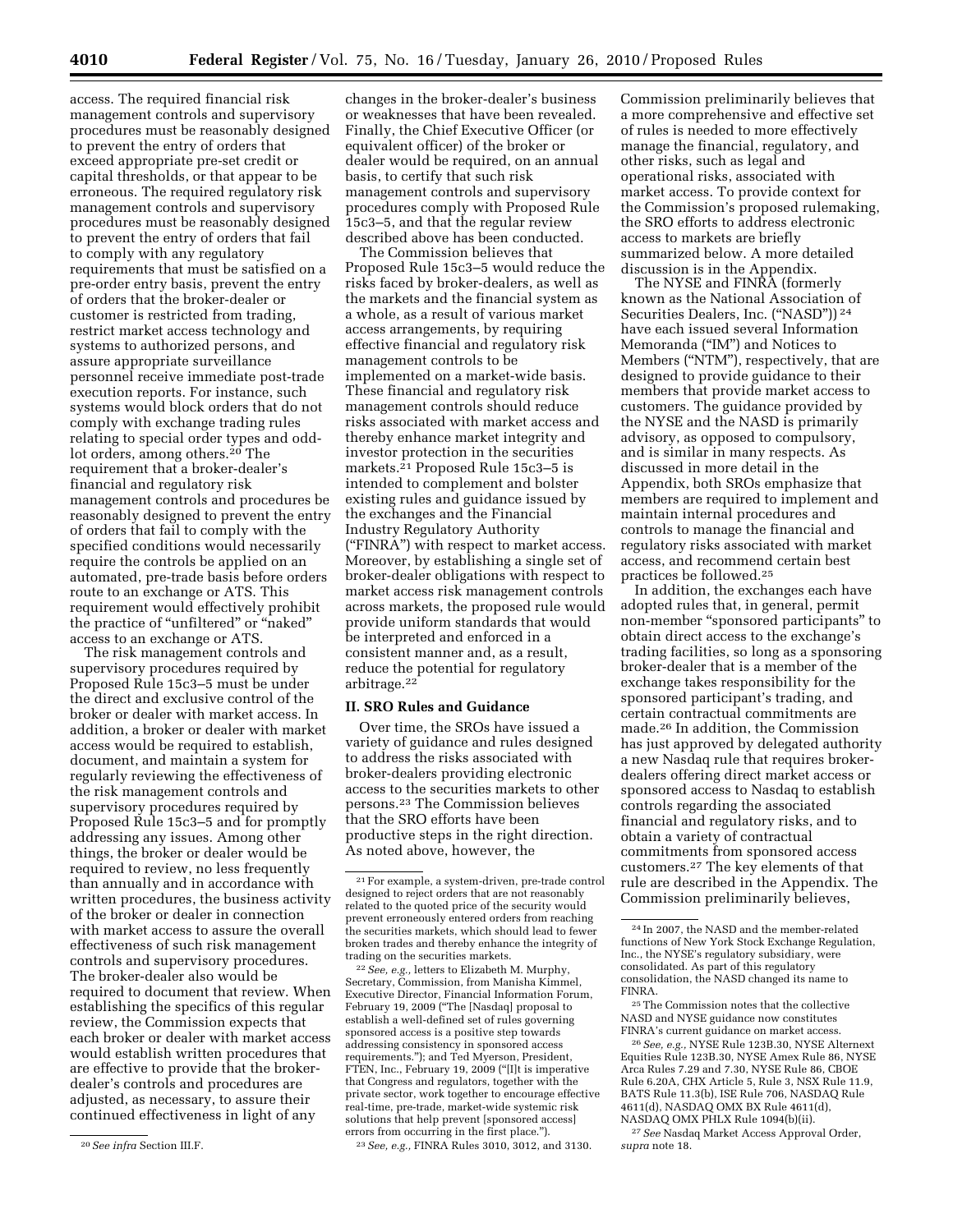access. The required financial risk management controls and supervisory procedures must be reasonably designed to prevent the entry of orders that exceed appropriate pre-set credit or capital thresholds, or that appear to be erroneous. The required regulatory risk management controls and supervisory procedures must be reasonably designed to prevent the entry of orders that fail to comply with any regulatory requirements that must be satisfied on a pre-order entry basis, prevent the entry of orders that the broker-dealer or customer is restricted from trading, restrict market access technology and systems to authorized persons, and assure appropriate surveillance personnel receive immediate post-trade execution reports. For instance, such systems would block orders that do not comply with exchange trading rules relating to special order types and odd-lot orders, among others.[20] The requirement that a broker-dealer's financial and regulatory risk management controls and procedures be reasonably designed to prevent the entry of orders that fail to comply with the specified conditions would necessarily require the controls be applied on an automated, pre-trade basis before orders route to an exchange or ATS. This requirement would effectively prohibit the practice of "unfiltered" or "naked" access to an exchange or ATS.

The risk management controls and supervisory procedures required by Proposed Rule 15c3–5 must be under the direct and exclusive control of the broker or dealer with market access. In addition, a broker or dealer with market access would be required to establish, document, and maintain a system for regularly reviewing the effectiveness of the risk management controls and supervisory procedures required by Proposed Rule 15c3–5 and for promptly addressing any issues. Among other things, the broker or dealer would be required to review, no less frequently than annually and in accordance with written procedures, the business activity of the broker or dealer in connection with market access to assure the overall effectiveness of such risk management controls and supervisory procedures. The broker-dealer also would be required to document that review. When establishing the specifics of this regular review, the Commission expects that each broker or dealer with market access would establish written procedures that are effective to provide that the broker-dealer's controls and procedures are adjusted, as necessary, to assure their continued effectiveness in light of any changes in the broker-dealer's business or weaknesses that have been revealed. Finally, the Chief Executive Officer (or equivalent officer) of the broker or dealer would be required, on an annual basis, to certify that such risk management controls and supervisory procedures comply with Proposed Rule 15c3–5, and that the regular review described above has been conducted.

The Commission believes that Proposed Rule 15c3–5 would reduce the risks faced by broker-dealers, as well as the markets and the financial system as a whole, as a result of various market access arrangements, by requiring effective financial and regulatory risk management controls to be implemented on a market-wide basis. These financial and regulatory risk management controls should reduce risks associated with market access and thereby enhance market integrity and investor protection in the securities markets.[21] Proposed Rule 15c3–5 is intended to complement and bolster existing rules and guidance issued by the exchanges and the Financial Industry Regulatory Authority ("FINRA") with respect to market access. Moreover, by establishing a single set of broker-dealer obligations with respect to market access risk management controls across markets, the proposed rule would provide uniform standards that would be interpreted and enforced in a consistent manner and, as a result, reduce the potential for regulatory arbitrage.[22]

## II. SRO Rules and Guidance

Over time, the SROs have issued a variety of guidance and rules designed to address the risks associated with broker-dealers providing electronic access to the securities markets to other persons.[23] The Commission believes that the SRO efforts have been productive steps in the right direction. As noted above, however, the Commission preliminarily believes that a more comprehensive and effective set of rules is needed to more effectively manage the financial, regulatory, and other risks, such as legal and operational risks, associated with market access. To provide context for the Commission's proposed rulemaking, the SRO efforts to address electronic access to markets are briefly summarized below. A more detailed discussion is in the Appendix.

The NYSE and FINRA (formerly known as the National Association of Securities Dealers, Inc. ("NASD"))[24] have each issued several Information Memoranda ("IM") and Notices to Members ("NTM"), respectively, that are designed to provide guidance to their members that provide market access to customers. The guidance provided by the NYSE and the NASD is primarily advisory, as opposed to compulsory, and is similar in many respects. As discussed in more detail in the Appendix, both SROs emphasize that members are required to implement and maintain internal procedures and controls to manage the financial and regulatory risks associated with market access, and recommend certain best practices be followed.[25]

In addition, the exchanges each have adopted rules that, in general, permit non-member "sponsored participants" to obtain direct access to the exchange's trading facilities, so long as a sponsoring broker-dealer that is a member of the exchange takes responsibility for the sponsored participant's trading, and certain contractual commitments are made.[26] In addition, the Commission has just approved by delegated authority a new Nasdaq rule that requires broker-dealers offering direct market access or sponsored access to Nasdaq to establish controls regarding the associated financial and regulatory risks, and to obtain a variety of contractual commitments from sponsored access customers.[27] The key elements of that rule are described in the Appendix. The Commission preliminarily believes,

---

[20] *See infra* Section III.F.

[21] For example, a system-driven, pre-trade control designed to reject orders that are not reasonably related to the quoted price of the security would prevent erroneously entered orders from reaching the securities markets, which should lead to fewer broken trades and thereby enhance the integrity of trading on the securities markets.

[22] *See, e.g.,* letters to Elizabeth M. Murphy, Secretary, Commission, from Manisha Kimmel, Executive Director, Financial Information Forum, February 19, 2009 ("The [Nasdaq] proposal to establish a well-defined set of rules governing sponsored access is a positive step towards addressing consistency in sponsored access requirements."); and Ted Myerson, President, FTEN, Inc., February 19, 2009 ("[I]t is imperative that Congress and regulators, together with the private sector, work together to encourage effective real-time, pre-trade, market-wide systemic risk solutions that help prevent [sponsored access] errors from occurring in the first place.").

[23] *See, e.g.,* FINRA Rules 3010, 3012, and 3130.

[24] In 2007, the NASD and the member-related functions of New York Stock Exchange Regulation, Inc., the NYSE's regulatory subsidiary, were consolidated. As part of this regulatory consolidation, the NASD changed its name to FINRA.

[25] The Commission notes that the collective NASD and NYSE guidance now constitutes FINRA's current guidance on market access.

[26] *See, e.g.,* NYSE Rule 123B.30, NYSE Alternext Equities Rule 123B.30, NYSE Amex Rule 86, NYSE Arca Rules 7.29 and 7.30, NYSE Rule 86, CBOE Rule 6.20A, CHX Article 5, Rule 3, NSX Rule 11.9, BATS Rule 11.3(b), ISE Rule 706, NASDAQ Rule 4611(d), NASDAQ OMX BX Rule 4611(d), NASDAQ OMX PHLX Rule 1094(b)(ii).

[27] *See* Nasdaq Market Access Approval Order, *supra* note 18.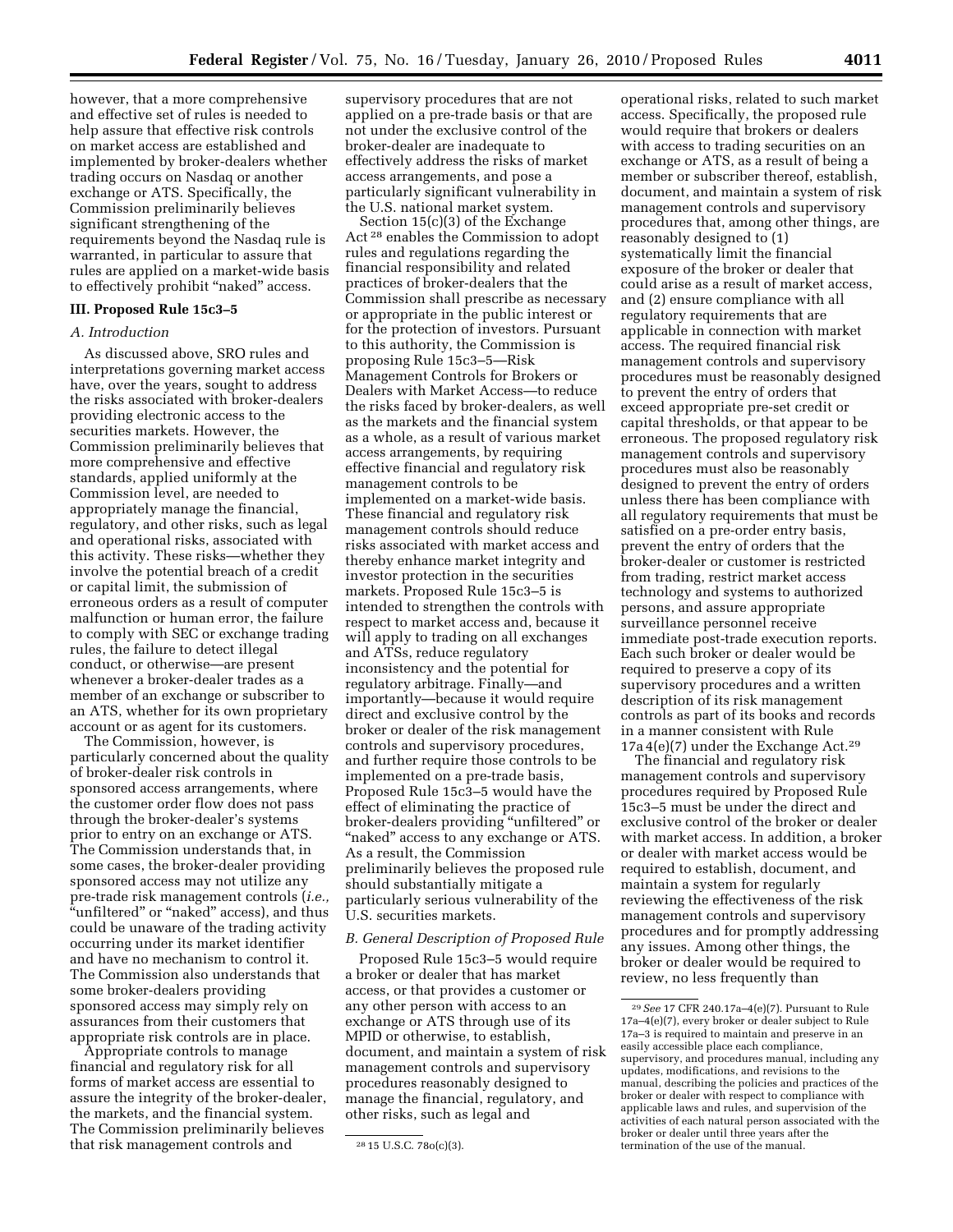however, that a more comprehensive and effective set of rules is needed to help assure that effective risk controls on market access are established and implemented by broker-dealers whether trading occurs on Nasdaq or another exchange or ATS. Specifically, the Commission preliminarily believes significant strengthening of the requirements beyond the Nasdaq rule is warranted, in particular to assure that rules are applied on a market-wide basis to effectively prohibit "naked" access.

### III. Proposed Rule 15c3–5

#### A. Introduction

As discussed above, SRO rules and interpretations governing market access have, over the years, sought to address the risks associated with broker-dealers providing electronic access to the securities markets. However, the Commission preliminarily believes that more comprehensive and effective standards, applied uniformly at the Commission level, are needed to appropriately manage the financial, regulatory, and other risks, such as legal and operational risks, associated with this activity. These risks—whether they involve the potential breach of a credit or capital limit, the submission of erroneous orders as a result of computer malfunction or human error, the failure to comply with SEC or exchange trading rules, the failure to detect illegal conduct, or otherwise—are present whenever a broker-dealer trades as a member of an exchange or subscriber to an ATS, whether for its own proprietary account or as agent for its customers.

The Commission, however, is particularly concerned about the quality of broker-dealer risk controls in sponsored access arrangements, where the customer order flow does not pass through the broker-dealer's systems prior to entry on an exchange or ATS. The Commission understands that, in some cases, the broker-dealer providing sponsored access may not utilize any pre-trade risk management controls (*i.e.,* "unfiltered" or "naked" access), and thus could be unaware of the trading activity occurring under its market identifier and have no mechanism to control it. The Commission also understands that some broker-dealers providing sponsored access may simply rely on assurances from their customers that appropriate risk controls are in place.

Appropriate controls to manage financial and regulatory risk for all forms of market access are essential to assure the integrity of the broker-dealer, the markets, and the financial system. The Commission preliminarily believes that risk management controls and supervisory procedures that are not applied on a pre-trade basis or that are not under the exclusive control of the broker-dealer are inadequate to effectively address the risks of market access arrangements, and pose a particularly significant vulnerability in the U.S. national market system.

Section 15(c)(3) of the Exchange Act[28] enables the Commission to adopt rules and regulations regarding the financial responsibility and related practices of broker-dealers that the Commission shall prescribe as necessary or appropriate in the public interest or for the protection of investors. Pursuant to this authority, the Commission is proposing Rule 15c3–5—Risk Management Controls for Brokers or Dealers with Market Access—to reduce the risks faced by broker-dealers, as well as the markets and the financial system as a whole, as a result of various market access arrangements, by requiring effective financial and regulatory risk management controls to be implemented on a market-wide basis. These financial and regulatory risk management controls should reduce risks associated with market access and thereby enhance market integrity and investor protection in the securities markets. Proposed Rule 15c3–5 is intended to strengthen the controls with respect to market access and, because it will apply to trading on all exchanges and ATSs, reduce regulatory inconsistency and the potential for regulatory arbitrage. Finally—and importantly—because it would require direct and exclusive control by the broker or dealer of the risk management controls and supervisory procedures, and further require those controls to be implemented on a pre-trade basis, Proposed Rule 15c3–5 would have the effect of eliminating the practice of broker-dealers providing "unfiltered" or "naked" access to any exchange or ATS. As a result, the Commission preliminarily believes the proposed rule should substantially mitigate a particularly serious vulnerability of the U.S. securities markets.

#### B. General Description of Proposed Rule

Proposed Rule 15c3–5 would require a broker or dealer that has market access, or that provides a customer or any other person with access to an exchange or ATS through use of its MPID or otherwise, to establish, document, and maintain a system of risk management controls and supervisory procedures reasonably designed to manage the financial, regulatory, and other risks, such as legal and operational risks, related to such market access. Specifically, the proposed rule would require that brokers or dealers with access to trading securities on an exchange or ATS, as a result of being a member or subscriber thereof, establish, document, and maintain a system of risk management controls and supervisory procedures that, among other things, are reasonably designed to (1) systematically limit the financial exposure of the broker or dealer that could arise as a result of market access, and (2) ensure compliance with all regulatory requirements that are applicable in connection with market access. The required financial risk management controls and supervisory procedures must be reasonably designed to prevent the entry of orders that exceed appropriate pre-set credit or capital thresholds, or that appear to be erroneous. The proposed regulatory risk management controls and supervisory procedures must also be reasonably designed to prevent the entry of orders unless there has been compliance with all regulatory requirements that must be satisfied on a pre-order entry basis, prevent the entry of orders that the broker-dealer or customer is restricted from trading, restrict market access technology and systems to authorized persons, and assure appropriate surveillance personnel receive immediate post-trade execution reports. Each such broker or dealer would be required to preserve a copy of its supervisory procedures and a written description of its risk management controls as part of its books and records in a manner consistent with Rule 17a 4(e)(7) under the Exchange Act.[29]

The financial and regulatory risk management controls and supervisory procedures required by Proposed Rule 15c3–5 must be under the direct and exclusive control of the broker or dealer with market access. In addition, a broker or dealer with market access would be required to establish, document, and maintain a system for regularly reviewing the effectiveness of the risk management controls and supervisory procedures and for promptly addressing any issues. Among other things, the broker or dealer would be required to review, no less frequently than

---

[28] 15 U.S.C. 78o(c)(3).

[29] *See* 17 CFR 240.17a–4(e)(7). Pursuant to Rule 17a–4(e)(7), every broker or dealer subject to Rule 17a–3 is required to maintain and preserve in an easily accessible place each compliance, supervisory, and procedures manual, including any updates, modifications, and revisions to the manual, describing the policies and practices of the broker or dealer with respect to compliance with applicable laws and rules, and supervision of the activities of each natural person associated with the broker or dealer until three years after the termination of the use of the manual.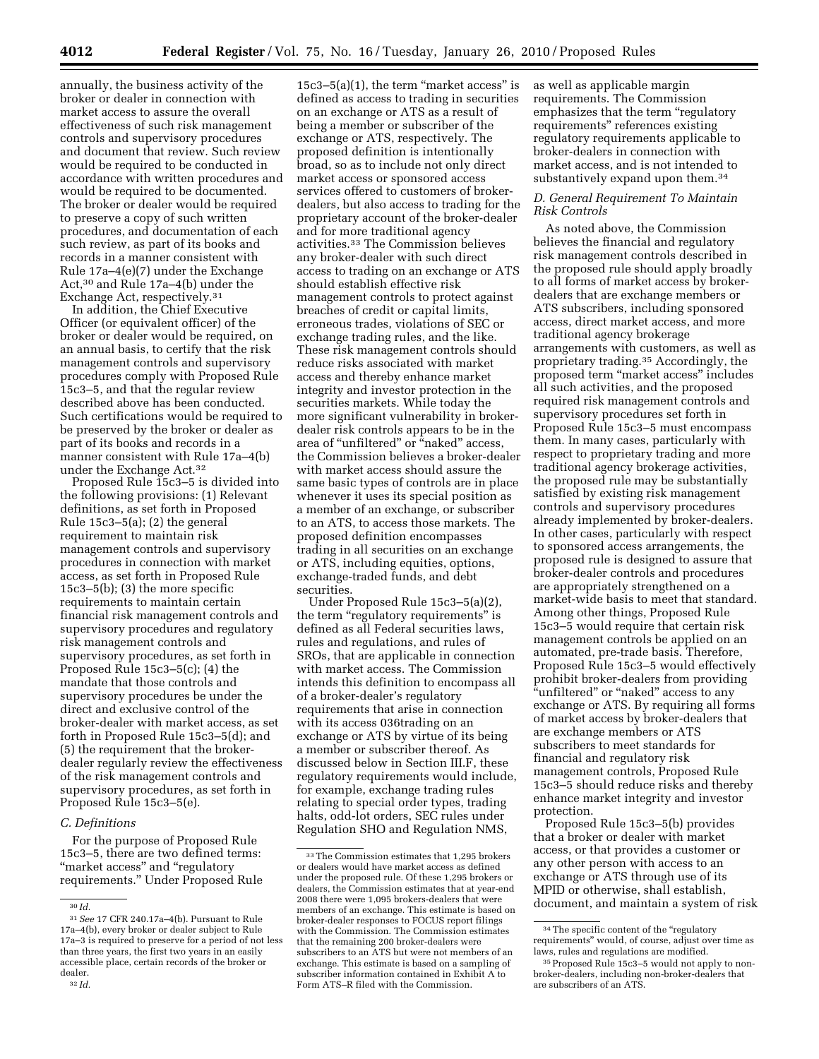annually, the business activity of the broker or dealer in connection with market access to assure the overall effectiveness of such risk management controls and supervisory procedures and document that review. Such review would be required to be conducted in accordance with written procedures and would be required to be documented. The broker or dealer would be required to preserve a copy of such written procedures, and documentation of each such review, as part of its books and records in a manner consistent with Rule 17a–4(e)(7) under the Exchange Act,[30] and Rule 17a–4(b) under the Exchange Act, respectively.[31]

In addition, the Chief Executive Officer (or equivalent officer) of the broker or dealer would be required, on an annual basis, to certify that the risk management controls and supervisory procedures comply with Proposed Rule 15c3–5, and that the regular review described above has been conducted. Such certifications would be required to be preserved by the broker or dealer as part of its books and records in a manner consistent with Rule 17a–4(b) under the Exchange Act.[32]

Proposed Rule 15c3–5 is divided into the following provisions: (1) Relevant definitions, as set forth in Proposed Rule 15c3–5(a); (2) the general requirement to maintain risk management controls and supervisory procedures in connection with market access, as set forth in Proposed Rule 15c3–5(b); (3) the more specific requirements to maintain certain financial risk management controls and supervisory procedures and regulatory risk management controls and supervisory procedures, as set forth in Proposed Rule 15c3–5(c); (4) the mandate that those controls and supervisory procedures be under the direct and exclusive control of the broker-dealer with market access, as set forth in Proposed Rule 15c3–5(d); and (5) the requirement that the broker-dealer regularly review the effectiveness of the risk management controls and supervisory procedures, as set forth in Proposed Rule 15c3–5(e).

### *C. Definitions*

For the purpose of Proposed Rule 15c3–5, there are two defined terms: "market access" and "regulatory requirements." Under Proposed Rule 15c3–5(a)(1), the term "market access" is defined as access to trading in securities on an exchange or ATS as a result of being a member or subscriber of the exchange or ATS, respectively. The proposed definition is intentionally broad, so as to include not only direct market access or sponsored access services offered to customers of broker-dealers, but also access to trading for the proprietary account of the broker-dealer and for more traditional agency activities.[33] The Commission believes any broker-dealer with such direct access to trading on an exchange or ATS should establish effective risk management controls to protect against breaches of credit or capital limits, erroneous trades, violations of SEC or exchange trading rules, and the like. These risk management controls should reduce risks associated with market access and thereby enhance market integrity and investor protection in the securities markets. While today the more significant vulnerability in broker-dealer risk controls appears to be in the area of "unfiltered" or "naked" access, the Commission believes a broker-dealer with market access should assure the same basic types of controls are in place whenever it uses its special position as a member of an exchange, or subscriber to an ATS, to access those markets. The proposed definition encompasses trading in all securities on an exchange or ATS, including equities, options, exchange-traded funds, and debt securities.

Under Proposed Rule 15c3–5(a)(2), the term "regulatory requirements" is defined as all Federal securities laws, rules and regulations, and rules of SROs, that are applicable in connection with market access. The Commission intends this definition to encompass all of a broker-dealer's regulatory requirements that arise in connection with its access 036trading on an exchange or ATS by virtue of its being a member or subscriber thereof. As discussed below in Section III.F, these regulatory requirements would include, for example, exchange trading rules relating to special order types, trading halts, odd-lot orders, SEC rules under Regulation SHO and Regulation NMS, as well as applicable margin requirements. The Commission emphasizes that the term "regulatory requirements" references existing regulatory requirements applicable to broker-dealers in connection with market access, and is not intended to substantively expand upon them.[34]

### *D. General Requirement To Maintain Risk Controls*

As noted above, the Commission believes the financial and regulatory risk management controls described in the proposed rule should apply broadly to all forms of market access by broker-dealers that are exchange members or ATS subscribers, including sponsored access, direct market access, and more traditional agency brokerage arrangements with customers, as well as proprietary trading.[35] Accordingly, the proposed term "market access" includes all such activities, and the proposed required risk management controls and supervisory procedures set forth in Proposed Rule 15c3–5 must encompass them. In many cases, particularly with respect to proprietary trading and more traditional agency brokerage activities, the proposed rule may be substantially satisfied by existing risk management controls and supervisory procedures already implemented by broker-dealers. In other cases, particularly with respect to sponsored access arrangements, the proposed rule is designed to assure that broker-dealer controls and procedures are appropriately strengthened on a market-wide basis to meet that standard. Among other things, Proposed Rule 15c3–5 would require that certain risk management controls be applied on an automated, pre-trade basis. Therefore, Proposed Rule 15c3–5 would effectively prohibit broker-dealers from providing "unfiltered" or "naked" access to any exchange or ATS. By requiring all forms of market access by broker-dealers that are exchange members or ATS subscribers to meet standards for financial and regulatory risk management controls, Proposed Rule 15c3–5 should reduce risks and thereby enhance market integrity and investor protection.

Proposed Rule 15c3–5(b) provides that a broker or dealer with market access, or that provides a customer or any other person with access to an exchange or ATS through use of its MPID or otherwise, shall establish, document, and maintain a system of risk

---

[30] *Id.*

[31] *See* 17 CFR 240.17a–4(b). Pursuant to Rule 17a–4(b), every broker or dealer subject to Rule 17a–3 is required to preserve for a period of not less than three years, the first two years in an easily accessible place, certain records of the broker or dealer.

[32] *Id.*

[33] The Commission estimates that 1,295 brokers or dealers would have market access as defined under the proposed rule. Of these 1,295 brokers or dealers, the Commission estimates that at year-end 2008 there were 1,095 brokers-dealers that were members of an exchange. This estimate is based on broker-dealer responses to FOCUS report filings with the Commission. The Commission estimates that the remaining 200 broker-dealers were subscribers to an ATS but were not members of an exchange. This estimate is based on a sampling of subscriber information contained in Exhibit A to Form ATS–R filed with the Commission.

[34] The specific content of the "regulatory requirements" would, of course, adjust over time as laws, rules and regulations are modified.

[35] Proposed Rule 15c3–5 would not apply to non-broker-dealers, including non-broker-dealers that are subscribers of an ATS.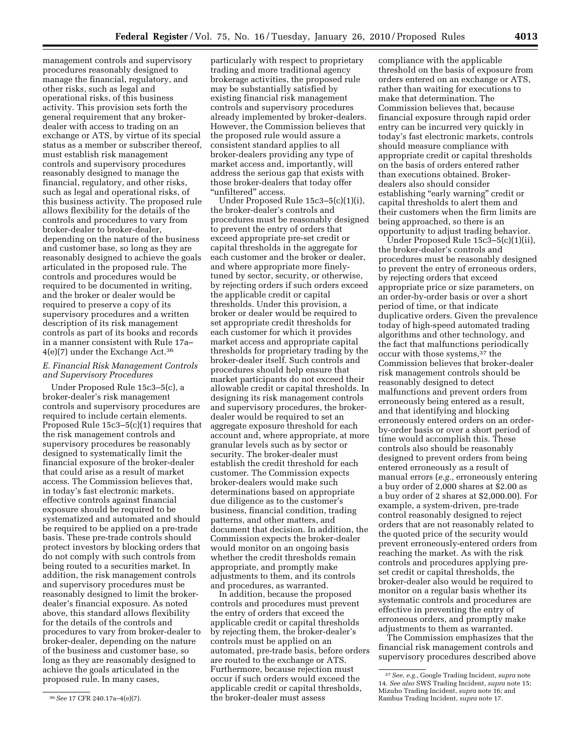management controls and supervisory procedures reasonably designed to manage the financial, regulatory, and other risks, such as legal and operational risks, of this business activity. This provision sets forth the general requirement that any broker-dealer with access to trading on an exchange or ATS, by virtue of its special status as a member or subscriber thereof, must establish risk management controls and supervisory procedures reasonably designed to manage the financial, regulatory, and other risks, such as legal and operational risks, of this business activity. The proposed rule allows flexibility for the details of the controls and procedures to vary from broker-dealer to broker-dealer, depending on the nature of the business and customer base, so long as they are reasonably designed to achieve the goals articulated in the proposed rule. The controls and procedures would be required to be documented in writing, and the broker or dealer would be required to preserve a copy of its supervisory procedures and a written description of its risk management controls as part of its books and records in a manner consistent with Rule 17a–4(e)(7) under the Exchange Act.[36]

### E. Financial Risk Management Controls and Supervisory Procedures

Under Proposed Rule 15c3–5(c), a broker-dealer's risk management controls and supervisory procedures are required to include certain elements. Proposed Rule 15c3–5(c)(1) requires that the risk management controls and supervisory procedures be reasonably designed to systematically limit the financial exposure of the broker-dealer that could arise as a result of market access. The Commission believes that, in today's fast electronic markets, effective controls against financial exposure should be required to be systematized and automated and should be required to be applied on a pre-trade basis. These pre-trade controls should protect investors by blocking orders that do not comply with such controls from being routed to a securities market. In addition, the risk management controls and supervisory procedures must be reasonably designed to limit the broker-dealer's financial exposure. As noted above, this standard allows flexibility for the details of the controls and procedures to vary from broker-dealer to broker-dealer, depending on the nature of the business and customer base, so long as they are reasonably designed to achieve the goals articulated in the proposed rule. In many cases, particularly with respect to proprietary trading and more traditional agency brokerage activities, the proposed rule may be substantially satisfied by existing financial risk management controls and supervisory procedures already implemented by broker-dealers. However, the Commission believes that the proposed rule would assure a consistent standard applies to all broker-dealers providing any type of market access and, importantly, will address the serious gap that exists with those broker-dealers that today offer "unfiltered" access.

Under Proposed Rule 15c3–5(c)(1)(i), the broker-dealer's controls and procedures must be reasonably designed to prevent the entry of orders that exceed appropriate pre-set credit or capital thresholds in the aggregate for each customer and the broker or dealer, and where appropriate more finely-tuned by sector, security, or otherwise, by rejecting orders if such orders exceed the applicable credit or capital thresholds. Under this provision, a broker or dealer would be required to set appropriate credit thresholds for each customer for which it provides market access and appropriate capital thresholds for proprietary trading by the broker-dealer itself. Such controls and procedures should help ensure that market participants do not exceed their allowable credit or capital thresholds. In designing its risk management controls and supervisory procedures, the broker-dealer would be required to set an aggregate exposure threshold for each account and, where appropriate, at more granular levels such as by sector or security. The broker-dealer must establish the credit threshold for each customer. The Commission expects broker-dealers would make such determinations based on appropriate due diligence as to the customer's business, financial condition, trading patterns, and other matters, and document that decision. In addition, the Commission expects the broker-dealer would monitor on an ongoing basis whether the credit thresholds remain appropriate, and promptly make adjustments to them, and its controls and procedures, as warranted.

In addition, because the proposed controls and procedures must prevent the entry of orders that exceed the applicable credit or capital thresholds by rejecting them, the broker-dealer's controls must be applied on an automated, pre-trade basis, before orders are routed to the exchange or ATS. Furthermore, because rejection must occur if such orders would exceed the applicable credit or capital thresholds, the broker-dealer must assess compliance with the applicable threshold on the basis of exposure from orders entered on an exchange or ATS, rather than waiting for executions to make that determination. The Commission believes that, because financial exposure through rapid order entry can be incurred very quickly in today's fast electronic markets, controls should measure compliance with appropriate credit or capital thresholds on the basis of orders entered rather than executions obtained. Broker-dealers also should consider establishing "early warning" credit or capital thresholds to alert them and their customers when the firm limits are being approached, so there is an opportunity to adjust trading behavior.

Under Proposed Rule 15c3–5(c)(1)(ii), the broker-dealer's controls and procedures must be reasonably designed to prevent the entry of erroneous orders, by rejecting orders that exceed appropriate price or size parameters, on an order-by-order basis or over a short period of time, or that indicate duplicative orders. Given the prevalence today of high-speed automated trading algorithms and other technology, and the fact that malfunctions periodically occur with those systems,[37] the Commission believes that broker-dealer risk management controls should be reasonably designed to detect malfunctions and prevent orders from erroneously being entered as a result, and that identifying and blocking erroneously entered orders on an order-by-order basis or over a short period of time would accomplish this. These controls also should be reasonably designed to prevent orders from being entered erroneously as a result of manual errors (*e.g.,* erroneously entering a buy order of 2,000 shares at $2.00 as a buy order of 2 shares at $2,000.00). For example, a system-driven, pre-trade control reasonably designed to reject orders that are not reasonably related to the quoted price of the security would prevent erroneously-entered orders from reaching the market. As with the risk controls and procedures applying pre-set credit or capital thresholds, the broker-dealer also would be required to monitor on a regular basis whether its systematic controls and procedures are effective in preventing the entry of erroneous orders, and promptly make adjustments to them as warranted.

The Commission emphasizes that the financial risk management controls and supervisory procedures described above

---

[36] *See* 17 CFR 240.17a–4(e)(7).

[37] *See, e.g.,* Google Trading Incident, *supra* note 14. *See also* SWS Trading Incident, *supra* note 15; Mizuho Trading Incident, *supra* note 16; and Rambus Trading Incident, *supra* note 17.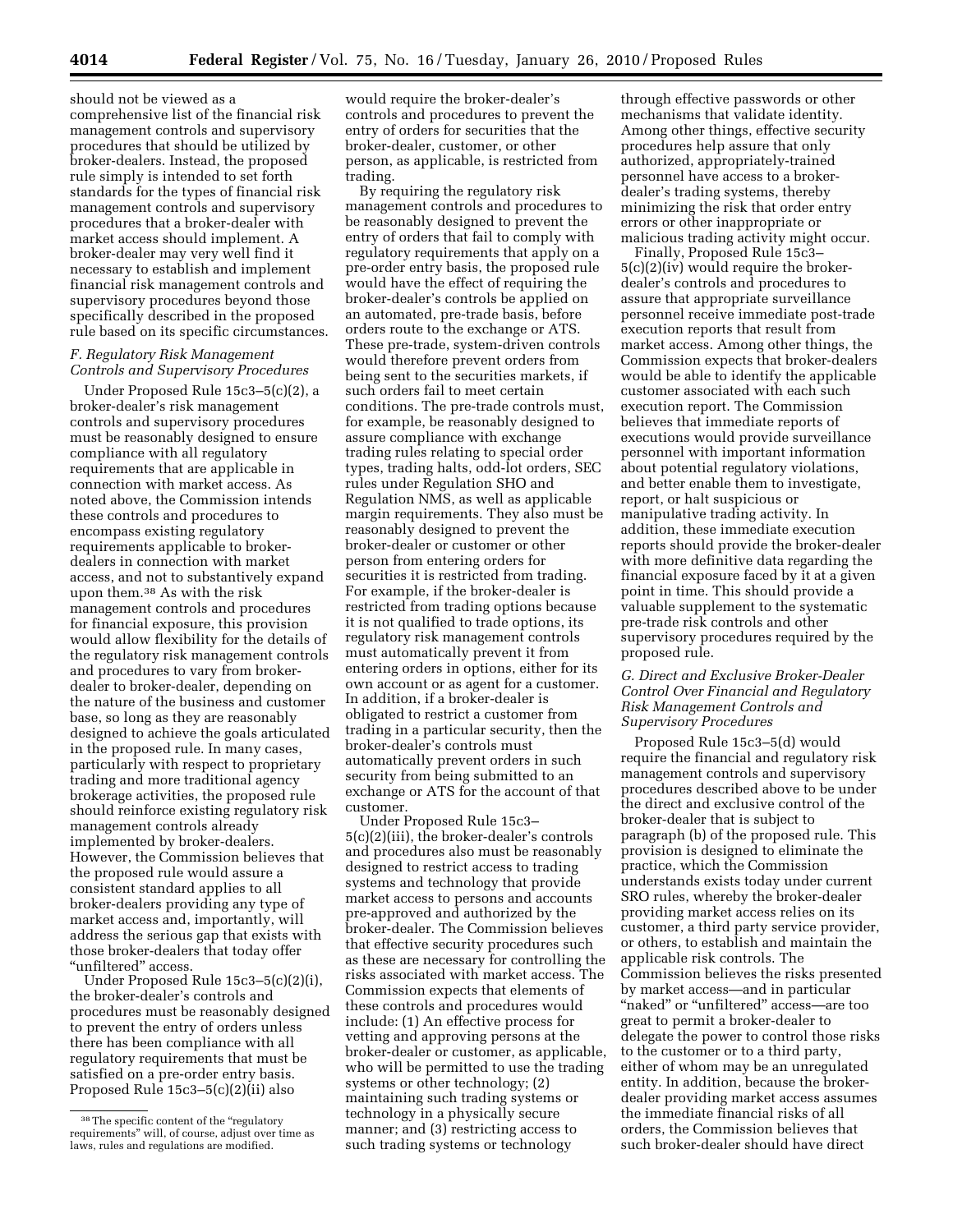should not be viewed as a comprehensive list of the financial risk management controls and supervisory procedures that should be utilized by broker-dealers. Instead, the proposed rule simply is intended to set forth standards for the types of financial risk management controls and supervisory procedures that a broker-dealer with market access should implement. A broker-dealer may very well find it necessary to establish and implement financial risk management controls and supervisory procedures beyond those specifically described in the proposed rule based on its specific circumstances.

### *F. Regulatory Risk Management Controls and Supervisory Procedures*

Under Proposed Rule 15c3–5(c)(2), a broker-dealer's risk management controls and supervisory procedures must be reasonably designed to ensure compliance with all regulatory requirements that are applicable in connection with market access. As noted above, the Commission intends these controls and procedures to encompass existing regulatory requirements applicable to broker-dealers in connection with market access, and not to substantively expand upon them.[38] As with the risk management controls and procedures for financial exposure, this provision would allow flexibility for the details of the regulatory risk management controls and procedures to vary from broker-dealer to broker-dealer, depending on the nature of the business and customer base, so long as they are reasonably designed to achieve the goals articulated in the proposed rule. In many cases, particularly with respect to proprietary trading and more traditional agency brokerage activities, the proposed rule should reinforce existing regulatory risk management controls already implemented by broker-dealers. However, the Commission believes that the proposed rule would assure a consistent standard applies to all broker-dealers providing any type of market access and, importantly, will address the serious gap that exists with those broker-dealers that today offer "unfiltered" access.

Under Proposed Rule 15c3–5(c)(2)(i), the broker-dealer's controls and procedures must be reasonably designed to prevent the entry of orders unless there has been compliance with all regulatory requirements that must be satisfied on a pre-order entry basis. Proposed Rule 15c3–5(c)(2)(ii) also would require the broker-dealer's controls and procedures to prevent the entry of orders for securities that the broker-dealer, customer, or other person, as applicable, is restricted from trading.

By requiring the regulatory risk management controls and procedures to be reasonably designed to prevent the entry of orders that fail to comply with regulatory requirements that apply on a pre-order entry basis, the proposed rule would have the effect of requiring the broker-dealer's controls be applied on an automated, pre-trade basis, before orders route to the exchange or ATS. These pre-trade, system-driven controls would therefore prevent orders from being sent to the securities markets, if such orders fail to meet certain conditions. The pre-trade controls must, for example, be reasonably designed to assure compliance with exchange trading rules relating to special order types, trading halts, odd-lot orders, SEC rules under Regulation SHO and Regulation NMS, as well as applicable margin requirements. They also must be reasonably designed to prevent the broker-dealer or customer or other person from entering orders for securities it is restricted from trading. For example, if the broker-dealer is restricted from trading options because it is not qualified to trade options, its regulatory risk management controls must automatically prevent it from entering orders in options, either for its own account or as agent for a customer. In addition, if a broker-dealer is obligated to restrict a customer from trading in a particular security, then the broker-dealer's controls must automatically prevent orders in such security from being submitted to an exchange or ATS for the account of that customer.

Under Proposed Rule 15c3–5(c)(2)(iii), the broker-dealer's controls and procedures also must be reasonably designed to restrict access to trading systems and technology that provide market access to persons and accounts pre-approved and authorized by the broker-dealer. The Commission believes that effective security procedures such as these are necessary for controlling the risks associated with market access. The Commission expects that elements of these controls and procedures would include: (1) An effective process for vetting and approving persons at the broker-dealer or customer, as applicable, who will be permitted to use the trading systems or other technology; (2) maintaining such trading systems or technology in a physically secure manner; and (3) restricting access to such trading systems or technology through effective passwords or other mechanisms that validate identity. Among other things, effective security procedures help assure that only authorized, appropriately-trained personnel have access to a broker-dealer's trading systems, thereby minimizing the risk that order entry errors or other inappropriate or malicious trading activity might occur.

Finally, Proposed Rule 15c3–5(c)(2)(iv) would require the broker-dealer's controls and procedures to assure that appropriate surveillance personnel receive immediate post-trade execution reports that result from market access. Among other things, the Commission expects that broker-dealers would be able to identify the applicable customer associated with each such execution report. The Commission believes that immediate reports of executions would provide surveillance personnel with important information about potential regulatory violations, and better enable them to investigate, report, or halt suspicious or manipulative trading activity. In addition, these immediate execution reports should provide the broker-dealer with more definitive data regarding the financial exposure faced by it at a given point in time. This should provide a valuable supplement to the systematic pre-trade risk controls and other supervisory procedures required by the proposed rule.

### *G. Direct and Exclusive Broker-Dealer Control Over Financial and Regulatory Risk Management Controls and Supervisory Procedures*

Proposed Rule 15c3–5(d) would require the financial and regulatory risk management controls and supervisory procedures described above to be under the direct and exclusive control of the broker-dealer that is subject to paragraph (b) of the proposed rule. This provision is designed to eliminate the practice, which the Commission understands exists today under current SRO rules, whereby the broker-dealer providing market access relies on its customer, a third party service provider, or others, to establish and maintain the applicable risk controls. The Commission believes the risks presented by market access—and in particular "naked" or "unfiltered" access—are too great to permit a broker-dealer to delegate the power to control those risks to the customer or to a third party, either of whom may be an unregulated entity. In addition, because the broker-dealer providing market access assumes the immediate financial risks of all orders, the Commission believes that such broker-dealer should have direct

[38] The specific content of the "regulatory requirements" will, of course, adjust over time as laws, rules and regulations are modified.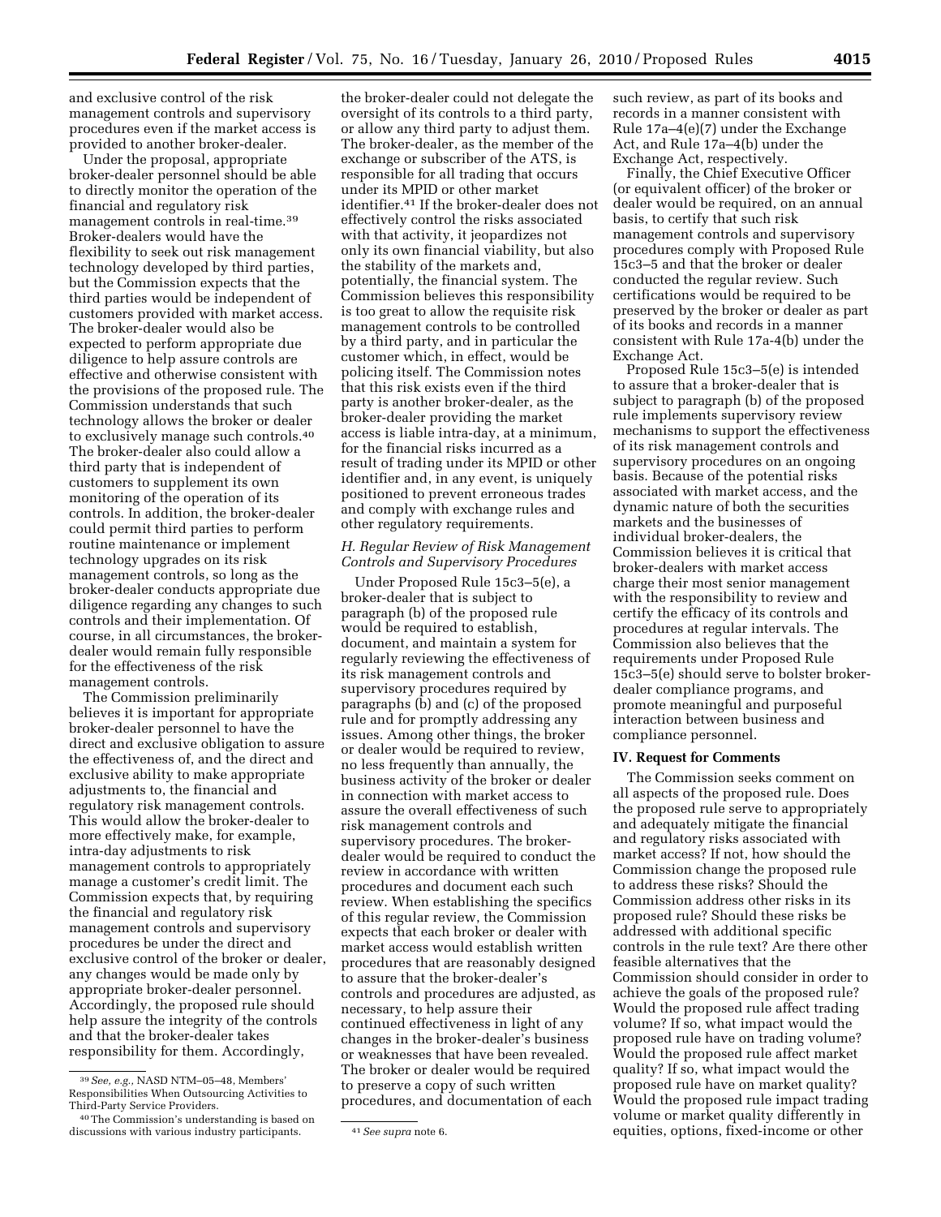and exclusive control of the risk management controls and supervisory procedures even if the market access is provided to another broker-dealer.

Under the proposal, appropriate broker-dealer personnel should be able to directly monitor the operation of the financial and regulatory risk management controls in real-time.[39] Broker-dealers would have the flexibility to seek out risk management technology developed by third parties, but the Commission expects that the third parties would be independent of customers provided with market access. The broker-dealer would also be expected to perform appropriate due diligence to help assure controls are effective and otherwise consistent with the provisions of the proposed rule. The Commission understands that such technology allows the broker or dealer to exclusively manage such controls.[40] The broker-dealer also could allow a third party that is independent of customers to supplement its own monitoring of the operation of its controls. In addition, the broker-dealer could permit third parties to perform routine maintenance or implement technology upgrades on its risk management controls, so long as the broker-dealer conducts appropriate due diligence regarding any changes to such controls and their implementation. Of course, in all circumstances, the broker-dealer would remain fully responsible for the effectiveness of the risk management controls.

The Commission preliminarily believes it is important for appropriate broker-dealer personnel to have the direct and exclusive obligation to assure the effectiveness of, and the direct and exclusive ability to make appropriate adjustments to, the financial and regulatory risk management controls. This would allow the broker-dealer to more effectively make, for example, intra-day adjustments to risk management controls to appropriately manage a customer's credit limit. The Commission expects that, by requiring the financial and regulatory risk management controls and supervisory procedures be under the direct and exclusive control of the broker or dealer, any changes would be made only by appropriate broker-dealer personnel. Accordingly, the proposed rule should help assure the integrity of the controls and that the broker-dealer takes responsibility for them. Accordingly, the broker-dealer could not delegate the oversight of its controls to a third party, or allow any third party to adjust them. The broker-dealer, as the member of the exchange or subscriber of the ATS, is responsible for all trading that occurs under its MPID or other market identifier.[41] If the broker-dealer does not effectively control the risks associated with that activity, it jeopardizes not only its own financial viability, but also the stability of the markets and, potentially, the financial system. The Commission believes this responsibility is too great to allow the requisite risk management controls to be controlled by a third party, and in particular the customer which, in effect, would be policing itself. The Commission notes that this risk exists even if the third party is another broker-dealer, as the broker-dealer providing the market access is liable intra-day, at a minimum, for the financial risks incurred as a result of trading under its MPID or other identifier and, in any event, is uniquely positioned to prevent erroneous trades and comply with exchange rules and other regulatory requirements.

### H. Regular Review of Risk Management Controls and Supervisory Procedures

Under Proposed Rule 15c3–5(e), a broker-dealer that is subject to paragraph (b) of the proposed rule would be required to establish, document, and maintain a system for regularly reviewing the effectiveness of its risk management controls and supervisory procedures required by paragraphs (b) and (c) of the proposed rule and for promptly addressing any issues. Among other things, the broker or dealer would be required to review, no less frequently than annually, the business activity of the broker or dealer in connection with market access to assure the overall effectiveness of such risk management controls and supervisory procedures. The broker-dealer would be required to conduct the review in accordance with written procedures and document each such review. When establishing the specifics of this regular review, the Commission expects that each broker or dealer with market access would establish written procedures that are reasonably designed to assure that the broker-dealer's controls and procedures are adjusted, as necessary, to help assure their continued effectiveness in light of any changes in the broker-dealer's business or weaknesses that have been revealed. The broker or dealer would be required to preserve a copy of such written procedures, and documentation of each such review, as part of its books and records in a manner consistent with Rule 17a–4(e)(7) under the Exchange Act, and Rule 17a–4(b) under the Exchange Act, respectively.

Finally, the Chief Executive Officer (or equivalent officer) of the broker or dealer would be required, on an annual basis, to certify that such risk management controls and supervisory procedures comply with Proposed Rule 15c3–5 and that the broker or dealer conducted the regular review. Such certifications would be required to be preserved by the broker or dealer as part of its books and records in a manner consistent with Rule 17a-4(b) under the Exchange Act.

Proposed Rule 15c3–5(e) is intended to assure that a broker-dealer that is subject to paragraph (b) of the proposed rule implements supervisory review mechanisms to support the effectiveness of its risk management controls and supervisory procedures on an ongoing basis. Because of the potential risks associated with market access, and the dynamic nature of both the securities markets and the businesses of individual broker-dealers, the Commission believes it is critical that broker-dealers with market access charge their most senior management with the responsibility to review and certify the efficacy of its controls and procedures at regular intervals. The Commission also believes that the requirements under Proposed Rule 15c3–5(e) should serve to bolster broker-dealer compliance programs, and promote meaningful and purposeful interaction between business and compliance personnel.

## IV. Request for Comments

The Commission seeks comment on all aspects of the proposed rule. Does the proposed rule serve to appropriately and adequately mitigate the financial and regulatory risks associated with market access? If not, how should the Commission change the proposed rule to address these risks? Should the Commission address other risks in its proposed rule? Should these risks be addressed with additional specific controls in the rule text? Are there other feasible alternatives that the Commission should consider in order to achieve the goals of the proposed rule? Would the proposed rule affect trading volume? If so, what impact would the proposed rule have on trading volume? Would the proposed rule affect market quality? If so, what impact would the proposed rule have on market quality? Would the proposed rule impact trading volume or market quality differently in equities, options, fixed-income or other

---

[39] *See, e.g.,* NASD NTM–05–48, Members' Responsibilities When Outsourcing Activities to Third-Party Service Providers.

[40] The Commission's understanding is based on discussions with various industry participants.

[41] *See supra* note 6.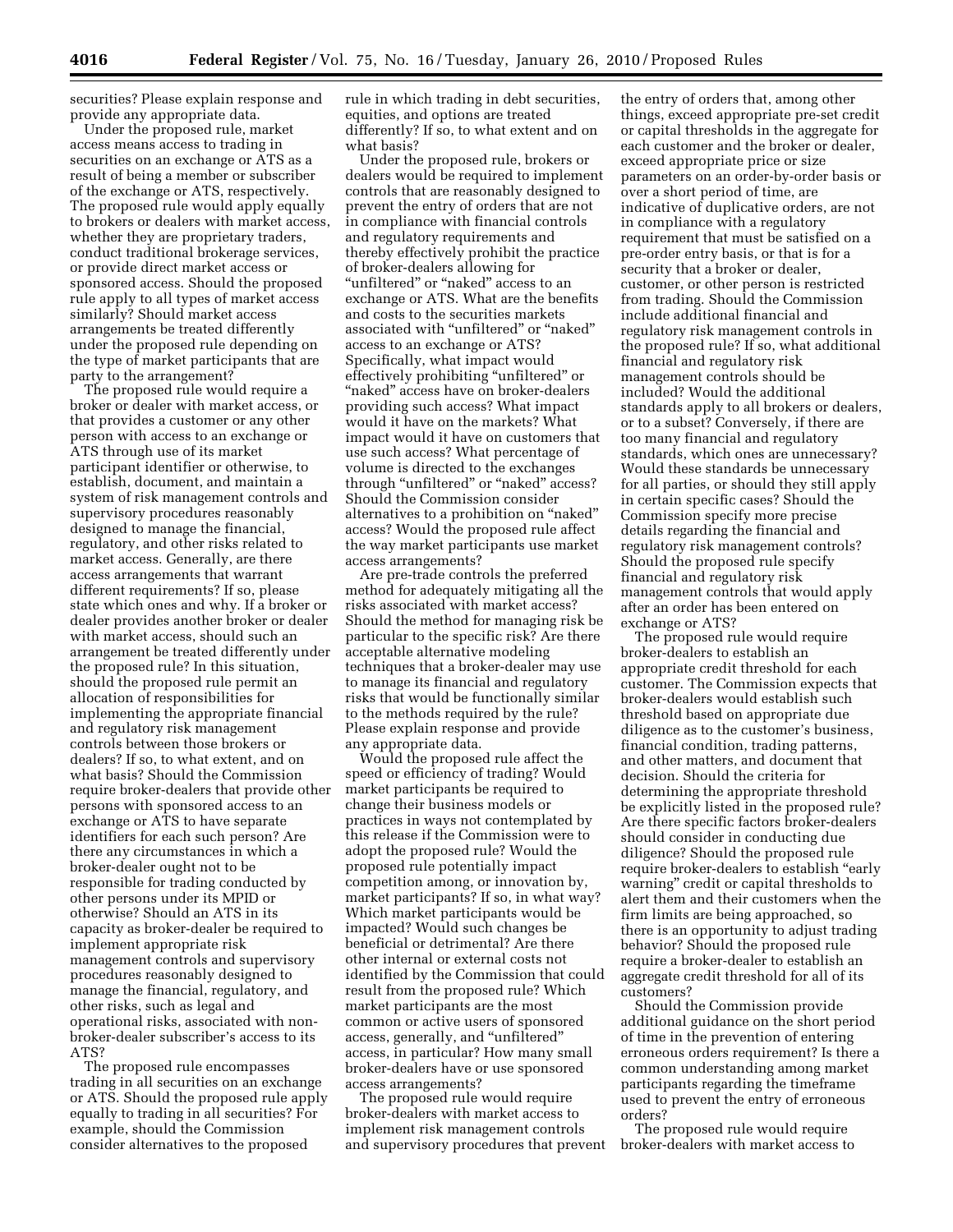securities? Please explain response and provide any appropriate data.

Under the proposed rule, market access means access to trading in securities on an exchange or ATS as a result of being a member or subscriber of the exchange or ATS, respectively. The proposed rule would apply equally to brokers or dealers with market access, whether they are proprietary traders, conduct traditional brokerage services, or provide direct market access or sponsored access. Should the proposed rule apply to all types of market access similarly? Should market access arrangements be treated differently under the proposed rule depending on the type of market participants that are party to the arrangement?

The proposed rule would require a broker or dealer with market access, or that provides a customer or any other person with access to an exchange or ATS through use of its market participant identifier or otherwise, to establish, document, and maintain a system of risk management controls and supervisory procedures reasonably designed to manage the financial, regulatory, and other risks related to market access. Generally, are there access arrangements that warrant different requirements? If so, please state which ones and why. If a broker or dealer provides another broker or dealer with market access, should such an arrangement be treated differently under the proposed rule? In this situation, should the proposed rule permit an allocation of responsibilities for implementing the appropriate financial and regulatory risk management controls between those brokers or dealers? If so, to what extent, and on what basis? Should the Commission require broker-dealers that provide other persons with sponsored access to an exchange or ATS to have separate identifiers for each such person? Are there any circumstances in which a broker-dealer ought not to be responsible for trading conducted by other persons under its MPID or otherwise? Should an ATS in its capacity as broker-dealer be required to implement appropriate risk management controls and supervisory procedures reasonably designed to manage the financial, regulatory, and other risks, such as legal and operational risks, associated with non-broker-dealer subscriber's access to its ATS?

The proposed rule encompasses trading in all securities on an exchange or ATS. Should the proposed rule apply equally to trading in all securities? For example, should the Commission consider alternatives to the proposed rule in which trading in debt securities, equities, and options are treated differently? If so, to what extent and on what basis?

Under the proposed rule, brokers or dealers would be required to implement controls that are reasonably designed to prevent the entry of orders that are not in compliance with financial controls and regulatory requirements and thereby effectively prohibit the practice of broker-dealers allowing for "unfiltered" or "naked" access to an exchange or ATS. What are the benefits and costs to the securities markets associated with "unfiltered" or "naked" access to an exchange or ATS? Specifically, what impact would effectively prohibiting "unfiltered" or "naked" access have on broker-dealers providing such access? What impact would it have on the markets? What impact would it have on customers that use such access? What percentage of volume is directed to the exchanges through "unfiltered" or "naked" access? Should the Commission consider alternatives to a prohibition on "naked" access? Would the proposed rule affect the way market participants use market access arrangements?

Are pre-trade controls the preferred method for adequately mitigating all the risks associated with market access? Should the method for managing risk be particular to the specific risk? Are there acceptable alternative modeling techniques that a broker-dealer may use to manage its financial and regulatory risks that would be functionally similar to the methods required by the rule? Please explain response and provide any appropriate data.

Would the proposed rule affect the speed or efficiency of trading? Would market participants be required to change their business models or practices in ways not contemplated by this release if the Commission were to adopt the proposed rule? Would the proposed rule potentially impact competition among, or innovation by, market participants? If so, in what way? Which market participants would be impacted? Would such changes be beneficial or detrimental? Are there other internal or external costs not identified by the Commission that could result from the proposed rule? Which market participants are the most common or active users of sponsored access, generally, and "unfiltered" access, in particular? How many small broker-dealers have or use sponsored access arrangements?

The proposed rule would require broker-dealers with market access to implement risk management controls and supervisory procedures that prevent the entry of orders that, among other things, exceed appropriate pre-set credit or capital thresholds in the aggregate for each customer and the broker or dealer, exceed appropriate price or size parameters on an order-by-order basis or over a short period of time, are indicative of duplicative orders, are not in compliance with a regulatory requirement that must be satisfied on a pre-order entry basis, or that is for a security that a broker or dealer, customer, or other person is restricted from trading. Should the Commission include additional financial and regulatory risk management controls in the proposed rule? If so, what additional financial and regulatory risk management controls should be included? Would the additional standards apply to all brokers or dealers, or to a subset? Conversely, if there are too many financial and regulatory standards, which ones are unnecessary? Would these standards be unnecessary for all parties, or should they still apply in certain specific cases? Should the Commission specify more precise details regarding the financial and regulatory risk management controls? Should the proposed rule specify financial and regulatory risk management controls that would apply after an order has been entered on exchange or ATS?

The proposed rule would require broker-dealers to establish an appropriate credit threshold for each customer. The Commission expects that broker-dealers would establish such threshold based on appropriate due diligence as to the customer's business, financial condition, trading patterns, and other matters, and document that decision. Should the criteria for determining the appropriate threshold be explicitly listed in the proposed rule? Are there specific factors broker-dealers should consider in conducting due diligence? Should the proposed rule require broker-dealers to establish "early warning" credit or capital thresholds to alert them and their customers when the firm limits are being approached, so there is an opportunity to adjust trading behavior? Should the proposed rule require a broker-dealer to establish an aggregate credit threshold for all of its customers?

Should the Commission provide additional guidance on the short period of time in the prevention of entering erroneous orders requirement? Is there a common understanding among market participants regarding the timeframe used to prevent the entry of erroneous orders?

The proposed rule would require broker-dealers with market access to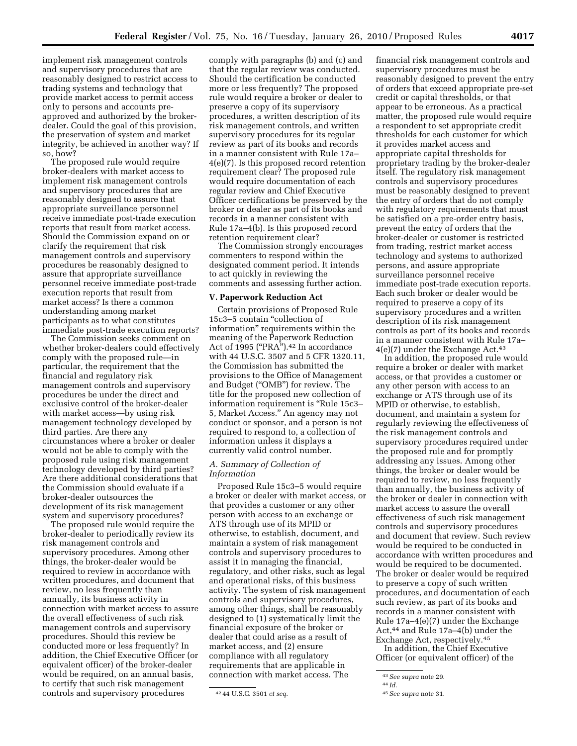implement risk management controls and supervisory procedures that are reasonably designed to restrict access to trading systems and technology that provide market access to permit access only to persons and accounts pre-approved and authorized by the broker-dealer. Could the goal of this provision, the preservation of system and market integrity, be achieved in another way? If so, how?

The proposed rule would require broker-dealers with market access to implement risk management controls and supervisory procedures that are reasonably designed to assure that appropriate surveillance personnel receive immediate post-trade execution reports that result from market access. Should the Commission expand on or clarify the requirement that risk management controls and supervisory procedures be reasonably designed to assure that appropriate surveillance personnel receive immediate post-trade execution reports that result from market access? Is there a common understanding among market participants as to what constitutes immediate post-trade execution reports?

The Commission seeks comment on whether broker-dealers could effectively comply with the proposed rule—in particular, the requirement that the financial and regulatory risk management controls and supervisory procedures be under the direct and exclusive control of the broker-dealer with market access—by using risk management technology developed by third parties. Are there any circumstances where a broker or dealer would not be able to comply with the proposed rule using risk management technology developed by third parties? Are there additional considerations that the Commission should evaluate if a broker-dealer outsources the development of its risk management system and supervisory procedures?

The proposed rule would require the broker-dealer to periodically review its risk management controls and supervisory procedures. Among other things, the broker-dealer would be required to review in accordance with written procedures, and document that review, no less frequently than annually, its business activity in connection with market access to assure the overall effectiveness of such risk management controls and supervisory procedures. Should this review be conducted more or less frequently? In addition, the Chief Executive Officer (or equivalent officer) of the broker-dealer would be required, on an annual basis, to certify that such risk management controls and supervisory procedures comply with paragraphs (b) and (c) and that the regular review was conducted. Should the certification be conducted more or less frequently? The proposed rule would require a broker or dealer to preserve a copy of its supervisory procedures, a written description of its risk management controls, and written supervisory procedures for its regular review as part of its books and records in a manner consistent with Rule 17a–4(e)(7). Is this proposed record retention requirement clear? The proposed rule would require documentation of each regular review and Chief Executive Officer certifications be preserved by the broker or dealer as part of its books and records in a manner consistent with Rule 17a–4(b). Is this proposed record retention requirement clear?

The Commission strongly encourages commenters to respond within the designated comment period. It intends to act quickly in reviewing the comments and assessing further action.

## V. Paperwork Reduction Act

Certain provisions of Proposed Rule 15c3–5 contain "collection of information" requirements within the meaning of the Paperwork Reduction Act of 1995 ("PRA").[42] In accordance with 44 U.S.C. 3507 and 5 CFR 1320.11, the Commission has submitted the provisions to the Office of Management and Budget ("OMB") for review. The title for the proposed new collection of information requirement is "Rule 15c3–5, Market Access." An agency may not conduct or sponsor, and a person is not required to respond to, a collection of information unless it displays a currently valid control number.

### *A. Summary of Collection of Information*

Proposed Rule 15c3–5 would require a broker or dealer with market access, or that provides a customer or any other person with access to an exchange or ATS through use of its MPID or otherwise, to establish, document, and maintain a system of risk management controls and supervisory procedures to assist it in managing the financial, regulatory, and other risks, such as legal and operational risks, of this business activity. The system of risk management controls and supervisory procedures, among other things, shall be reasonably designed to (1) systematically limit the financial exposure of the broker or dealer that could arise as a result of market access, and (2) ensure compliance with all regulatory requirements that are applicable in connection with market access. The financial risk management controls and supervisory procedures must be reasonably designed to prevent the entry of orders that exceed appropriate pre-set credit or capital thresholds, or that appear to be erroneous. As a practical matter, the proposed rule would require a respondent to set appropriate credit thresholds for each customer for which it provides market access and appropriate capital thresholds for proprietary trading by the broker-dealer itself. The regulatory risk management controls and supervisory procedures must be reasonably designed to prevent the entry of orders that do not comply with regulatory requirements that must be satisfied on a pre-order entry basis, prevent the entry of orders that the broker-dealer or customer is restricted from trading, restrict market access technology and systems to authorized persons, and assure appropriate surveillance personnel receive immediate post-trade execution reports. Each such broker or dealer would be required to preserve a copy of its supervisory procedures and a written description of its risk management controls as part of its books and records in a manner consistent with Rule 17a–4(e)(7) under the Exchange Act.[43]

In addition, the proposed rule would require a broker or dealer with market access, or that provides a customer or any other person with access to an exchange or ATS through use of its MPID or otherwise, to establish, document, and maintain a system for regularly reviewing the effectiveness of the risk management controls and supervisory procedures required under the proposed rule and for promptly addressing any issues. Among other things, the broker or dealer would be required to review, no less frequently than annually, the business activity of the broker or dealer in connection with market access to assure the overall effectiveness of such risk management controls and supervisory procedures and document that review. Such review would be required to be conducted in accordance with written procedures and would be required to be documented. The broker or dealer would be required to preserve a copy of such written procedures, and documentation of each such review, as part of its books and records in a manner consistent with Rule 17a–4(e)(7) under the Exchange Act,[44] and Rule 17a–4(b) under the Exchange Act, respectively.[45]

In addition, the Chief Executive Officer (or equivalent officer) of the

---

[42] 44 U.S.C. 3501 *et seq.*

[43] *See supra* note 29.

[44] *Id.*

[45] *See supra* note 31.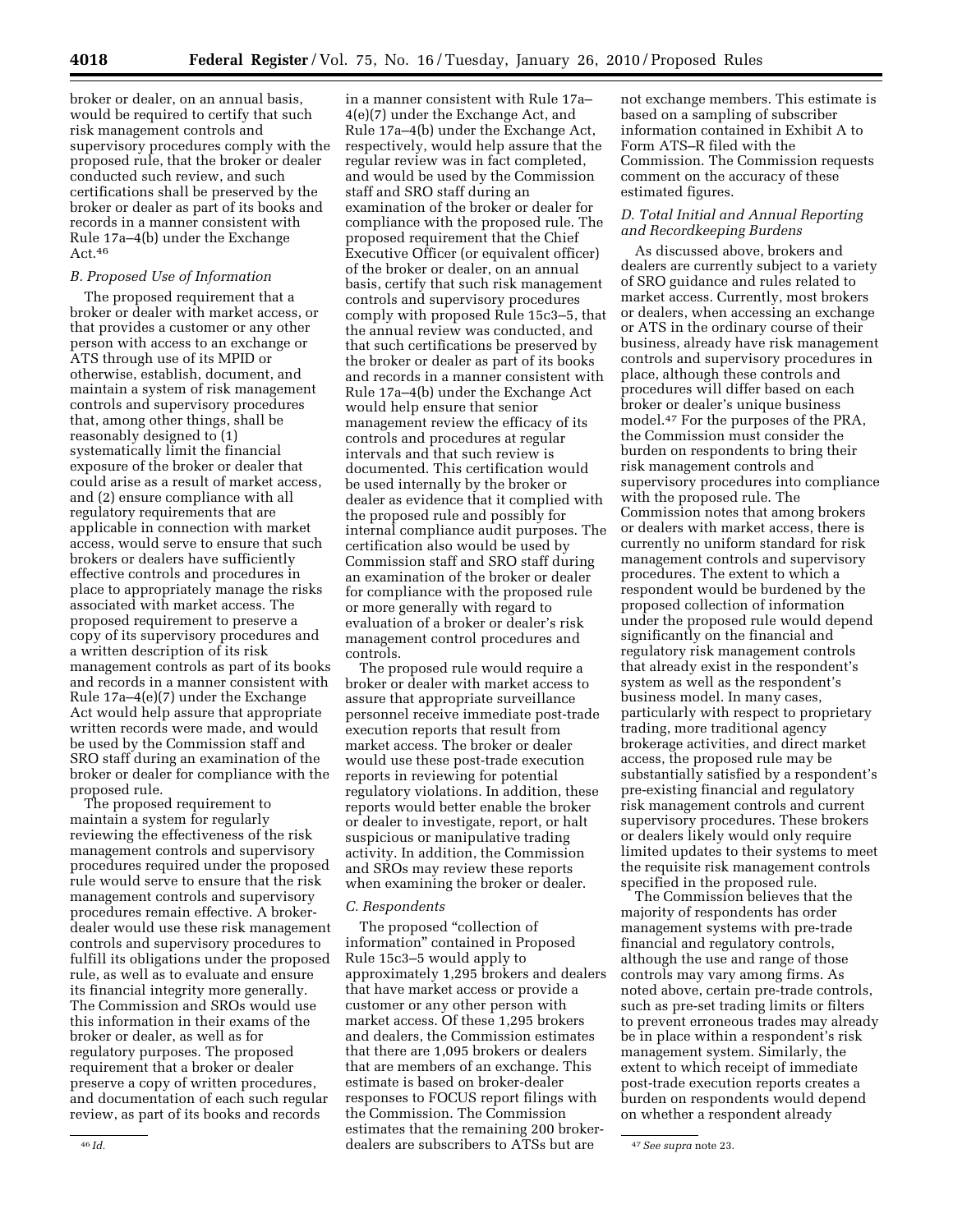broker or dealer, on an annual basis, would be required to certify that such risk management controls and supervisory procedures comply with the proposed rule, that the broker or dealer conducted such review, and such certifications shall be preserved by the broker or dealer as part of its books and records in a manner consistent with Rule 17a–4(b) under the Exchange Act.[46]

### B. Proposed Use of Information

The proposed requirement that a broker or dealer with market access, or that provides a customer or any other person with access to an exchange or ATS through use of its MPID or otherwise, establish, document, and maintain a system of risk management controls and supervisory procedures that, among other things, shall be reasonably designed to (1) systematically limit the financial exposure of the broker or dealer that could arise as a result of market access, and (2) ensure compliance with all regulatory requirements that are applicable in connection with market access, would serve to ensure that such brokers or dealers have sufficiently effective controls and procedures in place to appropriately manage the risks associated with market access. The proposed requirement to preserve a copy of its supervisory procedures and a written description of its risk management controls as part of its books and records in a manner consistent with Rule 17a–4(e)(7) under the Exchange Act would help assure that appropriate written records were made, and would be used by the Commission staff and SRO staff during an examination of the broker or dealer for compliance with the proposed rule.

The proposed requirement to maintain a system for regularly reviewing the effectiveness of the risk management controls and supervisory procedures required under the proposed rule would serve to ensure that the risk management controls and supervisory procedures remain effective. A broker-dealer would use these risk management controls and supervisory procedures to fulfill its obligations under the proposed rule, as well as to evaluate and ensure its financial integrity more generally. The Commission and SROs would use this information in their exams of the broker or dealer, as well as for regulatory purposes. The proposed requirement that a broker or dealer preserve a copy of written procedures, and documentation of each such regular review, as part of its books and records in a manner consistent with Rule 17a–4(e)(7) under the Exchange Act, and Rule 17a–4(b) under the Exchange Act, respectively, would help assure that the regular review was in fact completed, and would be used by the Commission staff and SRO staff during an examination of the broker or dealer for compliance with the proposed rule. The proposed requirement that the Chief Executive Officer (or equivalent officer) of the broker or dealer, on an annual basis, certify that such risk management controls and supervisory procedures comply with proposed Rule 15c3–5, that the annual review was conducted, and that such certifications be preserved by the broker or dealer as part of its books and records in a manner consistent with Rule 17a–4(b) under the Exchange Act would help ensure that senior management review the efficacy of its controls and procedures at regular intervals and that such review is documented. This certification would be used internally by the broker or dealer as evidence that it complied with the proposed rule and possibly for internal compliance audit purposes. The certification also would be used by Commission staff and SRO staff during an examination of the broker or dealer for compliance with the proposed rule or more generally with regard to evaluation of a broker or dealer's risk management control procedures and controls.

The proposed rule would require a broker or dealer with market access to assure that appropriate surveillance personnel receive immediate post-trade execution reports that result from market access. The broker or dealer would use these post-trade execution reports in reviewing for potential regulatory violations. In addition, these reports would better enable the broker or dealer to investigate, report, or halt suspicious or manipulative trading activity. In addition, the Commission and SROs may review these reports when examining the broker or dealer.

### C. Respondents

The proposed "collection of information" contained in Proposed Rule 15c3–5 would apply to approximately 1,295 brokers and dealers that have market access or provide a customer or any other person with market access. Of these 1,295 brokers and dealers, the Commission estimates that there are 1,095 brokers or dealers that are members of an exchange. This estimate is based on broker-dealer responses to FOCUS report filings with the Commission. The Commission estimates that the remaining 200 broker-dealers are subscribers to ATSs but are not exchange members. This estimate is based on a sampling of subscriber information contained in Exhibit A to Form ATS–R filed with the Commission. The Commission requests comment on the accuracy of these estimated figures.

### D. Total Initial and Annual Reporting and Recordkeeping Burdens

As discussed above, brokers and dealers are currently subject to a variety of SRO guidance and rules related to market access. Currently, most brokers or dealers, when accessing an exchange or ATS in the ordinary course of their business, already have risk management controls and supervisory procedures in place, although these controls and procedures will differ based on each broker or dealer's unique business model.[47] For the purposes of the PRA, the Commission must consider the burden on respondents to bring their risk management controls and supervisory procedures into compliance with the proposed rule. The Commission notes that among brokers or dealers with market access, there is currently no uniform standard for risk management controls and supervisory procedures. The extent to which a respondent would be burdened by the proposed collection of information under the proposed rule would depend significantly on the financial and regulatory risk management controls that already exist in the respondent's system as well as the respondent's business model. In many cases, particularly with respect to proprietary trading, more traditional agency brokerage activities, and direct market access, the proposed rule may be substantially satisfied by a respondent's pre-existing financial and regulatory risk management controls and current supervisory procedures. These brokers or dealers likely would only require limited updates to their systems to meet the requisite risk management controls specified in the proposed rule.

The Commission believes that the majority of respondents has order management systems with pre-trade financial and regulatory controls, although the use and range of those controls may vary among firms. As noted above, certain pre-trade controls, such as pre-set trading limits or filters to prevent erroneous trades may already be in place within a respondent's risk management system. Similarly, the extent to which receipt of immediate post-trade execution reports creates a burden on respondents would depend on whether a respondent already

---

[46] *Id.*

[47] *See supra* note 23.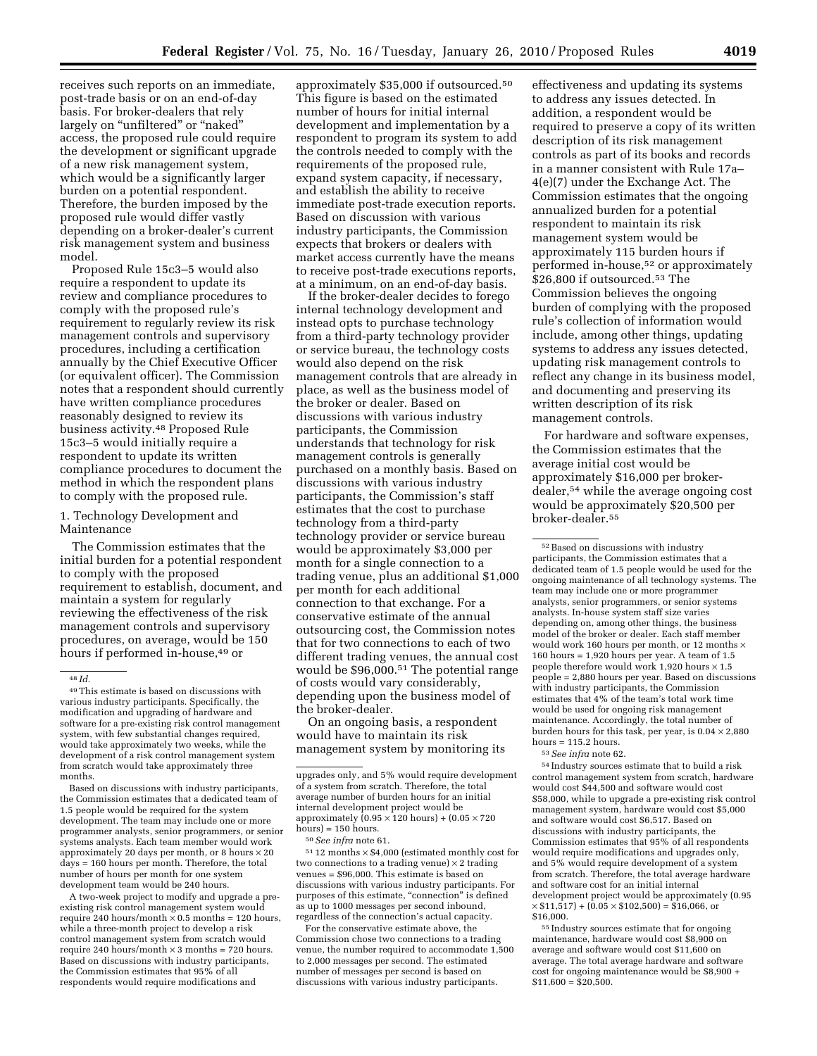receives such reports on an immediate, post-trade basis or on an end-of-day basis. For broker-dealers that rely largely on "unfiltered" or "naked" access, the proposed rule could require the development or significant upgrade of a new risk management system, which would be a significantly larger burden on a potential respondent. Therefore, the burden imposed by the proposed rule would differ vastly depending on a broker-dealer's current risk management system and business model.

Proposed Rule 15c3–5 would also require a respondent to update its review and compliance procedures to comply with the proposed rule's requirement to regularly review its risk management controls and supervisory procedures, including a certification annually by the Chief Executive Officer (or equivalent officer). The Commission notes that a respondent should currently have written compliance procedures reasonably designed to review its business activity.[48] Proposed Rule 15c3–5 would initially require a respondent to update its written compliance procedures to document the method in which the respondent plans to comply with the proposed rule.

1. Technology Development and Maintenance

The Commission estimates that the initial burden for a potential respondent to comply with the proposed requirement to establish, document, and maintain a system for regularly reviewing the effectiveness of the risk management controls and supervisory procedures, on average, would be 150 hours if performed in-house,[49] or approximately $35,000 if outsourced.[50] This figure is based on the estimated number of hours for initial internal development and implementation by a respondent to program its system to add the controls needed to comply with the requirements of the proposed rule, expand system capacity, if necessary, and establish the ability to receive immediate post-trade execution reports. Based on discussion with various industry participants, the Commission expects that brokers or dealers with market access currently have the means to receive post-trade executions reports, at a minimum, on an end-of-day basis.

If the broker-dealer decides to forego internal technology development and instead opts to purchase technology from a third-party technology provider or service bureau, the technology costs would also depend on the risk management controls that are already in place, as well as the business model of the broker or dealer. Based on discussions with various industry participants, the Commission understands that technology for risk management controls is generally purchased on a monthly basis. Based on discussions with various industry participants, the Commission's staff estimates that the cost to purchase technology from a third-party technology provider or service bureau would be approximately $3,000 per month for a single connection to a trading venue, plus an additional $1,000 per month for each additional connection to that exchange. For a conservative estimate of the annual outsourcing cost, the Commission notes that for two connections to each of two different trading venues, the annual cost would be $96,000.[51] The potential range of costs would vary considerably, depending upon the business model of the broker-dealer.

On an ongoing basis, a respondent would have to maintain its risk management system by monitoring its effectiveness and updating its systems to address any issues detected. In addition, a respondent would be required to preserve a copy of its written description of its risk management controls as part of its books and records in a manner consistent with Rule 17a–4(e)(7) under the Exchange Act. The Commission estimates that the ongoing annualized burden for a potential respondent to maintain its risk management system would be approximately 115 burden hours if performed in-house,[52] or approximately $26,800 if outsourced.[53] The Commission believes the ongoing burden of complying with the proposed rule's collection of information would include, among other things, updating systems to address any issues detected, updating risk management controls to reflect any change in its business model, and documenting and preserving its written description of its risk management controls.

For hardware and software expenses, the Commission estimates that the average initial cost would be approximately $16,000 per broker-dealer,[54] while the average ongoing cost would be approximately $20,500 per broker-dealer.[55]

---

[48] *Id.*

[49] This estimate is based on discussions with various industry participants. Specifically, the modification and upgrading of hardware and software for a pre-existing risk control management system, with few substantial changes required, would take approximately two weeks, while the development of a risk control management system from scratch would take approximately three months.

Based on discussions with industry participants, the Commission estimates that a dedicated team of 1.5 people would be required for the system development. The team may include one or more programmer analysts, senior programmers, or senior systems analysts. Each team member would work approximately 20 days per month, or 8 hours × 20 days = 160 hours per month. Therefore, the total number of hours per month for one system development team would be 240 hours.

A two-week project to modify and upgrade a pre-existing risk control management system would require 240 hours/month × 0.5 months = 120 hours, while a three-month project to develop a risk control management system from scratch would require 240 hours/month × 3 months = 720 hours. Based on discussions with industry participants, the Commission estimates that 95% of all respondents would require modifications and upgrades only, and 5% would require development of a system from scratch. Therefore, the total average number of burden hours for an initial internal development project would be approximately (0.95 × 120 hours) + (0.05 × 720 hours) = 150 hours.

[50] *See infra* note 61.

[51] 12 months × $4,000 (estimated monthly cost for two connections to a trading venue) × 2 trading venues = $96,000. This estimate is based on discussions with various industry participants. For purposes of this estimate, "connection" is defined as up to 1000 messages per second inbound, regardless of the connection's actual capacity.

For the conservative estimate above, the Commission chose two connections to a trading venue, the number required to accommodate 1,500 to 2,000 messages per second. The estimated number of messages per second is based on discussions with various industry participants.

[52] Based on discussions with industry participants, the Commission estimates that a dedicated team of 1.5 people would be used for the ongoing maintenance of all technology systems. The team may include one or more programmer analysts, senior programmers, or senior systems analysts. In-house system staff size varies depending on, among other things, the business model of the broker or dealer. Each staff member would work 160 hours per month, or 12 months × 160 hours = 1,920 hours per year. A team of 1.5 people therefore would work 1,920 hours × 1.5 people = 2,880 hours per year. Based on discussions with industry participants, the Commission estimates that 4% of the team's total work time would be used for ongoing risk management maintenance. Accordingly, the total number of burden hours for this task, per year, is 0.04 × 2,880 hours = 115.2 hours.

[53] *See infra* note 62.

[54] Industry sources estimate that to build a risk control management system from scratch, hardware would cost $44,500 and software would cost $58,000, while to upgrade a pre-existing risk control management system, hardware would cost $5,000 and software would cost $6,517. Based on discussions with industry participants, the Commission estimates that 95% of all respondents would require modifications and upgrades only, and 5% would require development of a system from scratch. Therefore, the total average hardware and software cost for an initial internal development project would be approximately (0.95 × $11,517) + (0.05 × $102,500) = $16,066, or $16,000.

[55] Industry sources estimate that for ongoing maintenance, hardware would cost $8,900 on average and software would cost $11,600 on average. The total average hardware and software cost for ongoing maintenance would be $8,900 + $11,600 = $20,500.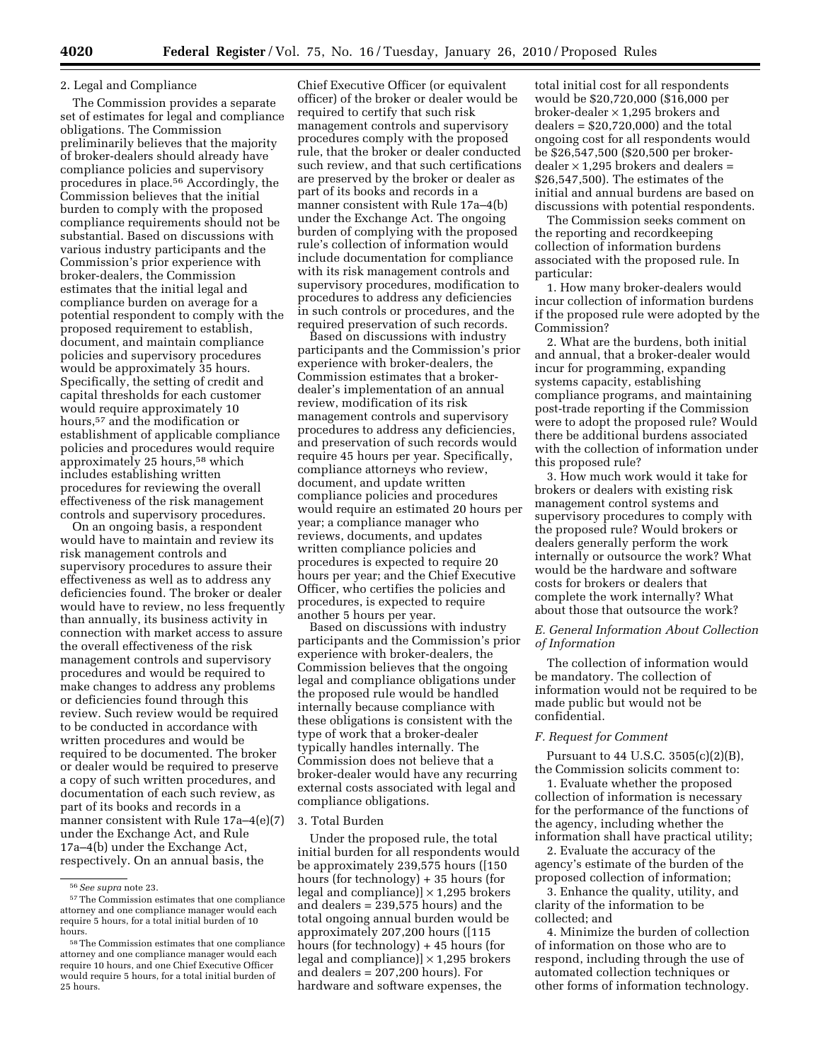### 2. Legal and Compliance

The Commission provides a separate set of estimates for legal and compliance obligations. The Commission preliminarily believes that the majority of broker-dealers should already have compliance policies and supervisory procedures in place.[56] Accordingly, the Commission believes that the initial burden to comply with the proposed compliance requirements should not be substantial. Based on discussions with various industry participants and the Commission's prior experience with broker-dealers, the Commission estimates that the initial legal and compliance burden on average for a potential respondent to comply with the proposed requirement to establish, document, and maintain compliance policies and supervisory procedures would be approximately 35 hours. Specifically, the setting of credit and capital thresholds for each customer would require approximately 10 hours,[57] and the modification or establishment of applicable compliance policies and procedures would require approximately 25 hours,[58] which includes establishing written procedures for reviewing the overall effectiveness of the risk management controls and supervisory procedures.

On an ongoing basis, a respondent would have to maintain and review its risk management controls and supervisory procedures to assure their effectiveness as well as to address any deficiencies found. The broker or dealer would have to review, no less frequently than annually, its business activity in connection with market access to assure the overall effectiveness of the risk management controls and supervisory procedures and would be required to make changes to address any problems or deficiencies found through this review. Such review would be required to be conducted in accordance with written procedures and would be required to be documented. The broker or dealer would be required to preserve a copy of such written procedures, and documentation of each such review, as part of its books and records in a manner consistent with Rule 17a–4(e)(7) under the Exchange Act, and Rule 17a–4(b) under the Exchange Act, respectively. On an annual basis, the Chief Executive Officer (or equivalent officer) of the broker or dealer would be required to certify that such risk management controls and supervisory procedures comply with the proposed rule, that the broker or dealer conducted such review, and that such certifications are preserved by the broker or dealer as part of its books and records in a manner consistent with Rule 17a–4(b) under the Exchange Act. The ongoing burden of complying with the proposed rule's collection of information would include documentation for compliance with its risk management controls and supervisory procedures, modification to procedures to address any deficiencies in such controls or procedures, and the required preservation of such records.

Based on discussions with industry participants and the Commission's prior experience with broker-dealers, the Commission estimates that a broker-dealer's implementation of an annual review, modification of its risk management controls and supervisory procedures to address any deficiencies, and preservation of such records would require 45 hours per year. Specifically, compliance attorneys who review, document, and update written compliance policies and procedures would require an estimated 20 hours per year; a compliance manager who reviews, documents, and updates written compliance policies and procedures is expected to require 20 hours per year; and the Chief Executive Officer, who certifies the policies and procedures, is expected to require another 5 hours per year.

Based on discussions with industry participants and the Commission's prior experience with broker-dealers, the Commission believes that the ongoing legal and compliance obligations under the proposed rule would be handled internally because compliance with these obligations is consistent with the type of work that a broker-dealer typically handles internally. The Commission does not believe that a broker-dealer would have any recurring external costs associated with legal and compliance obligations.

### 3. Total Burden

Under the proposed rule, the total initial burden for all respondents would be approximately 239,575 hours ([150 hours (for technology) + 35 hours (for legal and compliance)] × 1,295 brokers and dealers = 239,575 hours) and the total ongoing annual burden would be approximately 207,200 hours ([115 hours (for technology) + 45 hours (for legal and compliance)] × 1,295 brokers and dealers = 207,200 hours). For hardware and software expenses, the total initial cost for all respondents would be $20,720,000 ($16,000 per broker-dealer × 1,295 brokers and dealers = $20,720,000) and the total ongoing cost for all respondents would be $26,547,500 ($20,500 per broker-dealer × 1,295 brokers and dealers = $26,547,500). The estimates of the initial and annual burdens are based on discussions with potential respondents.

The Commission seeks comment on the reporting and recordkeeping collection of information burdens associated with the proposed rule. In particular:

1. How many broker-dealers would incur collection of information burdens if the proposed rule were adopted by the Commission?

2. What are the burdens, both initial and annual, that a broker-dealer would incur for programming, expanding systems capacity, establishing compliance programs, and maintaining post-trade reporting if the Commission were to adopt the proposed rule? Would there be additional burdens associated with the collection of information under this proposed rule?

3. How much work would it take for brokers or dealers with existing risk management control systems and supervisory procedures to comply with the proposed rule? Would brokers or dealers generally perform the work internally or outsource the work? What would be the hardware and software costs for brokers or dealers that complete the work internally? What about those that outsource the work?

## *E. General Information About Collection of Information*

The collection of information would be mandatory. The collection of information would not be required to be made public but would not be confidential.

## *F. Request for Comment*

Pursuant to 44 U.S.C. 3505(c)(2)(B), the Commission solicits comment to:

1. Evaluate whether the proposed collection of information is necessary for the performance of the functions of the agency, including whether the information shall have practical utility;

2. Evaluate the accuracy of the agency's estimate of the burden of the proposed collection of information;

3. Enhance the quality, utility, and clarity of the information to be collected; and

4. Minimize the burden of collection of information on those who are to respond, including through the use of automated collection techniques or other forms of information technology.

---

[56] *See supra* note 23.

[57] The Commission estimates that one compliance attorney and one compliance manager would each require 5 hours, for a total initial burden of 10 hours.

[58] The Commission estimates that one compliance attorney and one compliance manager would each require 10 hours, and one Chief Executive Officer would require 5 hours, for a total initial burden of 25 hours.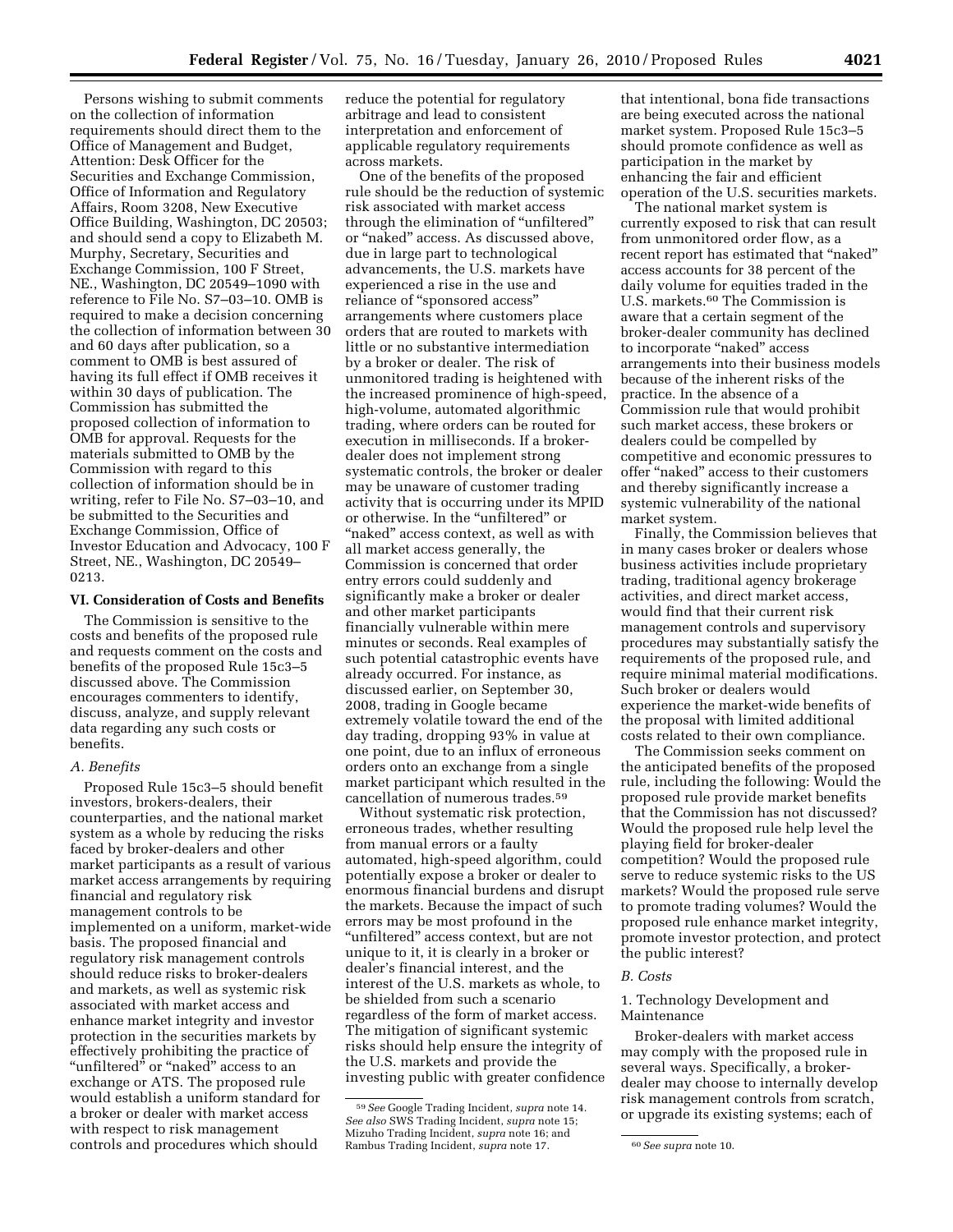Persons wishing to submit comments on the collection of information requirements should direct them to the Office of Management and Budget, Attention: Desk Officer for the Securities and Exchange Commission, Office of Information and Regulatory Affairs, Room 3208, New Executive Office Building, Washington, DC 20503; and should send a copy to Elizabeth M. Murphy, Secretary, Securities and Exchange Commission, 100 F Street, NE., Washington, DC 20549–1090 with reference to File No. S7–03–10. OMB is required to make a decision concerning the collection of information between 30 and 60 days after publication, so a comment to OMB is best assured of having its full effect if OMB receives it within 30 days of publication. The Commission has submitted the proposed collection of information to OMB for approval. Requests for the materials submitted to OMB by the Commission with regard to this collection of information should be in writing, refer to File No. S7–03–10, and be submitted to the Securities and Exchange Commission, Office of Investor Education and Advocacy, 100 F Street, NE., Washington, DC 20549–0213.

## VI. Consideration of Costs and Benefits

The Commission is sensitive to the costs and benefits of the proposed rule and requests comment on the costs and benefits of the proposed Rule 15c3–5 discussed above. The Commission encourages commenters to identify, discuss, analyze, and supply relevant data regarding any such costs or benefits.

### *A. Benefits*

Proposed Rule 15c3–5 should benefit investors, brokers-dealers, their counterparties, and the national market system as a whole by reducing the risks faced by broker-dealers and other market participants as a result of various market access arrangements by requiring financial and regulatory risk management controls to be implemented on a uniform, market-wide basis. The proposed financial and regulatory risk management controls should reduce risks to broker-dealers and markets, as well as systemic risk associated with market access and enhance market integrity and investor protection in the securities markets by effectively prohibiting the practice of "unfiltered" or "naked" access to an exchange or ATS. The proposed rule would establish a uniform standard for a broker or dealer with market access with respect to risk management controls and procedures which should reduce the potential for regulatory arbitrage and lead to consistent interpretation and enforcement of applicable regulatory requirements across markets.

One of the benefits of the proposed rule should be the reduction of systemic risk associated with market access through the elimination of "unfiltered" or "naked" access. As discussed above, due in large part to technological advancements, the U.S. markets have experienced a rise in the use and reliance of "sponsored access" arrangements where customers place orders that are routed to markets with little or no substantive intermediation by a broker or dealer. The risk of unmonitored trading is heightened with the increased prominence of high-speed, high-volume, automated algorithmic trading, where orders can be routed for execution in milliseconds. If a broker-dealer does not implement strong systematic controls, the broker or dealer may be unaware of customer trading activity that is occurring under its MPID or otherwise. In the "unfiltered" or "naked" access context, as well as with all market access generally, the Commission is concerned that order entry errors could suddenly and significantly make a broker or dealer and other market participants financially vulnerable within mere minutes or seconds. Real examples of such potential catastrophic events have already occurred. For instance, as discussed earlier, on September 30, 2008, trading in Google became extremely volatile toward the end of the day trading, dropping 93% in value at one point, due to an influx of erroneous orders onto an exchange from a single market participant which resulted in the cancellation of numerous trades.[59]

Without systematic risk protection, erroneous trades, whether resulting from manual errors or a faulty automated, high-speed algorithm, could potentially expose a broker or dealer to enormous financial burdens and disrupt the markets. Because the impact of such errors may be most profound in the "unfiltered" access context, but are not unique to it, it is clearly in a broker or dealer's financial interest, and the interest of the U.S. markets as whole, to be shielded from such a scenario regardless of the form of market access. The mitigation of significant systemic risks should help ensure the integrity of the U.S. markets and provide the investing public with greater confidence that intentional, bona fide transactions are being executed across the national market system. Proposed Rule 15c3–5 should promote confidence as well as participation in the market by enhancing the fair and efficient operation of the U.S. securities markets.

The national market system is currently exposed to risk that can result from unmonitored order flow, as a recent report has estimated that "naked" access accounts for 38 percent of the daily volume for equities traded in the U.S. markets.[60] The Commission is aware that a certain segment of the broker-dealer community has declined to incorporate "naked" access arrangements into their business models because of the inherent risks of the practice. In the absence of a Commission rule that would prohibit such market access, these brokers or dealers could be compelled by competitive and economic pressures to offer "naked" access to their customers and thereby significantly increase a systemic vulnerability of the national market system.

Finally, the Commission believes that in many cases broker or dealers whose business activities include proprietary trading, traditional agency brokerage activities, and direct market access, would find that their current risk management controls and supervisory procedures may substantially satisfy the requirements of the proposed rule, and require minimal material modifications. Such broker or dealers would experience the market-wide benefits of the proposal with limited additional costs related to their own compliance.

The Commission seeks comment on the anticipated benefits of the proposed rule, including the following: Would the proposed rule provide market benefits that the Commission has not discussed? Would the proposed rule help level the playing field for broker-dealer competition? Would the proposed rule serve to reduce systemic risks to the US markets? Would the proposed rule serve to promote trading volumes? Would the proposed rule enhance market integrity, promote investor protection, and protect the public interest?

### *B. Costs*

#### 1. Technology Development and Maintenance

Broker-dealers with market access may comply with the proposed rule in several ways. Specifically, a broker-dealer may choose to internally develop risk management controls from scratch, or upgrade its existing systems; each of

---

[59] *See* Google Trading Incident, *supra* note 14. *See also* SWS Trading Incident, *supra* note 15; Mizuho Trading Incident, *supra* note 16; and Rambus Trading Incident, *supra* note 17.

[60] *See supra* note 10.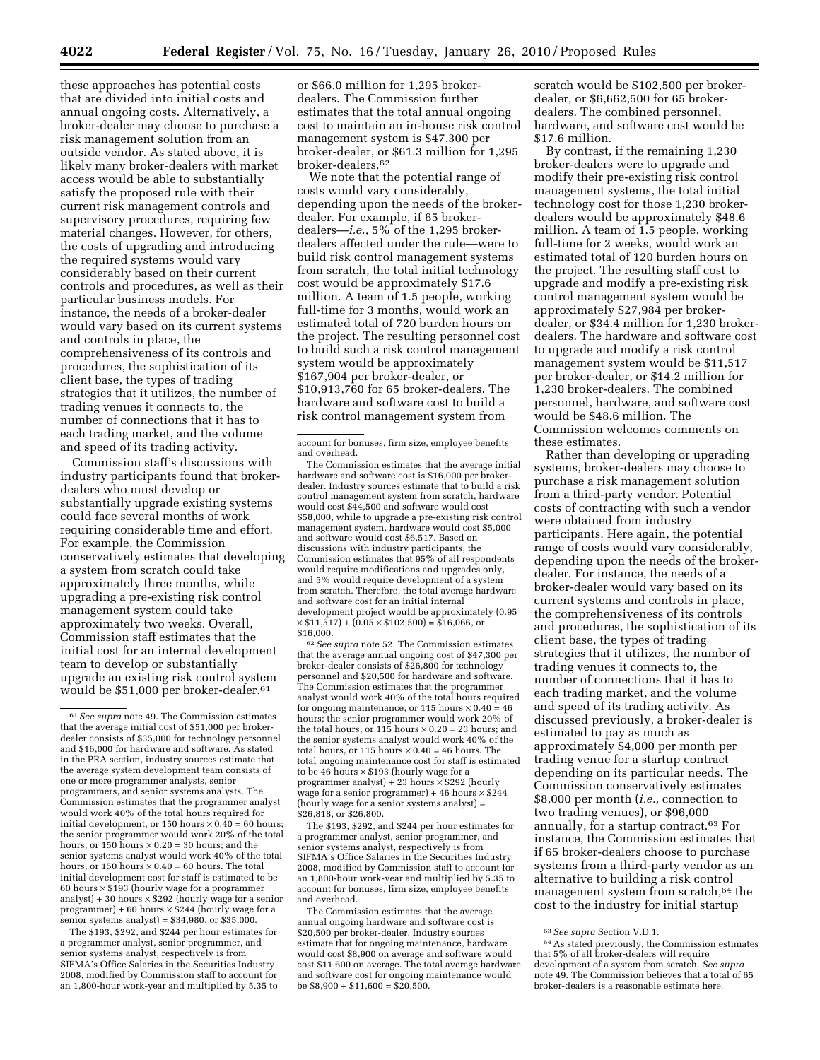these approaches has potential costs that are divided into initial costs and annual ongoing costs. Alternatively, a broker-dealer may choose to purchase a risk management solution from an outside vendor. As stated above, it is likely many broker-dealers with market access would be able to substantially satisfy the proposed rule with their current risk management controls and supervisory procedures, requiring few material changes. However, for others, the costs of upgrading and introducing the required systems would vary considerably based on their current controls and procedures, as well as their particular business models. For instance, the needs of a broker-dealer would vary based on its current systems and controls in place, the comprehensiveness of its controls and procedures, the sophistication of its client base, the types of trading strategies that it utilizes, the number of trading venues it connects to, the number of connections that it has to each trading market, and the volume and speed of its trading activity.

Commission staff's discussions with industry participants found that broker-dealers who must develop or substantially upgrade existing systems could face several months of work requiring considerable time and effort. For example, the Commission conservatively estimates that developing a system from scratch could take approximately three months, while upgrading a pre-existing risk control management system could take approximately two weeks. Overall, Commission staff estimates that the initial cost for an internal development team to develop or substantially upgrade an existing risk control system would be $51,000 per broker-dealer,[61] or $66.0 million for 1,295 broker-dealers. The Commission further estimates that the total annual ongoing cost to maintain an in-house risk control management system is $47,300 per broker-dealer, or $61.3 million for 1,295 broker-dealers.[62]

We note that the potential range of costs would vary considerably, depending upon the needs of the broker-dealer. For example, if 65 broker-dealers—*i.e.,* 5% of the 1,295 broker-dealers affected under the rule—were to build risk control management systems from scratch, the total initial technology cost would be approximately $17.6 million. A team of 1.5 people, working full-time for 3 months, would work an estimated total of 720 burden hours on the project. The resulting personnel cost to build such a risk control management system would be approximately $167,904 per broker-dealer, or $10,913,760 for 65 broker-dealers. The hardware and software cost to build a risk control management system from scratch would be $102,500 per broker-dealer, or $6,662,500 for 65 broker-dealers. The combined personnel, hardware, and software cost would be $17.6 million.

By contrast, if the remaining 1,230 broker-dealers were to upgrade and modify their pre-existing risk control management systems, the total initial technology cost for those 1,230 broker-dealers would be approximately $48.6 million. A team of 1.5 people, working full-time for 2 weeks, would work an estimated total of 120 burden hours on the project. The resulting staff cost to upgrade and modify a pre-existing risk control management system would be approximately $27,984 per broker-dealer, or $34.4 million for 1,230 broker-dealers. The hardware and software cost to upgrade and modify a risk control management system would be $11,517 per broker-dealer, or $14.2 million for 1,230 broker-dealers. The combined personnel, hardware, and software cost would be $48.6 million. The Commission welcomes comments on these estimates.

Rather than developing or upgrading systems, broker-dealers may choose to purchase a risk management solution from a third-party vendor. Potential costs of contracting with such a vendor were obtained from industry participants. Here again, the potential range of costs would vary considerably, depending upon the needs of the broker-dealer. For instance, the needs of a broker-dealer would vary based on its current systems and controls in place, the comprehensiveness of its controls and procedures, the sophistication of its client base, the types of trading strategies that it utilizes, the number of trading venues it connects to, the number of connections that it has to each trading market, and the volume and speed of its trading activity. As discussed previously, a broker-dealer is estimated to pay as much as approximately $4,000 per month per trading venue for a startup contract depending on its particular needs. The Commission conservatively estimates $8,000 per month (*i.e.,* connection to two trading venues), or $96,000 annually, for a startup contract.[63] For instance, the Commission estimates that if 65 broker-dealers choose to purchase systems from a third-party vendor as an alternative to building a risk control management system from scratch,[64] the cost to the industry for initial startup

---

[61] *See supra* note 49. The Commission estimates that the average initial cost of $51,000 per broker-dealer consists of $35,000 for technology personnel and $16,000 for hardware and software. As stated in the PRA section, industry sources estimate that the average system development team consists of one or more programmer analysts, senior programmers, and senior systems analysts. The Commission estimates that the programmer analyst would work 40% of the total hours required for initial development, or 150 hours × 0.40 = 60 hours; the senior programmer would work 20% of the total hours, or 150 hours × 0.20 = 30 hours; and the senior systems analyst would work 40% of the total hours, or 150 hours × 0.40 = 60 hours. The total initial development cost for staff is estimated to be 60 hours × $193 (hourly wage for a programmer analyst) + 30 hours × $292 (hourly wage for a senior programmer) + 60 hours × $244 (hourly wage for a senior systems analyst) = $34,980, or $35,000.

The $193, $292, and $244 per hour estimates for a programmer analyst, senior programmer, and senior systems analyst, respectively is from SIFMA's Office Salaries in the Securities Industry 2008, modified by Commission staff to account for an 1,800-hour work-year and multiplied by 5.35 to account for bonuses, firm size, employee benefits and overhead.

The Commission estimates that the average initial hardware and software cost is $16,000 per broker-dealer. Industry sources estimate that to build a risk control management system from scratch, hardware would cost $44,500 and software would cost $58,000, while to upgrade a pre-existing risk control management system, hardware would cost $5,000 and software would cost $6,517. Based on discussions with industry participants, the Commission estimates that 95% of all respondents would require modifications and upgrades only, and 5% would require development of a system from scratch. Therefore, the total average hardware and software cost for an initial internal development project would be approximately (0.95 × $11,517) + (0.05 × $102,500) = $16,066, or $16,000.

[62] *See supra* note 52. The Commission estimates that the average annual ongoing cost of $47,300 per broker-dealer consists of $26,800 for technology personnel and $20,500 for hardware and software. The Commission estimates that the programmer analyst would work 40% of the total hours required for ongoing maintenance, or 115 hours × 0.40 = 46 hours; the senior programmer would work 20% of the total hours, or 115 hours × 0.20 = 23 hours; and the senior systems analyst would work 40% of the total hours, or 115 hours × 0.40 = 46 hours. The total ongoing maintenance cost for staff is estimated to be 46 hours × $193 (hourly wage for a programmer analyst) + 23 hours × $292 (hourly wage for a senior programmer) + 46 hours × $244 (hourly wage for a senior systems analyst) = $26,818, or $26,800.

The $193, $292, and $244 per hour estimates for a programmer analyst, senior programmer, and senior systems analyst, respectively is from SIFMA's Office Salaries in the Securities Industry 2008, modified by Commission staff to account for an 1,800-hour work-year and multiplied by 5.35 to account for bonuses, firm size, employee benefits and overhead.

The Commission estimates that the average annual ongoing hardware and software cost is $20,500 per broker-dealer. Industry sources estimate that for ongoing maintenance, hardware would cost $8,900 on average and software would cost $11,600 on average. The total average hardware and software cost for ongoing maintenance would be $8,900 + $11,600 = $20,500.

[63] *See supra* Section V.D.1.

[64] As stated previously, the Commission estimates that 5% of all broker-dealers will require development of a system from scratch. *See supra* note 49. The Commission believes that a total of 65 broker-dealers is a reasonable estimate here.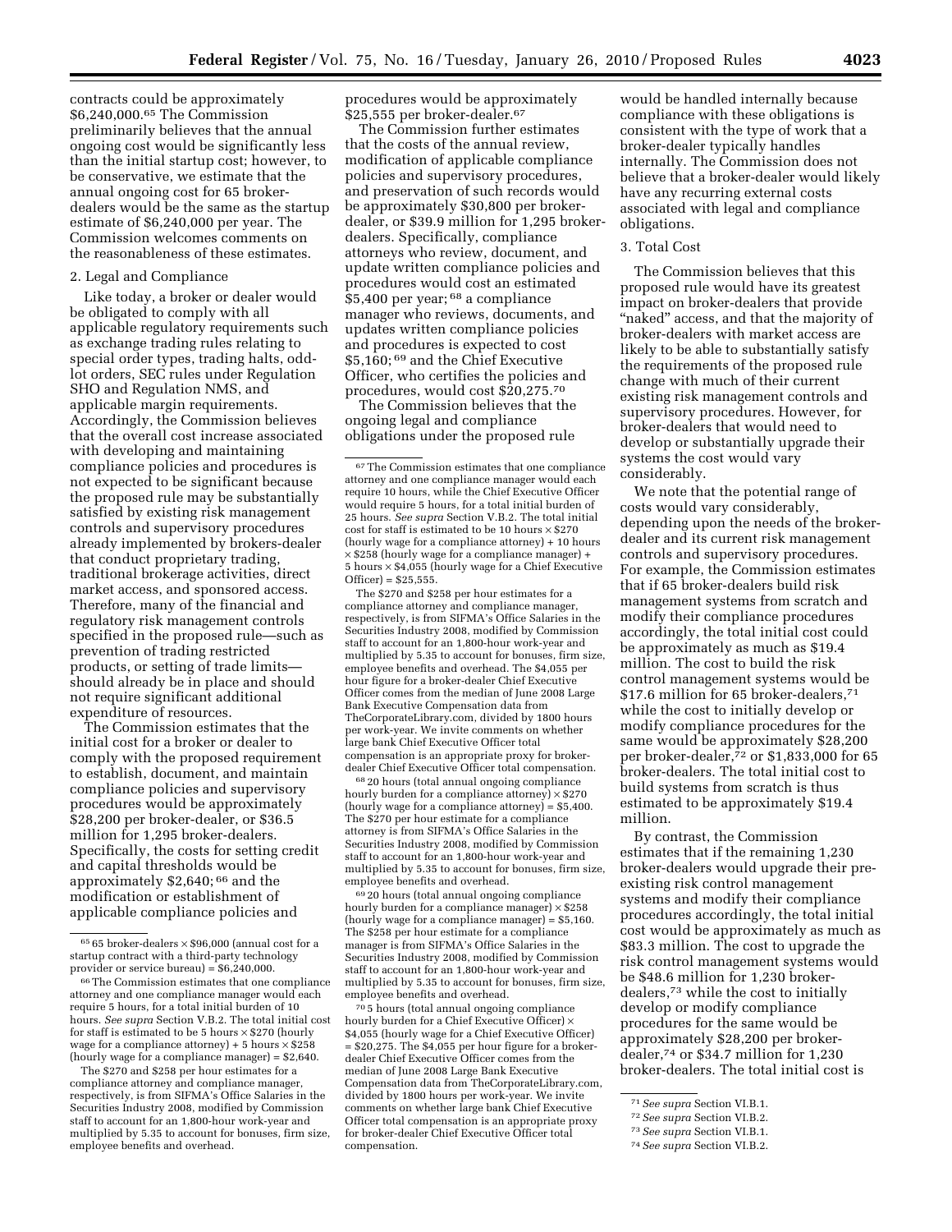contracts could be approximately $6,240,000.[65] The Commission preliminarily believes that the annual ongoing cost would be significantly less than the initial startup cost; however, to be conservative, we estimate that the annual ongoing cost for 65 broker-dealers would be the same as the startup estimate of $6,240,000 per year. The Commission welcomes comments on the reasonableness of these estimates.

2. Legal and Compliance

Like today, a broker or dealer would be obligated to comply with all applicable regulatory requirements such as exchange trading rules relating to special order types, trading halts, odd-lot orders, SEC rules under Regulation SHO and Regulation NMS, and applicable margin requirements. Accordingly, the Commission believes that the overall cost increase associated with developing and maintaining compliance policies and procedures is not expected to be significant because the proposed rule may be substantially satisfied by existing risk management controls and supervisory procedures already implemented by brokers-dealer that conduct proprietary trading, traditional brokerage activities, direct market access, and sponsored access. Therefore, many of the financial and regulatory risk management controls specified in the proposed rule—such as prevention of trading restricted products, or setting of trade limits—should already be in place and should not require significant additional expenditure of resources.

The Commission estimates that the initial cost for a broker or dealer to comply with the proposed requirement to establish, document, and maintain compliance policies and supervisory procedures would be approximately $28,200 per broker-dealer, or $36.5 million for 1,295 broker-dealers. Specifically, the costs for setting credit and capital thresholds would be approximately $2,640;[66] and the modification or establishment of applicable compliance policies and procedures would be approximately $25,555 per broker-dealer.[67]

The Commission further estimates that the costs of the annual review, modification of applicable compliance policies and supervisory procedures, and preservation of such records would be approximately $30,800 per broker-dealer, or $39.9 million for 1,295 broker-dealers. Specifically, compliance attorneys who review, document, and update written compliance policies and procedures would cost an estimated $5,400 per year;[68] a compliance manager who reviews, documents, and updates written compliance policies and procedures is expected to cost $5,160;[69] and the Chief Executive Officer, who certifies the policies and procedures, would cost $20,275.[70]

The Commission believes that the ongoing legal and compliance obligations under the proposed rule would be handled internally because compliance with these obligations is consistent with the type of work that a broker-dealer typically handles internally. The Commission does not believe that a broker-dealer would likely have any recurring external costs associated with legal and compliance obligations.

3. Total Cost

The Commission believes that this proposed rule would have its greatest impact on broker-dealers that provide "naked" access, and that the majority of broker-dealers with market access are likely to be able to substantially satisfy the requirements of the proposed rule change with much of their current existing risk management controls and supervisory procedures. However, for broker-dealers that would need to develop or substantially upgrade their systems the cost would vary considerably.

We note that the potential range of costs would vary considerably, depending upon the needs of the broker-dealer and its current risk management controls and supervisory procedures. For example, the Commission estimates that if 65 broker-dealers build risk management systems from scratch and modify their compliance procedures accordingly, the total initial cost could be approximately as much as $19.4 million. The cost to build the risk control management systems would be $17.6 million for 65 broker-dealers,[71] while the cost to initially develop or modify compliance procedures for the same would be approximately $28,200 per broker-dealer,[72] or $1,833,000 for 65 broker-dealers. The total initial cost to build systems from scratch is thus estimated to be approximately $19.4 million.

By contrast, the Commission estimates that if the remaining 1,230 broker-dealers would upgrade their pre-existing risk control management systems and modify their compliance procedures accordingly, the total initial cost would be approximately as much as $83.3 million. The cost to upgrade the risk control management systems would be $48.6 million for 1,230 broker-dealers,[73] while the cost to initially develop or modify compliance procedures for the same would be approximately $28,200 per broker-dealer,[74] or $34.7 million for 1,230 broker-dealers. The total initial cost is

---

[65] 65 broker-dealers × $96,000 (annual cost for a startup contract with a third-party technology provider or service bureau) = $6,240,000.

[66] The Commission estimates that one compliance attorney and one compliance manager would each require 5 hours, for a total initial burden of 10 hours. *See supra* Section V.B.2. The total initial cost for staff is estimated to be 5 hours × $270 (hourly wage for a compliance attorney) + 5 hours × $258 (hourly wage for a compliance manager) = $2,640.

The $270 and $258 per hour estimates for a compliance attorney and compliance manager, respectively, is from SIFMA's Office Salaries in the Securities Industry 2008, modified by Commission staff to account for an 1,800-hour work-year and multiplied by 5.35 to account for bonuses, firm size, employee benefits and overhead.

[67] The Commission estimates that one compliance attorney and one compliance manager would each require 10 hours, while the Chief Executive Officer would require 5 hours, for a total initial burden of 25 hours. *See supra* Section V.B.2. The total initial cost for staff is estimated to be 10 hours × $270 (hourly wage for a compliance attorney) + 10 hours × $258 (hourly wage for a compliance manager) + 5 hours × $4,055 (hourly wage for a Chief Executive Officer) = $25,555.

The $270 and $258 per hour estimates for a compliance attorney and compliance manager, respectively, is from SIFMA's Office Salaries in the Securities Industry 2008, modified by Commission staff to account for an 1,800-hour work-year and multiplied by 5.35 to account for bonuses, firm size, employee benefits and overhead. The $4,055 per hour figure for a broker-dealer Chief Executive Officer comes from the median of June 2008 Large Bank Executive Compensation data from TheCorporateLibrary.com, divided by 1800 hours per work-year. We invite comments on whether large bank Chief Executive Officer total compensation is an appropriate proxy for broker-dealer Chief Executive Officer total compensation.

[68] 20 hours (total annual ongoing compliance hourly burden for a compliance attorney) × $270 (hourly wage for a compliance attorney) = $5,400. The $270 per hour estimate for a compliance attorney is from SIFMA's Office Salaries in the Securities Industry 2008, modified by Commission staff to account for an 1,800-hour work-year and multiplied by 5.35 to account for bonuses, firm size, employee benefits and overhead.

[69] 20 hours (total annual ongoing compliance hourly burden for a compliance manager) × $258 (hourly wage for a compliance manager) = $5,160. The $258 per hour estimate for a compliance manager is from SIFMA's Office Salaries in the Securities Industry 2008, modified by Commission staff to account for an 1,800-hour work-year and multiplied by 5.35 to account for bonuses, firm size, employee benefits and overhead.

[70] 5 hours (total annual ongoing compliance hourly burden for a Chief Executive Officer) × $4,055 (hourly wage for a Chief Executive Officer) = $20,275. The $4,055 per hour figure for a broker-dealer Chief Executive Officer comes from the median of June 2008 Large Bank Executive Compensation data from TheCorporateLibrary.com, divided by 1800 hours per work-year. We invite comments on whether large bank Chief Executive Officer total compensation is an appropriate proxy for broker-dealer Chief Executive Officer total compensation.

[71] *See supra* Section VI.B.1.

[72] *See supra* Section VI.B.2.

[73] *See supra* Section VI.B.1.

[74] *See supra* Section VI.B.2.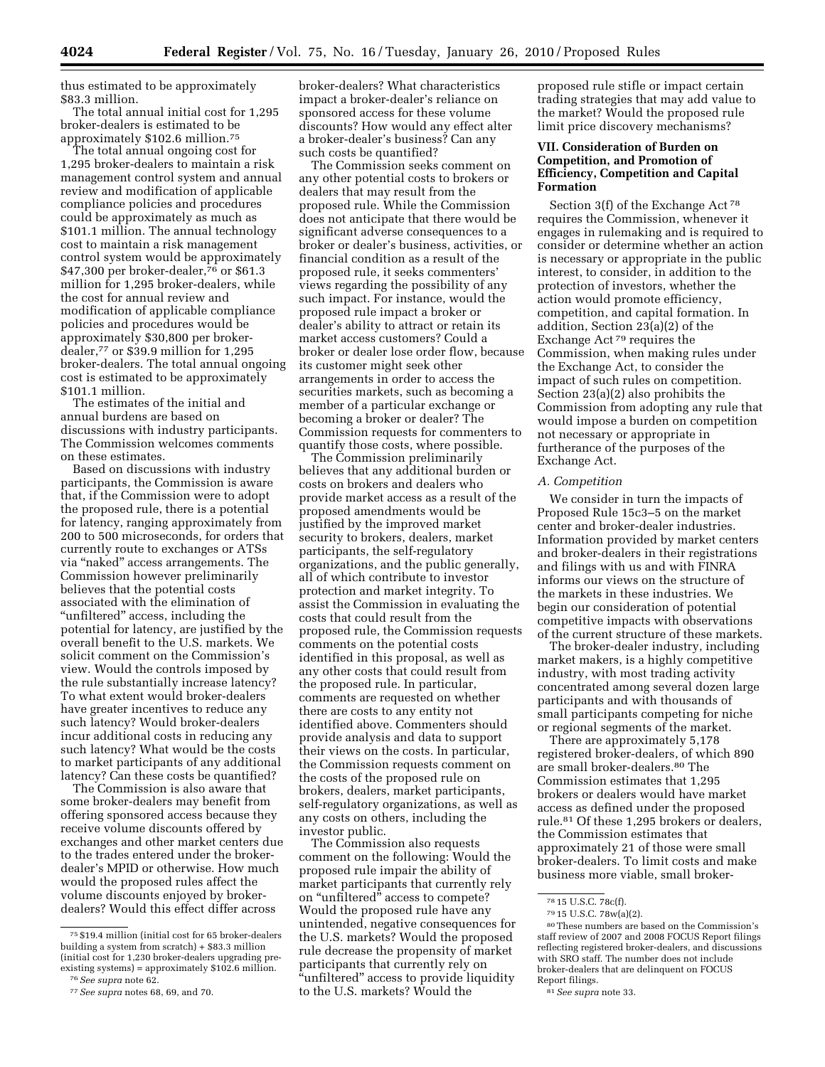thus estimated to be approximately $83.3 million.

The total annual initial cost for 1,295 broker-dealers is estimated to be approximately $102.6 million.[75]

The total annual ongoing cost for 1,295 broker-dealers to maintain a risk management control system and annual review and modification of applicable compliance policies and procedures could be approximately as much as $101.1 million. The annual technology cost to maintain a risk management control system would be approximately $47,300 per broker-dealer,[76] or $61.3 million for 1,295 broker-dealers, while the cost for annual review and modification of applicable compliance policies and procedures would be approximately $30,800 per broker-dealer,[77] or $39.9 million for 1,295 broker-dealers. The total annual ongoing cost is estimated to be approximately $101.1 million.

The estimates of the initial and annual burdens are based on discussions with industry participants. The Commission welcomes comments on these estimates.

Based on discussions with industry participants, the Commission is aware that, if the Commission were to adopt the proposed rule, there is a potential for latency, ranging approximately from 200 to 500 microseconds, for orders that currently route to exchanges or ATSs via "naked" access arrangements. The Commission however preliminarily believes that the potential costs associated with the elimination of "unfiltered" access, including the potential for latency, are justified by the overall benefit to the U.S. markets. We solicit comment on the Commission's view. Would the controls imposed by the rule substantially increase latency? To what extent would broker-dealers have greater incentives to reduce any such latency? Would broker-dealers incur additional costs in reducing any such latency? What would be the costs to market participants of any additional latency? Can these costs be quantified?

The Commission is also aware that some broker-dealers may benefit from offering sponsored access because they receive volume discounts offered by exchanges and other market centers due to the trades entered under the broker-dealer's MPID or otherwise. How much would the proposed rules affect the volume discounts enjoyed by broker-dealers? Would this effect differ across broker-dealers? What characteristics impact a broker-dealer's reliance on sponsored access for these volume discounts? How would any effect alter a broker-dealer's business? Can any such costs be quantified?

The Commission seeks comment on any other potential costs to brokers or dealers that may result from the proposed rule. While the Commission does not anticipate that there would be significant adverse consequences to a broker or dealer's business, activities, or financial condition as a result of the proposed rule, it seeks commenters' views regarding the possibility of any such impact. For instance, would the proposed rule impact a broker or dealer's ability to attract or retain its market access customers? Could a broker or dealer lose order flow, because its customer might seek other arrangements in order to access the securities markets, such as becoming a member of a particular exchange or becoming a broker or dealer? The Commission requests for commenters to quantify those costs, where possible.

The Commission preliminarily believes that any additional burden or costs on brokers and dealers who provide market access as a result of the proposed amendments would be justified by the improved market security to brokers, dealers, market participants, the self-regulatory organizations, and the public generally, all of which contribute to investor protection and market integrity. To assist the Commission in evaluating the costs that could result from the proposed rule, the Commission requests comments on the potential costs identified in this proposal, as well as any other costs that could result from the proposed rule. In particular, comments are requested on whether there are costs to any entity not identified above. Commenters should provide analysis and data to support their views on the costs. In particular, the Commission requests comment on the costs of the proposed rule on brokers, dealers, market participants, self-regulatory organizations, as well as any costs on others, including the investor public.

The Commission also requests comment on the following: Would the proposed rule impair the ability of market participants that currently rely on "unfiltered" access to compete? Would the proposed rule have any unintended, negative consequences for the U.S. markets? Would the proposed rule decrease the propensity of market participants that currently rely on "unfiltered" access to provide liquidity to the U.S. markets? Would the proposed rule stifle or impact certain trading strategies that may add value to the market? Would the proposed rule limit price discovery mechanisms?

## VII. Consideration of Burden on Competition, and Promotion of Efficiency, Competition and Capital Formation

Section 3(f) of the Exchange Act[78] requires the Commission, whenever it engages in rulemaking and is required to consider or determine whether an action is necessary or appropriate in the public interest, to consider, in addition to the protection of investors, whether the action would promote efficiency, competition, and capital formation. In addition, Section 23(a)(2) of the Exchange Act[79] requires the Commission, when making rules under the Exchange Act, to consider the impact of such rules on competition. Section 23(a)(2) also prohibits the Commission from adopting any rule that would impose a burden on competition not necessary or appropriate in furtherance of the purposes of the Exchange Act.

### *A. Competition*

We consider in turn the impacts of Proposed Rule 15c3–5 on the market center and broker-dealer industries. Information provided by market centers and broker-dealers in their registrations and filings with us and with FINRA informs our views on the structure of the markets in these industries. We begin our consideration of potential competitive impacts with observations of the current structure of these markets.

The broker-dealer industry, including market makers, is a highly competitive industry, with most trading activity concentrated among several dozen large participants and with thousands of small participants competing for niche or regional segments of the market.

There are approximately 5,178 registered broker-dealers, of which 890 are small broker-dealers.[80] The Commission estimates that 1,295 brokers or dealers would have market access as defined under the proposed rule.[81] Of these 1,295 brokers or dealers, the Commission estimates that approximately 21 of those were small broker-dealers. To limit costs and make business more viable, small broker-

---

[75] $19.4 million (initial cost for 65 broker-dealers building a system from scratch) + $83.3 million (initial cost for 1,230 broker-dealers upgrading pre-existing systems) = approximately $102.6 million.

[76] *See supra* note 62.

[77] *See supra* notes 68, 69, and 70.

[78] 15 U.S.C. 78c(f).

[79] 15 U.S.C. 78w(a)(2).

[80] These numbers are based on the Commission's staff review of 2007 and 2008 FOCUS Report filings reflecting registered broker-dealers, and discussions with SRO staff. The number does not include broker-dealers that are delinquent on FOCUS Report filings.

[81] *See supra* note 33.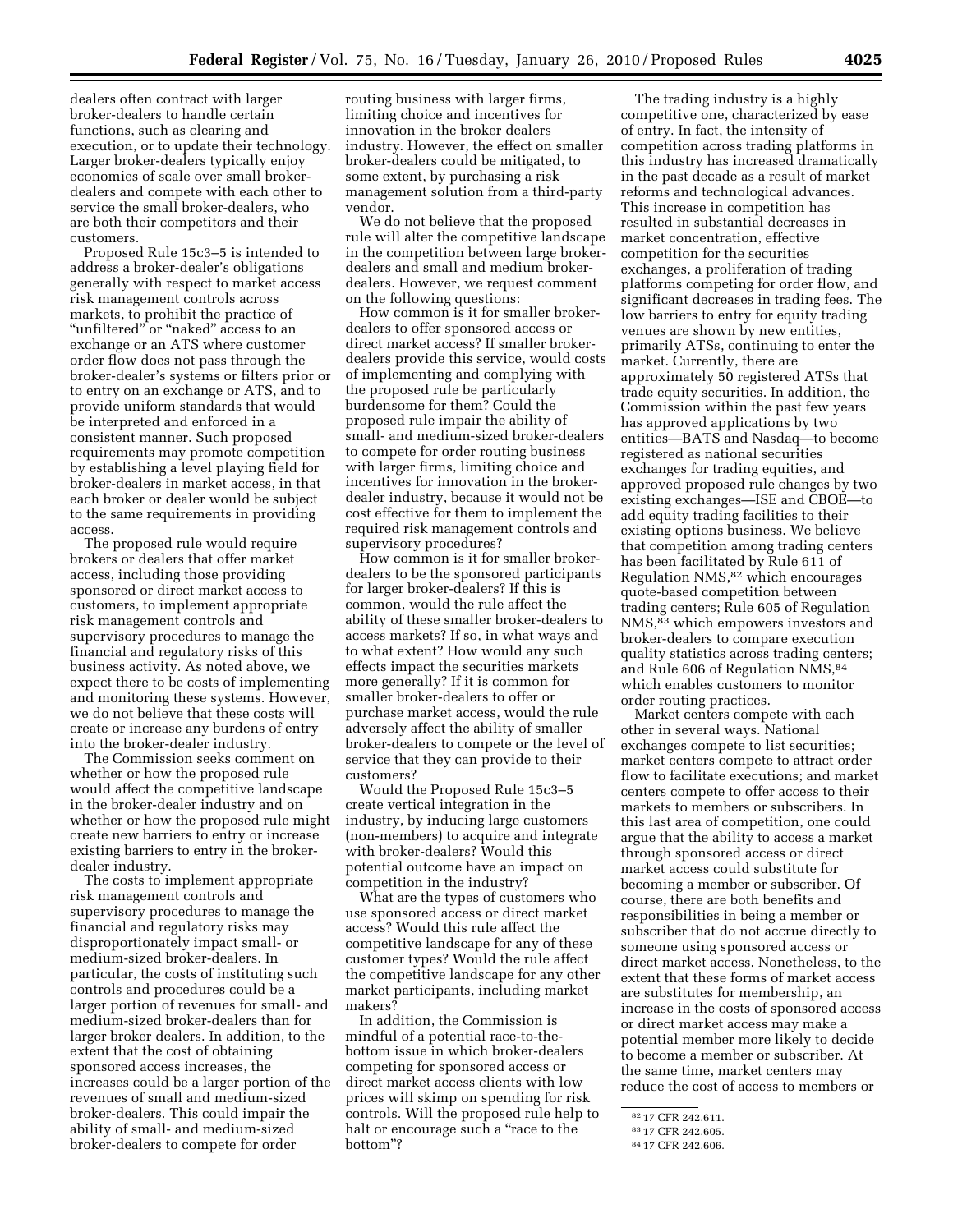dealers often contract with larger broker-dealers to handle certain functions, such as clearing and execution, or to update their technology. Larger broker-dealers typically enjoy economies of scale over small broker-dealers and compete with each other to service the small broker-dealers, who are both their competitors and their customers.

Proposed Rule 15c3–5 is intended to address a broker-dealer's obligations generally with respect to market access risk management controls across markets, to prohibit the practice of "unfiltered" or "naked" access to an exchange or an ATS where customer order flow does not pass through the broker-dealer's systems or filters prior or to entry on an exchange or ATS, and to provide uniform standards that would be interpreted and enforced in a consistent manner. Such proposed requirements may promote competition by establishing a level playing field for broker-dealers in market access, in that each broker or dealer would be subject to the same requirements in providing access.

The proposed rule would require brokers or dealers that offer market access, including those providing sponsored or direct market access to customers, to implement appropriate risk management controls and supervisory procedures to manage the financial and regulatory risks of this business activity. As noted above, we expect there to be costs of implementing and monitoring these systems. However, we do not believe that these costs will create or increase any burdens of entry into the broker-dealer industry.

The Commission seeks comment on whether or how the proposed rule would affect the competitive landscape in the broker-dealer industry and on whether or how the proposed rule might create new barriers to entry or increase existing barriers to entry in the broker-dealer industry.

The costs to implement appropriate risk management controls and supervisory procedures to manage the financial and regulatory risks may disproportionately impact small- or medium-sized broker-dealers. In particular, the costs of instituting such controls and procedures could be a larger portion of revenues for small- and medium-sized broker-dealers than for larger broker dealers. In addition, to the extent that the cost of obtaining sponsored access increases, the increases could be a larger portion of the revenues of small and medium-sized broker-dealers. This could impair the ability of small- and medium-sized broker-dealers to compete for order routing business with larger firms, limiting choice and incentives for innovation in the broker dealers industry. However, the effect on smaller broker-dealers could be mitigated, to some extent, by purchasing a risk management solution from a third-party vendor.

We do not believe that the proposed rule will alter the competitive landscape in the competition between large broker-dealers and small and medium broker-dealers. However, we request comment on the following questions:

How common is it for smaller broker-dealers to offer sponsored access or direct market access? If smaller broker-dealers provide this service, would costs of implementing and complying with the proposed rule be particularly burdensome for them? Could the proposed rule impair the ability of small- and medium-sized broker-dealers to compete for order routing business with larger firms, limiting choice and incentives for innovation in the broker-dealer industry, because it would not be cost effective for them to implement the required risk management controls and supervisory procedures?

How common is it for smaller broker-dealers to be the sponsored participants for larger broker-dealers? If this is common, would the rule affect the ability of these smaller broker-dealers to access markets? If so, in what ways and to what extent? How would any such effects impact the securities markets more generally? If it is common for smaller broker-dealers to offer or purchase market access, would the rule adversely affect the ability of smaller broker-dealers to compete or the level of service that they can provide to their customers?

Would the Proposed Rule 15c3–5 create vertical integration in the industry, by inducing large customers (non-members) to acquire and integrate with broker-dealers? Would this potential outcome have an impact on competition in the industry?

What are the types of customers who use sponsored access or direct market access? Would this rule affect the competitive landscape for any of these customer types? Would the rule affect the competitive landscape for any other market participants, including market makers?

In addition, the Commission is mindful of a potential race-to-the-bottom issue in which broker-dealers competing for sponsored access or direct market access clients with low prices will skimp on spending for risk controls. Will the proposed rule help to halt or encourage such a "race to the bottom"?

The trading industry is a highly competitive one, characterized by ease of entry. In fact, the intensity of competition across trading platforms in this industry has increased dramatically in the past decade as a result of market reforms and technological advances. This increase in competition has resulted in substantial decreases in market concentration, effective competition for the securities exchanges, a proliferation of trading platforms competing for order flow, and significant decreases in trading fees. The low barriers to entry for equity trading venues are shown by new entities, primarily ATSs, continuing to enter the market. Currently, there are approximately 50 registered ATSs that trade equity securities. In addition, the Commission within the past few years has approved applications by two entities—BATS and Nasdaq—to become registered as national securities exchanges for trading equities, and approved proposed rule changes by two existing exchanges—ISE and CBOE—to add equity trading facilities to their existing options business. We believe that competition among trading centers has been facilitated by Rule 611 of Regulation NMS,[82] which encourages quote-based competition between trading centers; Rule 605 of Regulation NMS,[83] which empowers investors and broker-dealers to compare execution quality statistics across trading centers; and Rule 606 of Regulation NMS,[84] which enables customers to monitor order routing practices.

Market centers compete with each other in several ways. National exchanges compete to list securities; market centers compete to attract order flow to facilitate executions; and market centers compete to offer access to their markets to members or subscribers. In this last area of competition, one could argue that the ability to access a market through sponsored access or direct market access could substitute for becoming a member or subscriber. Of course, there are both benefits and responsibilities in being a member or subscriber that do not accrue directly to someone using sponsored access or direct market access. Nonetheless, to the extent that these forms of market access are substitutes for membership, an increase in the costs of sponsored access or direct market access may make a potential member more likely to decide to become a member or subscriber. At the same time, market centers may reduce the cost of access to members or

[82] 17 CFR 242.611.

[83] 17 CFR 242.605.

[84] 17 CFR 242.606.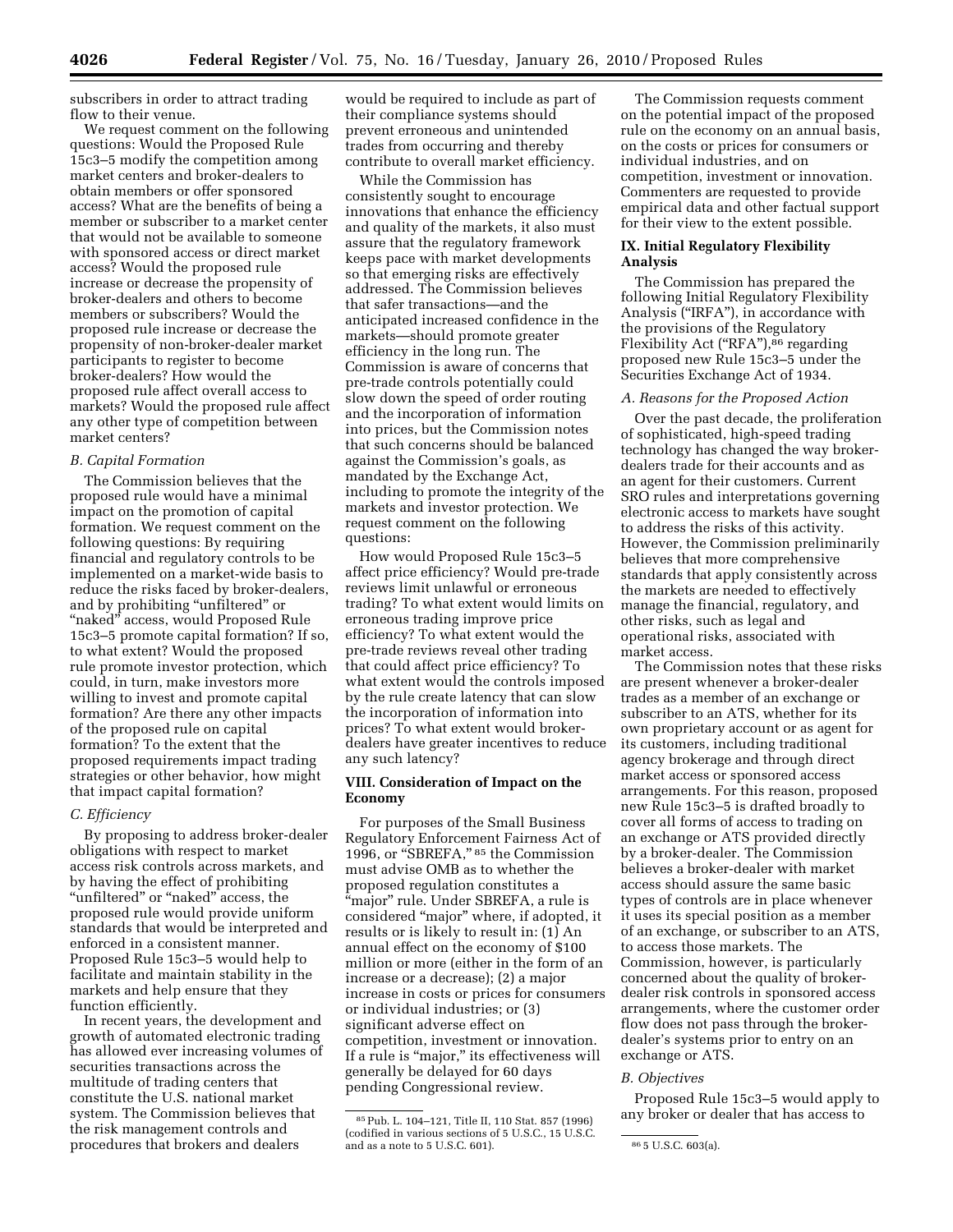subscribers in order to attract trading flow to their venue.

We request comment on the following questions: Would the Proposed Rule 15c3–5 modify the competition among market centers and broker-dealers to obtain members or offer sponsored access? What are the benefits of being a member or subscriber to a market center that would not be available to someone with sponsored access or direct market access? Would the proposed rule increase or decrease the propensity of broker-dealers and others to become members or subscribers? Would the proposed rule increase or decrease the propensity of non-broker-dealer market participants to register to become broker-dealers? How would the proposed rule affect overall access to markets? Would the proposed rule affect any other type of competition between market centers?

### *B. Capital Formation*

The Commission believes that the proposed rule would have a minimal impact on the promotion of capital formation. We request comment on the following questions: By requiring financial and regulatory controls to be implemented on a market-wide basis to reduce the risks faced by broker-dealers, and by prohibiting "unfiltered" or "naked" access, would Proposed Rule 15c3–5 promote capital formation? If so, to what extent? Would the proposed rule promote investor protection, which could, in turn, make investors more willing to invest and promote capital formation? Are there any other impacts of the proposed rule on capital formation? To the extent that the proposed requirements impact trading strategies or other behavior, how might that impact capital formation?

### *C. Efficiency*

By proposing to address broker-dealer obligations with respect to market access risk controls across markets, and by having the effect of prohibiting "unfiltered" or "naked" access, the proposed rule would provide uniform standards that would be interpreted and enforced in a consistent manner. Proposed Rule 15c3–5 would help to facilitate and maintain stability in the markets and help ensure that they function efficiently.

In recent years, the development and growth of automated electronic trading has allowed ever increasing volumes of securities transactions across the multitude of trading centers that constitute the U.S. national market system. The Commission believes that the risk management controls and procedures that brokers and dealers would be required to include as part of their compliance systems should prevent erroneous and unintended trades from occurring and thereby contribute to overall market efficiency.

While the Commission has consistently sought to encourage innovations that enhance the efficiency and quality of the markets, it also must assure that the regulatory framework keeps pace with market developments so that emerging risks are effectively addressed. The Commission believes that safer transactions—and the anticipated increased confidence in the markets—should promote greater efficiency in the long run. The Commission is aware of concerns that pre-trade controls potentially could slow down the speed of order routing and the incorporation of information into prices, but the Commission notes that such concerns should be balanced against the Commission's goals, as mandated by the Exchange Act, including to promote the integrity of the markets and investor protection. We request comment on the following questions:

How would Proposed Rule 15c3–5 affect price efficiency? Would pre-trade reviews limit unlawful or erroneous trading? To what extent would limits on erroneous trading improve price efficiency? To what extent would the pre-trade reviews reveal other trading that could affect price efficiency? To what extent would the controls imposed by the rule create latency that can slow the incorporation of information into prices? To what extent would broker-dealers have greater incentives to reduce any such latency?

## VIII. Consideration of Impact on the Economy

For purposes of the Small Business Regulatory Enforcement Fairness Act of 1996, or "SBREFA,"[85] the Commission must advise OMB as to whether the proposed regulation constitutes a "major" rule. Under SBREFA, a rule is considered "major" where, if adopted, it results or is likely to result in: (1) An annual effect on the economy of $100 million or more (either in the form of an increase or a decrease); (2) a major increase in costs or prices for consumers or individual industries; or (3) significant adverse effect on competition, investment or innovation. If a rule is "major," its effectiveness will generally be delayed for 60 days pending Congressional review.

The Commission requests comment on the potential impact of the proposed rule on the economy on an annual basis, on the costs or prices for consumers or individual industries, and on competition, investment or innovation. Commenters are requested to provide empirical data and other factual support for their view to the extent possible.

## IX. Initial Regulatory Flexibility Analysis

The Commission has prepared the following Initial Regulatory Flexibility Analysis ("IRFA"), in accordance with the provisions of the Regulatory Flexibility Act ("RFA"),[86] regarding proposed new Rule 15c3–5 under the Securities Exchange Act of 1934.

### *A. Reasons for the Proposed Action*

Over the past decade, the proliferation of sophisticated, high-speed trading technology has changed the way broker-dealers trade for their accounts and as an agent for their customers. Current SRO rules and interpretations governing electronic access to markets have sought to address the risks of this activity. However, the Commission preliminarily believes that more comprehensive standards that apply consistently across the markets are needed to effectively manage the financial, regulatory, and other risks, such as legal and operational risks, associated with market access.

The Commission notes that these risks are present whenever a broker-dealer trades as a member of an exchange or subscriber to an ATS, whether for its own proprietary account or as agent for its customers, including traditional agency brokerage and through direct market access or sponsored access arrangements. For this reason, proposed new Rule 15c3–5 is drafted broadly to cover all forms of access to trading on an exchange or ATS provided directly by a broker-dealer. The Commission believes a broker-dealer with market access should assure the same basic types of controls are in place whenever it uses its special position as a member of an exchange, or subscriber to an ATS, to access those markets. The Commission, however, is particularly concerned about the quality of broker-dealer risk controls in sponsored access arrangements, where the customer order flow does not pass through the broker-dealer's systems prior to entry on an exchange or ATS.

### *B. Objectives*

Proposed Rule 15c3–5 would apply to any broker or dealer that has access to

---

[85] Pub. L. 104–121, Title II, 110 Stat. 857 (1996) (codified in various sections of 5 U.S.C., 15 U.S.C. and as a note to 5 U.S.C. 601).

[86] 5 U.S.C. 603(a).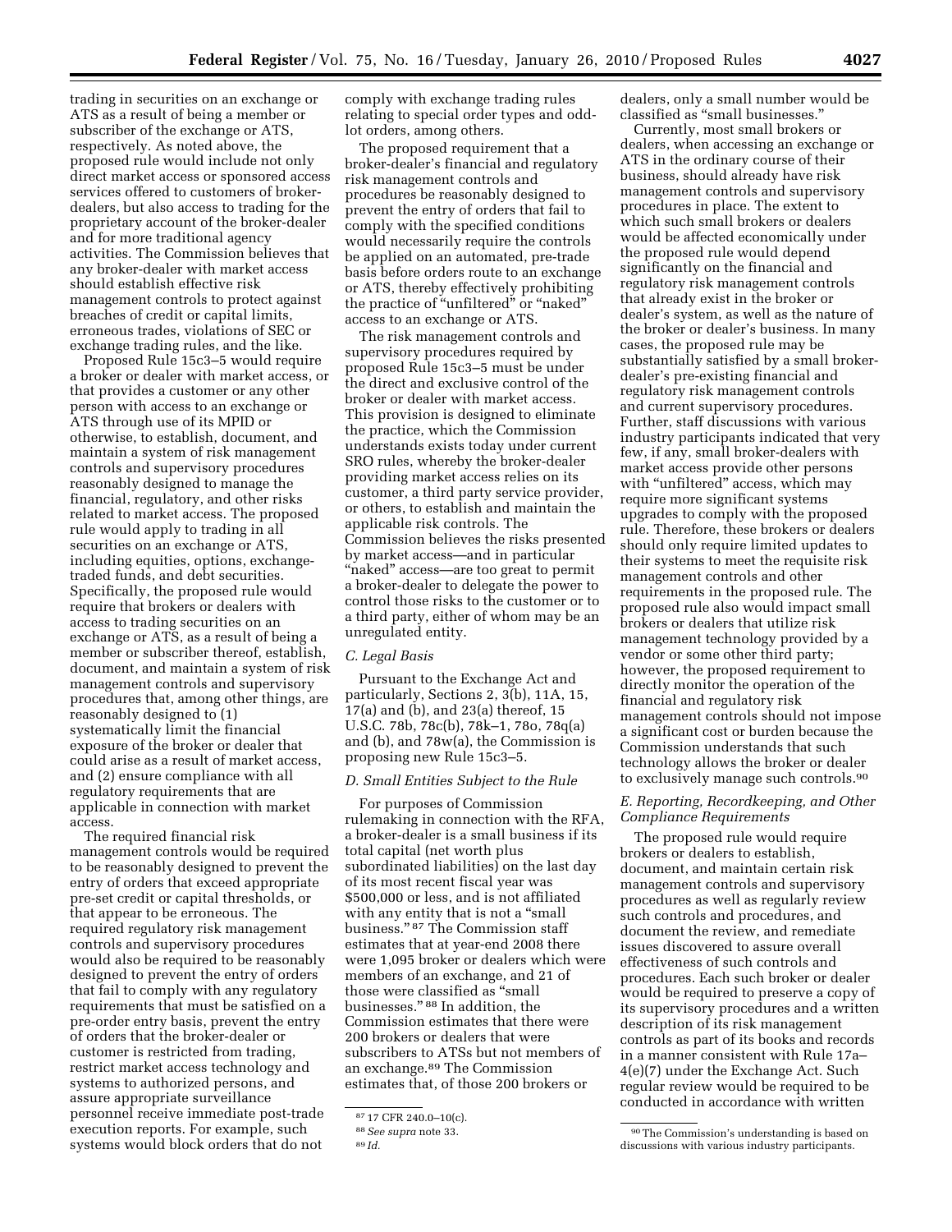trading in securities on an exchange or ATS as a result of being a member or subscriber of the exchange or ATS, respectively. As noted above, the proposed rule would include not only direct market access or sponsored access services offered to customers of broker-dealers, but also access to trading for the proprietary account of the broker-dealer and for more traditional agency activities. The Commission believes that any broker-dealer with market access should establish effective risk management controls to protect against breaches of credit or capital limits, erroneous trades, violations of SEC or exchange trading rules, and the like.

Proposed Rule 15c3–5 would require a broker or dealer with market access, or that provides a customer or any other person with access to an exchange or ATS through use of its MPID or otherwise, to establish, document, and maintain a system of risk management controls and supervisory procedures reasonably designed to manage the financial, regulatory, and other risks related to market access. The proposed rule would apply to trading in all securities on an exchange or ATS, including equities, options, exchange-traded funds, and debt securities. Specifically, the proposed rule would require that brokers or dealers with access to trading securities on an exchange or ATS, as a result of being a member or subscriber thereof, establish, document, and maintain a system of risk management controls and supervisory procedures that, among other things, are reasonably designed to (1) systematically limit the financial exposure of the broker or dealer that could arise as a result of market access, and (2) ensure compliance with all regulatory requirements that are applicable in connection with market access.

The required financial risk management controls would be required to be reasonably designed to prevent the entry of orders that exceed appropriate pre-set credit or capital thresholds, or that appear to be erroneous. The required regulatory risk management controls and supervisory procedures would also be required to be reasonably designed to prevent the entry of orders that fail to comply with any regulatory requirements that must be satisfied on a pre-order entry basis, prevent the entry of orders that the broker-dealer or customer is restricted from trading, restrict market access technology and systems to authorized persons, and assure appropriate surveillance personnel receive immediate post-trade execution reports. For example, such systems would block orders that do not comply with exchange trading rules relating to special order types and odd-lot orders, among others.

The proposed requirement that a broker-dealer's financial and regulatory risk management controls and procedures be reasonably designed to prevent the entry of orders that fail to comply with the specified conditions would necessarily require the controls be applied on an automated, pre-trade basis before orders route to an exchange or ATS, thereby effectively prohibiting the practice of "unfiltered" or "naked" access to an exchange or ATS.

The risk management controls and supervisory procedures required by proposed Rule 15c3–5 must be under the direct and exclusive control of the broker or dealer with market access. This provision is designed to eliminate the practice, which the Commission understands exists today under current SRO rules, whereby the broker-dealer providing market access relies on its customer, a third party service provider, or others, to establish and maintain the applicable risk controls. The Commission believes the risks presented by market access—and in particular "naked" access—are too great to permit a broker-dealer to delegate the power to control those risks to the customer or to a third party, either of whom may be an unregulated entity.

### C. Legal Basis

Pursuant to the Exchange Act and particularly, Sections 2, 3(b), 11A, 15, 17(a) and (b), and 23(a) thereof, 15 U.S.C. 78b, 78c(b), 78k–1, 78o, 78q(a) and (b), and 78w(a), the Commission is proposing new Rule 15c3–5.

### D. Small Entities Subject to the Rule

For purposes of Commission rulemaking in connection with the RFA, a broker-dealer is a small business if its total capital (net worth plus subordinated liabilities) on the last day of its most recent fiscal year was $500,000 or less, and is not affiliated with any entity that is not a "small business." [87] The Commission staff estimates that at year-end 2008 there were 1,095 broker or dealers which were members of an exchange, and 21 of those were classified as "small businesses." [88] In addition, the Commission estimates that there were 200 brokers or dealers that were subscribers to ATSs but not members of an exchange.[89] The Commission estimates that, of those 200 brokers or dealers, only a small number would be classified as "small businesses."

Currently, most small brokers or dealers, when accessing an exchange or ATS in the ordinary course of their business, should already have risk management controls and supervisory procedures in place. The extent to which such small brokers or dealers would be affected economically under the proposed rule would depend significantly on the financial and regulatory risk management controls that already exist in the broker or dealer's system, as well as the nature of the broker or dealer's business. In many cases, the proposed rule may be substantially satisfied by a small broker-dealer's pre-existing financial and regulatory risk management controls and current supervisory procedures. Further, staff discussions with various industry participants indicated that very few, if any, small broker-dealers with market access provide other persons with "unfiltered" access, which may require more significant systems upgrades to comply with the proposed rule. Therefore, these brokers or dealers should only require limited updates to their systems to meet the requisite risk management controls and other requirements in the proposed rule. The proposed rule also would impact small brokers or dealers that utilize risk management technology provided by a vendor or some other third party; however, the proposed requirement to directly monitor the operation of the financial and regulatory risk management controls should not impose a significant cost or burden because the Commission understands that such technology allows the broker or dealer to exclusively manage such controls.[90]

### E. Reporting, Recordkeeping, and Other Compliance Requirements

The proposed rule would require brokers or dealers to establish, document, and maintain certain risk management controls and supervisory procedures as well as regularly review such controls and procedures, and document the review, and remediate issues discovered to assure overall effectiveness of such controls and procedures. Each such broker or dealer would be required to preserve a copy of its supervisory procedures and a written description of its risk management controls as part of its books and records in a manner consistent with Rule 17a–4(e)(7) under the Exchange Act. Such regular review would be required to be conducted in accordance with written

---

[87] 17 CFR 240.0–10(c).

[88] *See supra* note 33.

[89] *Id.*

[90] The Commission's understanding is based on discussions with various industry participants.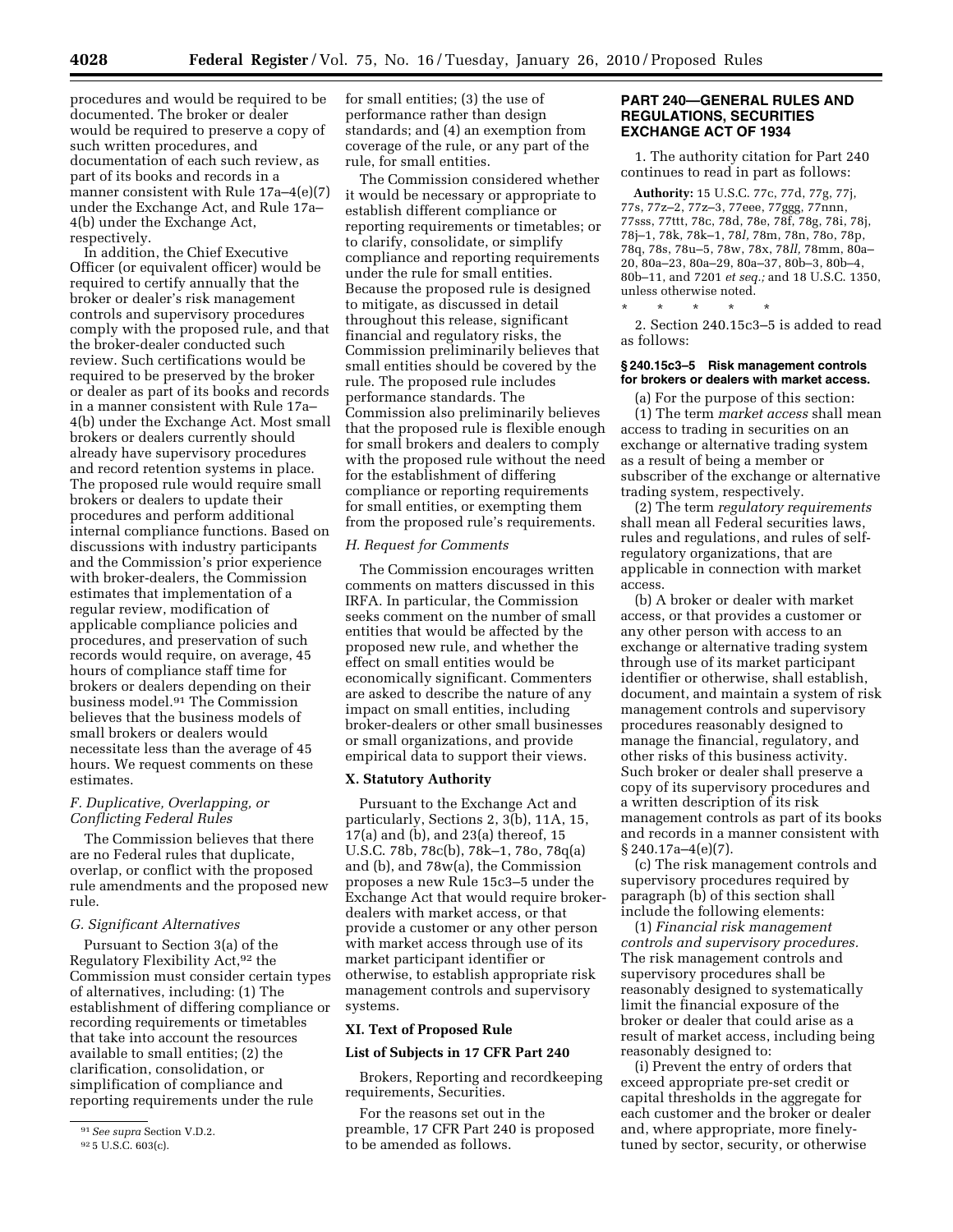procedures and would be required to be documented. The broker or dealer would be required to preserve a copy of such written procedures, and documentation of each such review, as part of its books and records in a manner consistent with Rule 17a–4(e)(7) under the Exchange Act, and Rule 17a–4(b) under the Exchange Act, respectively.

In addition, the Chief Executive Officer (or equivalent officer) would be required to certify annually that the broker or dealer's risk management controls and supervisory procedures comply with the proposed rule, and that the broker-dealer conducted such review. Such certifications would be required to be preserved by the broker or dealer as part of its books and records in a manner consistent with Rule 17a–4(b) under the Exchange Act. Most small brokers or dealers currently should already have supervisory procedures and record retention systems in place. The proposed rule would require small brokers or dealers to update their procedures and perform additional internal compliance functions. Based on discussions with industry participants and the Commission's prior experience with broker-dealers, the Commission estimates that implementation of a regular review, modification of applicable compliance policies and procedures, and preservation of such records would require, on average, 45 hours of compliance staff time for brokers or dealers depending on their business model.[91] The Commission believes that the business models of small brokers or dealers would necessitate less than the average of 45 hours. We request comments on these estimates.

*F. Duplicative, Overlapping, or Conflicting Federal Rules*

The Commission believes that there are no Federal rules that duplicate, overlap, or conflict with the proposed rule amendments and the proposed new rule.

*G. Significant Alternatives*

Pursuant to Section 3(a) of the Regulatory Flexibility Act,[92] the Commission must consider certain types of alternatives, including: (1) The establishment of differing compliance or recording requirements or timetables that take into account the resources available to small entities; (2) the clarification, consolidation, or simplification of compliance and reporting requirements under the rule for small entities; (3) the use of performance rather than design standards; and (4) an exemption from coverage of the rule, or any part of the rule, for small entities.

The Commission considered whether it would be necessary or appropriate to establish different compliance or reporting requirements or timetables; or to clarify, consolidate, or simplify compliance and reporting requirements under the rule for small entities. Because the proposed rule is designed to mitigate, as discussed in detail throughout this release, significant financial and regulatory risks, the Commission preliminarily believes that small entities should be covered by the rule. The proposed rule includes performance standards. The Commission also preliminarily believes that the proposed rule is flexible enough for small brokers and dealers to comply with the proposed rule without the need for the establishment of differing compliance or reporting requirements for small entities, or exempting them from the proposed rule's requirements.

*H. Request for Comments*

The Commission encourages written comments on matters discussed in this IRFA. In particular, the Commission seeks comment on the number of small entities that would be affected by the proposed new rule, and whether the effect on small entities would be economically significant. Commenters are asked to describe the nature of any impact on small entities, including broker-dealers or other small businesses or small organizations, and provide empirical data to support their views.

## X. Statutory Authority

Pursuant to the Exchange Act and particularly, Sections 2, 3(b), 11A, 15, 17(a) and (b), and 23(a) thereof, 15 U.S.C. 78b, 78c(b), 78k–1, 78o, 78q(a) and (b), and 78w(a), the Commission proposes a new Rule 15c3–5 under the Exchange Act that would require broker-dealers with market access, or that provide a customer or any other person with market access through use of its market participant identifier or otherwise, to establish appropriate risk management controls and supervisory systems.

## XI. Text of Proposed Rule

### List of Subjects in 17 CFR Part 240

Brokers, Reporting and recordkeeping requirements, Securities.

For the reasons set out in the preamble, 17 CFR Part 240 is proposed to be amended as follows.

### PART 240—GENERAL RULES AND REGULATIONS, SECURITIES EXCHANGE ACT OF 1934

1. The authority citation for Part 240 continues to read in part as follows:

**Authority:** 15 U.S.C. 77c, 77d, 77g, 77j, 77s, 77z–2, 77z–3, 77eee, 77ggg, 77nnn, 77sss, 77ttt, 78c, 78d, 78e, 78f, 78g, 78i, 78j, 78j–1, 78k, 78k–1, 78*l*, 78m, 78n, 78o, 78p, 78q, 78s, 78u–5, 78w, 78x, 78*ll*, 78mm, 80a–20, 80a–23, 80a–29, 80a–37, 80b–3, 80b–4, 80b–11, and 7201 *et seq.;* and 18 U.S.C. 1350, unless otherwise noted.

\* \* \* \* \*

2. Section 240.15c3–5 is added to read as follows:

**§ 240.15c3–5 Risk management controls for brokers or dealers with market access.**

(a) For the purpose of this section:

(1) The term *market access* shall mean access to trading in securities on an exchange or alternative trading system as a result of being a member or subscriber of the exchange or alternative trading system, respectively.

(2) The term *regulatory requirements* shall mean all Federal securities laws, rules and regulations, and rules of self-regulatory organizations, that are applicable in connection with market access.

(b) A broker or dealer with market access, or that provides a customer or any other person with access to an exchange or alternative trading system through use of its market participant identifier or otherwise, shall establish, document, and maintain a system of risk management controls and supervisory procedures reasonably designed to manage the financial, regulatory, and other risks of this business activity. Such broker or dealer shall preserve a copy of its supervisory procedures and a written description of its risk management controls as part of its books and records in a manner consistent with § 240.17a–4(e)(7).

(c) The risk management controls and supervisory procedures required by paragraph (b) of this section shall include the following elements:

(1) *Financial risk management controls and supervisory procedures.* The risk management controls and supervisory procedures shall be reasonably designed to systematically limit the financial exposure of the broker or dealer that could arise as a result of market access, including being reasonably designed to:

(i) Prevent the entry of orders that exceed appropriate pre-set credit or capital thresholds in the aggregate for each customer and the broker or dealer and, where appropriate, more finely-tuned by sector, security, or otherwise

---

[91] *See supra* Section V.D.2.

[92] 5 U.S.C. 603(c).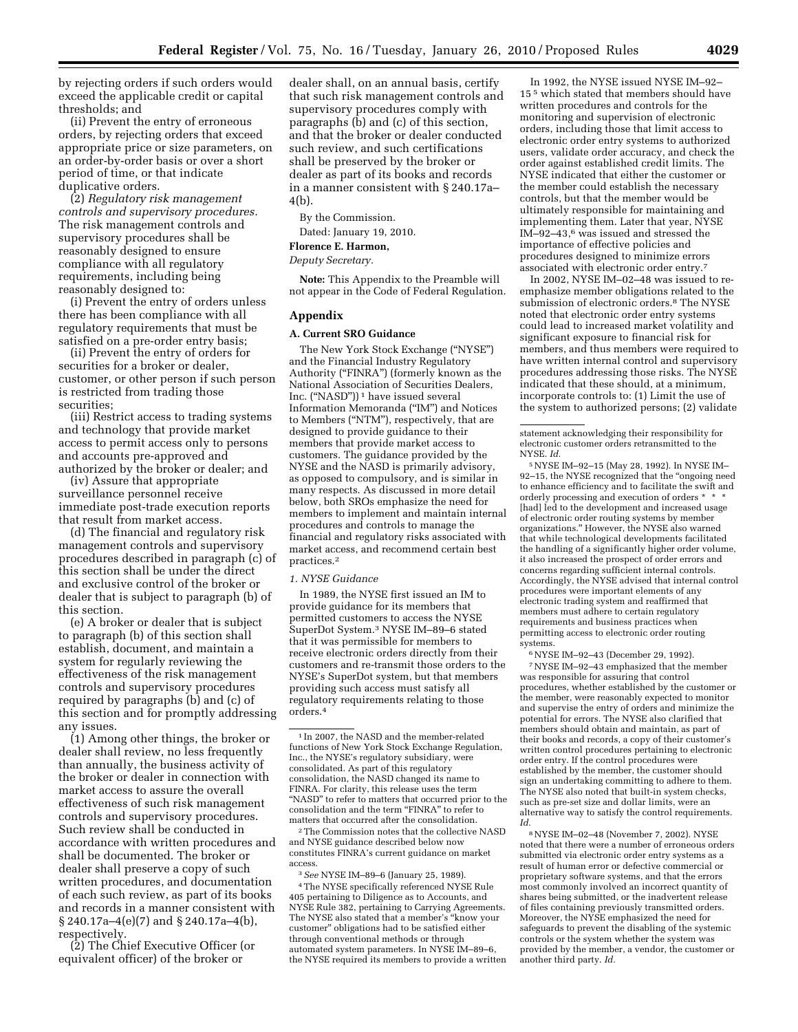by rejecting orders if such orders would exceed the applicable credit or capital thresholds; and

(ii) Prevent the entry of erroneous orders, by rejecting orders that exceed appropriate price or size parameters, on an order-by-order basis or over a short period of time, or that indicate duplicative orders.

(2) *Regulatory risk management controls and supervisory procedures.* The risk management controls and supervisory procedures shall be reasonably designed to ensure compliance with all regulatory requirements, including being reasonably designed to:

(i) Prevent the entry of orders unless there has been compliance with all regulatory requirements that must be satisfied on a pre-order entry basis;

(ii) Prevent the entry of orders for securities for a broker or dealer, customer, or other person if such person is restricted from trading those securities;

(iii) Restrict access to trading systems and technology that provide market access to permit access only to persons and accounts pre-approved and authorized by the broker or dealer; and

(iv) Assure that appropriate surveillance personnel receive immediate post-trade execution reports that result from market access.

(d) The financial and regulatory risk management controls and supervisory procedures described in paragraph (c) of this section shall be under the direct and exclusive control of the broker or dealer that is subject to paragraph (b) of this section.

(e) A broker or dealer that is subject to paragraph (b) of this section shall establish, document, and maintain a system for regularly reviewing the effectiveness of the risk management controls and supervisory procedures required by paragraphs (b) and (c) of this section and for promptly addressing any issues.

(1) Among other things, the broker or dealer shall review, no less frequently than annually, the business activity of the broker or dealer in connection with market access to assure the overall effectiveness of such risk management controls and supervisory procedures. Such review shall be conducted in accordance with written procedures and shall be documented. The broker or dealer shall preserve a copy of such written procedures, and documentation of each such review, as part of its books and records in a manner consistent with § 240.17a–4(e)(7) and § 240.17a–4(b), respectively.

(2) The Chief Executive Officer (or equivalent officer) of the broker or dealer shall, on an annual basis, certify that such risk management controls and supervisory procedures comply with paragraphs (b) and (c) of this section, and that the broker or dealer conducted such review, and such certifications shall be preserved by the broker or dealer as part of its books and records in a manner consistent with § 240.17a–4(b).

By the Commission.

Dated: January 19, 2010.

**Florence E. Harmon,**

*Deputy Secretary.*

**Note:** This Appendix to the Preamble will not appear in the Code of Federal Regulation.

## Appendix

### A. Current SRO Guidance

The New York Stock Exchange ("NYSE") and the Financial Industry Regulatory Authority ("FINRA") (formerly known as the National Association of Securities Dealers, Inc. ("NASD"))[1] have issued several Information Memoranda ("IM") and Notices to Members ("NTM"), respectively, that are designed to provide guidance to their members that provide market access to customers. The guidance provided by the NYSE and the NASD is primarily advisory, as opposed to compulsory, and is similar in many respects. As discussed in more detail below, both SROs emphasize the need for members to implement and maintain internal procedures and controls to manage the financial and regulatory risks associated with market access, and recommend certain best practices.[2]

#### *1. NYSE Guidance*

In 1989, the NYSE first issued an IM to provide guidance for its members that permitted customers to access the NYSE SuperDot System.[3] NYSE IM–89–6 stated that it was permissible for members to receive electronic orders directly from their customers and re-transmit those orders to the NYSE's SuperDot system, but that members providing such access must satisfy all regulatory requirements relating to those orders.[4]

In 1992, the NYSE issued NYSE IM–92–15[5] which stated that members should have written procedures and controls for the monitoring and supervision of electronic orders, including those that limit access to electronic order entry systems to authorized users, validate order accuracy, and check the order against established credit limits. The NYSE indicated that either the customer or the member could establish the necessary controls, but that the member would be ultimately responsible for maintaining and implementing them. Later that year, NYSE IM–92–43,[6] was issued and stressed the importance of effective policies and procedures designed to minimize errors associated with electronic order entry.[7]

In 2002, NYSE IM–02–48 was issued to re-emphasize member obligations related to the submission of electronic orders.[8] The NYSE noted that electronic order entry systems could lead to increased market volatility and significant exposure to financial risk for members, and thus members were required to have written internal control and supervisory procedures addressing those risks. The NYSE indicated that these should, at a minimum, incorporate controls to: (1) Limit the use of the system to authorized persons; (2) validate

---

[1] In 2007, the NASD and the member-related functions of New York Stock Exchange Regulation, Inc., the NYSE's regulatory subsidiary, were consolidated. As part of this regulatory consolidation, the NASD changed its name to FINRA. For clarity, this release uses the term "NASD" to refer to matters that occurred prior to the consolidation and the term "FINRA" to refer to matters that occurred after the consolidation.

[2] The Commission notes that the collective NASD and NYSE guidance described below now constitutes FINRA's current guidance on market access.

[3] *See* NYSE IM–89–6 (January 25, 1989).

[4] The NYSE specifically referenced NYSE Rule 405 pertaining to Diligence as to Accounts, and NYSE Rule 382, pertaining to Carrying Agreements. The NYSE also stated that a member's "know your customer" obligations had to be satisfied either through conventional methods or through automated system parameters. In NYSE IM–89–6, the NYSE required its members to provide a written statement acknowledging their responsibility for electronic customer orders retransmitted to the NYSE. *Id.*

[5] NYSE IM–92–15 (May 28, 1992). In NYSE IM–92–15, the NYSE recognized that the "ongoing need to enhance efficiency and to facilitate the swift and orderly processing and execution of orders * * * [had] led to the development and increased usage of electronic order routing systems by member organizations." However, the NYSE also warned that while technological developments facilitated the handling of a significantly higher order volume, it also increased the prospect of order errors and concerns regarding sufficient internal controls. Accordingly, the NYSE advised that internal control procedures were important elements of any electronic trading system and reaffirmed that members must adhere to certain regulatory requirements and business practices when permitting access to electronic order routing systems.

[6] NYSE IM–92–43 (December 29, 1992).

[7] NYSE IM–92–43 emphasized that the member was responsible for assuring that control procedures, whether established by the customer or the member, were reasonably expected to monitor and supervise the entry of orders and minimize the potential for errors. The NYSE also clarified that members should obtain and maintain, as part of their books and records, a copy of their customer's written control procedures pertaining to electronic order entry. If the control procedures were established by the member, the customer should sign an undertaking committing to adhere to them. The NYSE also noted that built-in system checks, such as pre-set size and dollar limits, were an alternative way to satisfy the control requirements. *Id.*

[8] NYSE IM–02–48 (November 7, 2002). NYSE noted that there were a number of erroneous orders submitted via electronic order entry systems as a result of human error or defective commercial or proprietary software systems, and that the errors most commonly involved an incorrect quantity of shares being submitted, or the inadvertent release of files containing previously transmitted orders. Moreover, the NYSE emphasized the need for safeguards to prevent the disabling of the systemic controls or the system whether the system was provided by the member, a vendor, the customer or another third party. *Id.*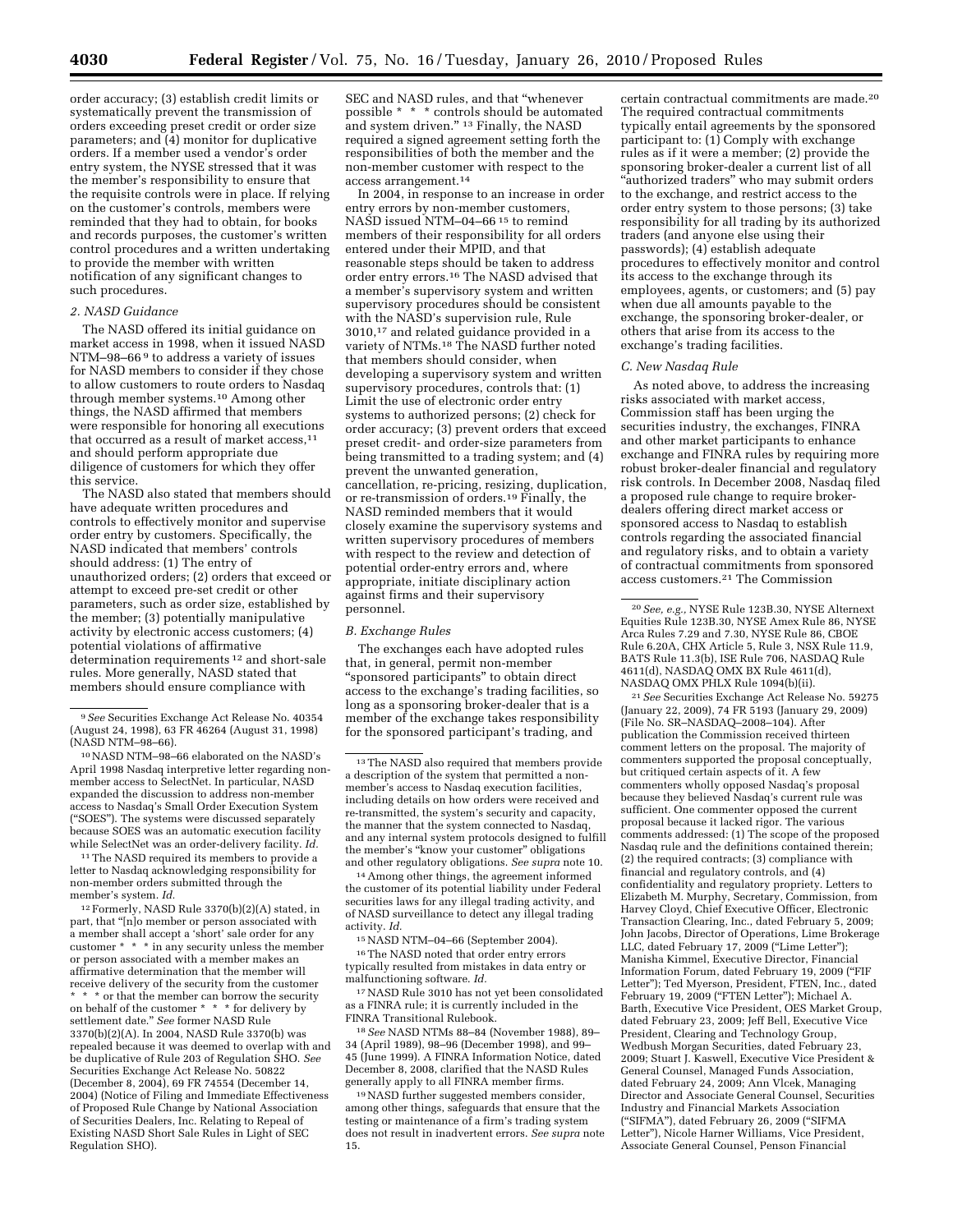order accuracy; (3) establish credit limits or systematically prevent the transmission of orders exceeding preset credit or order size parameters; and (4) monitor for duplicative orders. If a member used a vendor's order entry system, the NYSE stressed that it was the member's responsibility to ensure that the requisite controls were in place. If relying on the customer's controls, members were reminded that they had to obtain, for books and records purposes, the customer's written control procedures and a written undertaking to provide the member with written notification of any significant changes to such procedures.

*2. NASD Guidance*

The NASD offered its initial guidance on market access in 1998, when it issued NASD NTM–98–66 [9] to address a variety of issues for NASD members to consider if they chose to allow customers to route orders to Nasdaq through member systems.[10] Among other things, the NASD affirmed that members were responsible for honoring all executions that occurred as a result of market access,[11] and should perform appropriate due diligence of customers for which they offer this service.

The NASD also stated that members should have adequate written procedures and controls to effectively monitor and supervise order entry by customers. Specifically, the NASD indicated that members' controls should address: (1) The entry of unauthorized orders; (2) orders that exceed or attempt to exceed pre-set credit or other parameters, such as order size, established by the member; (3) potentially manipulative activity by electronic access customers; (4) potential violations of affirmative determination requirements [12] and short-sale rules. More generally, NASD stated that members should ensure compliance with SEC and NASD rules, and that "whenever possible * * * controls should be automated and system driven." [13] Finally, the NASD required a signed agreement setting forth the responsibilities of both the member and the non-member customer with respect to the access arrangement.[14]

In 2004, in response to an increase in order entry errors by non-member customers, NASD issued NTM–04–66 [15] to remind members of their responsibility for all orders entered under their MPID, and that reasonable steps should be taken to address order entry errors.[16] The NASD advised that a member's supervisory system and written supervisory procedures should be consistent with the NASD's supervision rule, Rule 3010,[17] and related guidance provided in a variety of NTMs.[18] The NASD further noted that members should consider, when developing a supervisory system and written supervisory procedures, controls that: (1) Limit the use of electronic order entry systems to authorized persons; (2) check for order accuracy; (3) prevent orders that exceed preset credit- and order-size parameters from being transmitted to a trading system; and (4) prevent the unwanted generation, cancellation, re-pricing, resizing, duplication, or re-transmission of orders.[19] Finally, the NASD reminded members that it would closely examine the supervisory systems and written supervisory procedures of members with respect to the review and detection of potential order-entry errors and, where appropriate, initiate disciplinary action against firms and their supervisory personnel.

*B. Exchange Rules*

The exchanges each have adopted rules that, in general, permit non-member "sponsored participants" to obtain direct access to the exchange's trading facilities, so long as a sponsoring broker-dealer that is a member of the exchange takes responsibility for the sponsored participant's trading, and certain contractual commitments are made.[20] The required contractual commitments typically entail agreements by the sponsored participant to: (1) Comply with exchange rules as if it were a member; (2) provide the sponsoring broker-dealer a current list of all "authorized traders" who may submit orders to the exchange, and restrict access to the order entry system to those persons; (3) take responsibility for all trading by its authorized traders (and anyone else using their passwords); (4) establish adequate procedures to effectively monitor and control its access to the exchange through its employees, agents, or customers; and (5) pay when due all amounts payable to the exchange, the sponsoring broker-dealer, or others that arise from its access to the exchange's trading facilities.

*C. New Nasdaq Rule*

As noted above, to address the increasing risks associated with market access, Commission staff has been urging the securities industry, the exchanges, FINRA and other market participants to enhance exchange and FINRA rules by requiring more robust broker-dealer financial and regulatory risk controls. In December 2008, Nasdaq filed a proposed rule change to require broker-dealers offering direct market access or sponsored access to Nasdaq to establish controls regarding the associated financial and regulatory risks, and to obtain a variety of contractual commitments from sponsored access customers.[21] The Commission

---

[9] *See* Securities Exchange Act Release No. 40354 (August 24, 1998), 63 FR 46264 (August 31, 1998) (NASD NTM–98–66).

[10] NASD NTM–98–66 elaborated on the NASD's April 1998 Nasdaq interpretive letter regarding non-member access to SelectNet. In particular, NASD expanded the discussion to address non-member access to Nasdaq's Small Order Execution System ("SOES"). The systems were discussed separately because SOES was an automatic execution facility while SelectNet was an order-delivery facility. *Id.*

[11] The NASD required its members to provide a letter to Nasdaq acknowledging responsibility for non-member orders submitted through the member's system. *Id.*

[12] Formerly, NASD Rule 3370(b)(2)(A) stated, in part, that "[n]o member or person associated with a member shall accept a 'short' sale order for any customer * * * in any security unless the member or person associated with a member makes an affirmative determination that the member will receive delivery of the security from the customer * * * or that the member can borrow the security on behalf of the customer * * * for delivery by settlement date." *See* former NASD Rule 3370(b)(2)(A). In 2004, NASD Rule 3370(b) was repealed because it was deemed to overlap with and be duplicative of Rule 203 of Regulation SHO. *See* Securities Exchange Act Release No. 50822 (December 8, 2004), 69 FR 74554 (December 14, 2004) (Notice of Filing and Immediate Effectiveness of Proposed Rule Change by National Association of Securities Dealers, Inc. Relating to Repeal of Existing NASD Short Sale Rules in Light of SEC Regulation SHO).

[13] The NASD also required that members provide a description of the system that permitted a non-member's access to Nasdaq execution facilities, including details on how orders were received and re-transmitted, the system's security and capacity, the manner that the system connected to Nasdaq, and any internal system protocols designed to fulfill the member's "know your customer" obligations and other regulatory obligations. *See supra* note 10.

[14] Among other things, the agreement informed the customer of its potential liability under Federal securities laws for any illegal trading activity, and of NASD surveillance to detect any illegal trading activity. *Id.*

[15] NASD NTM–04–66 (September 2004).

[16] The NASD noted that order entry errors typically resulted from mistakes in data entry or malfunctioning software. *Id.*

[17] NASD Rule 3010 has not yet been consolidated as a FINRA rule; it is currently included in the FINRA Transitional Rulebook.

[18] *See* NASD NTMs 88–84 (November 1988), 89–34 (April 1989), 98–96 (December 1998), and 99–45 (June 1999). A FINRA Information Notice, dated December 8, 2008, clarified that the NASD Rules generally apply to all FINRA member firms.

[19] NASD further suggested members consider, among other things, safeguards that ensure that the testing or maintenance of a firm's trading system does not result in inadvertent errors. *See supra* note 15.

[20] *See, e.g.,* NYSE Rule 123B.30, NYSE Alternext Equities Rule 123B.30, NYSE Amex Rule 86, NYSE Arca Rules 7.29 and 7.30, NYSE Rule 86, CBOE Rule 6.20A, CHX Article 5, Rule 3, NSX Rule 11.9, BATS Rule 11.3(b), ISE Rule 706, NASDAQ Rule 4611(d), NASDAQ OMX BX Rule 4611(d), NASDAQ OMX PHLX Rule 1094(b)(ii).

[21] *See* Securities Exchange Act Release No. 59275 (January 22, 2009), 74 FR 5193 (January 29, 2009) (File No. SR–NASDAQ–2008–104). After publication the Commission received thirteen comment letters on the proposal. The majority of commenters supported the proposal conceptually, but critiqued certain aspects of it. A few commenters wholly opposed Nasdaq's proposal because they believed Nasdaq's current rule was sufficient. One commenter opposed the current proposal because it lacked rigor. The various comments addressed: (1) The scope of the proposed Nasdaq rule and the definitions contained therein; (2) the required contracts; (3) compliance with financial and regulatory controls, and (4) confidentiality and regulatory propriety. Letters to Elizabeth M. Murphy, Secretary, Commission, from Harvey Cloyd, Chief Executive Officer, Electronic Transaction Clearing, Inc., dated February 5, 2009; John Jacobs, Director of Operations, Lime Brokerage LLC, dated February 17, 2009 ("Lime Letter"); Manisha Kimmel, Executive Director, Financial Information Forum, dated February 19, 2009 ("FIF Letter"); Ted Myerson, President, FTEN, Inc., dated February 19, 2009 ("FTEN Letter"); Michael A. Barth, Executive Vice President, OES Market Group, dated February 23, 2009; Jeff Bell, Executive Vice President, Clearing and Technology Group, Wedbush Morgan Securities, dated February 23, 2009; Stuart J. Kaswell, Executive Vice President & General Counsel, Managed Funds Association, dated February 24, 2009; Ann Vlcek, Managing Director and Associate General Counsel, Securities Industry and Financial Markets Association ("SIFMA"), dated February 26, 2009 ("SIFMA Letter"), Nicole Harner Williams, Vice President, Associate General Counsel, Penson Financial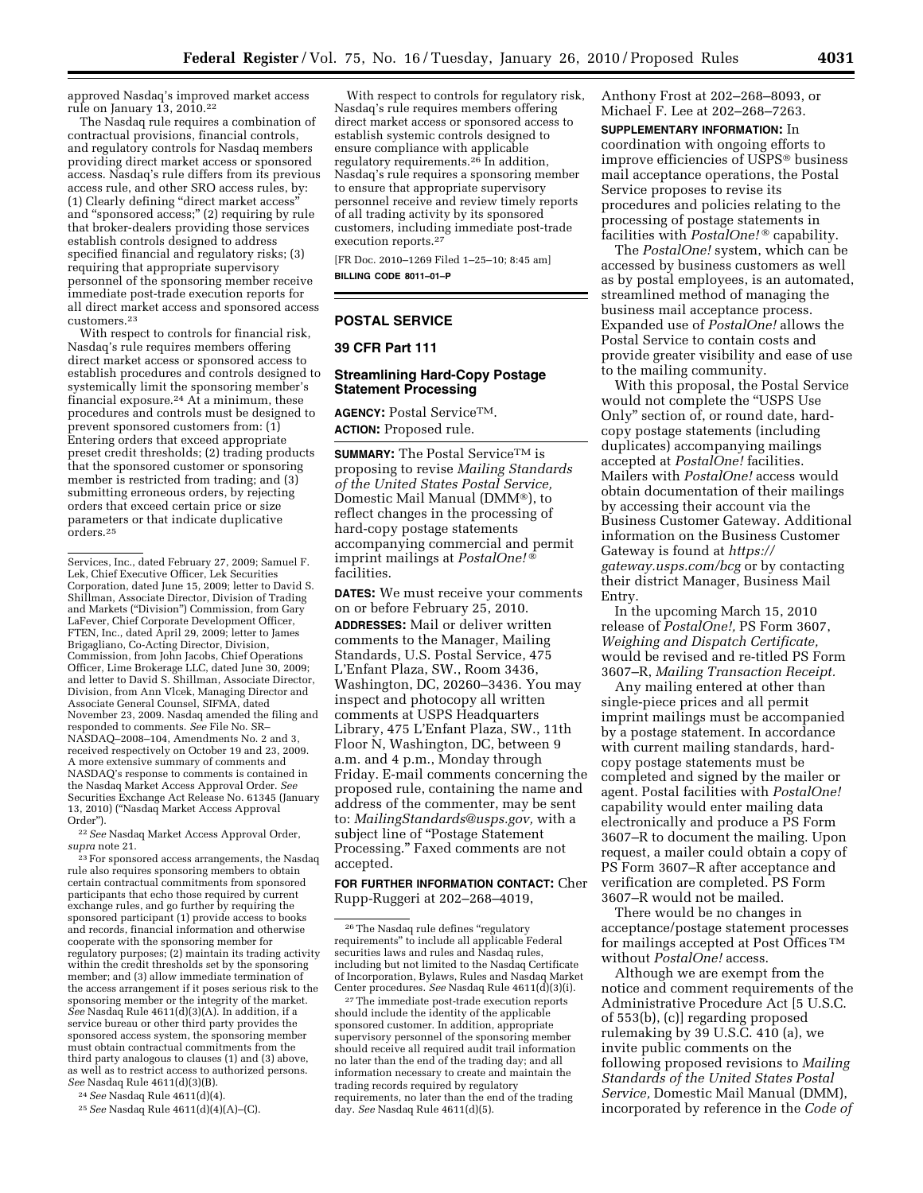approved Nasdaq's improved market access rule on January 13, 2010.[22]

The Nasdaq rule requires a combination of contractual provisions, financial controls, and regulatory controls for Nasdaq members providing direct market access or sponsored access. Nasdaq's rule differs from its previous access rule, and other SRO access rules, by: (1) Clearly defining "direct market access" and "sponsored access;" (2) requiring by rule that broker-dealers providing those services establish controls designed to address specified financial and regulatory risks; (3) requiring that appropriate supervisory personnel of the sponsoring member receive immediate post-trade execution reports for all direct market access and sponsored access customers.[23]

With respect to controls for financial risk, Nasdaq's rule requires members offering direct market access or sponsored access to establish procedures and controls designed to systemically limit the sponsoring member's financial exposure.[24] At a minimum, these procedures and controls must be designed to prevent sponsored customers from: (1) Entering orders that exceed appropriate preset credit thresholds; (2) trading products that the sponsored customer or sponsoring member is restricted from trading; and (3) submitting erroneous orders, by rejecting orders that exceed certain price or size parameters or that indicate duplicative orders.[25]

With respect to controls for regulatory risk, Nasdaq's rule requires members offering direct market access or sponsored access to establish systemic controls designed to ensure compliance with applicable regulatory requirements.[26] In addition, Nasdaq's rule requires a sponsoring member to ensure that appropriate supervisory personnel receive and review timely reports of all trading activity by its sponsored customers, including immediate post-trade execution reports.[27]

[FR Doc. 2010–1269 Filed 1–25–10; 8:45 am]

**BILLING CODE 8011–01–P**

---

Services, Inc., dated February 27, 2009; Samuel F. Lek, Chief Executive Officer, Lek Securities Corporation, dated June 15, 2009; letter to David S. Shillman, Associate Director, Division of Trading and Markets ("Division") Commission, from Gary LaFever, Chief Corporate Development Officer, FTEN, Inc., dated April 29, 2009; letter to James Brigagliano, Co-Acting Director, Division, Commission, from John Jacobs, Chief Operations Officer, Lime Brokerage LLC, dated June 30, 2009; and letter to David S. Shillman, Associate Director, Division, from Ann Vlcek, Managing Director and Associate General Counsel, SIFMA, dated November 23, 2009. Nasdaq amended the filing and responded to comments. *See* File No. SR–NASDAQ–2008–104, Amendments No. 2 and 3, received respectively on October 19 and 23, 2009. A more extensive summary of comments and NASDAQ's response to comments is contained in the Nasdaq Market Access Approval Order. *See* Securities Exchange Act Release No. 61345 (January 13, 2010) ("Nasdaq Market Access Approval Order").

[22] *See* Nasdaq Market Access Approval Order, *supra* note 21.

[23] For sponsored access arrangements, the Nasdaq rule also requires sponsoring members to obtain certain contractual commitments from sponsored participants that echo those required by current exchange rules, and go further by requiring the sponsored participant (1) provide access to books and records, financial information and otherwise cooperate with the sponsoring member for regulatory purposes; (2) maintain its trading activity within the credit thresholds set by the sponsoring member; and (3) allow immediate termination of the access arrangement if it poses serious risk to the sponsoring member or the integrity of the market. *See* Nasdaq Rule 4611(d)(3)(A). In addition, if a service bureau or other third party provides the sponsored access system, the sponsoring member must obtain contractual commitments from the third party analogous to clauses (1) and (3) above, as well as to restrict access to authorized persons. *See* Nasdaq Rule 4611(d)(3)(B).

[24] *See* Nasdaq Rule 4611(d)(4).

[25] *See* Nasdaq Rule 4611(d)(4)(A)–(C).

[26] The Nasdaq rule defines "regulatory requirements" to include all applicable Federal securities laws and rules and Nasdaq rules, including but not limited to the Nasdaq Certificate of Incorporation, Bylaws, Rules and Nasdaq Market Center procedures. *See* Nasdaq Rule 4611(d)(3)(i).

[27] The immediate post-trade execution reports should include the identity of the applicable sponsored customer. In addition, appropriate supervisory personnel of the sponsoring member should receive all required audit trail information no later than the end of the trading day; and all information necessary to create and maintain the trading records required by regulatory requirements, no later than the end of the trading day. *See* Nasdaq Rule 4611(d)(5).

---

## POSTAL SERVICE

### 39 CFR Part 111

### Streamlining Hard-Copy Postage Statement Processing

**AGENCY:** Postal Service™.

**ACTION:** Proposed rule.

**SUMMARY:** The Postal Service™ is proposing to revise *Mailing Standards of the United States Postal Service,* Domestic Mail Manual (DMM®), to reflect changes in the processing of hard-copy postage statements accompanying commercial and permit imprint mailings at *PostalOne!®* facilities.

**DATES:** We must receive your comments on or before February 25, 2010.

**ADDRESSES:** Mail or deliver written comments to the Manager, Mailing Standards, U.S. Postal Service, 475 L'Enfant Plaza, SW., Room 3436, Washington, DC, 20260–3436. You may inspect and photocopy all written comments at USPS Headquarters Library, 475 L'Enfant Plaza, SW., 11th Floor N, Washington, DC, between 9 a.m. and 4 p.m., Monday through Friday. E-mail comments concerning the proposed rule, containing the name and address of the commenter, may be sent to: *MailingStandards@usps.gov,* with a subject line of "Postage Statement Processing." Faxed comments are not accepted.

**FOR FURTHER INFORMATION CONTACT:** Cher Rupp-Ruggeri at 202–268–4019, Anthony Frost at 202–268–8093, or Michael F. Lee at 202–268–7263.

**SUPPLEMENTARY INFORMATION:** In coordination with ongoing efforts to improve efficiencies of USPS® business mail acceptance operations, the Postal Service proposes to revise its procedures and policies relating to the processing of postage statements in facilities with *PostalOne!®* capability.

The *PostalOne!* system, which can be accessed by business customers as well as by postal employees, is an automated, streamlined method of managing the business mail acceptance process. Expanded use of *PostalOne!* allows the Postal Service to contain costs and provide greater visibility and ease of use to the mailing community.

With this proposal, the Postal Service would not complete the "USPS Use Only" section of, or round date, hard-copy postage statements (including duplicates) accompanying mailings accepted at *PostalOne!* facilities. Mailers with *PostalOne!* access would obtain documentation of their mailings by accessing their account via the Business Customer Gateway. Additional information on the Business Customer Gateway is found at *https://gateway.usps.com/bcg* or by contacting their district Manager, Business Mail Entry.

In the upcoming March 15, 2010 release of *PostalOne!,* PS Form 3607, *Weighing and Dispatch Certificate,* would be revised and re-titled PS Form 3607–R, *Mailing Transaction Receipt.*

Any mailing entered at other than single-piece prices and all permit imprint mailings must be accompanied by a postage statement. In accordance with current mailing standards, hard-copy postage statements must be completed and signed by the mailer or agent. Postal facilities with *PostalOne!* capability would enter mailing data electronically and produce a PS Form 3607–R to document the mailing. Upon request, a mailer could obtain a copy of PS Form 3607–R after acceptance and verification are completed. PS Form 3607–R would not be mailed.

There would be no changes in acceptance/postage statement processes for mailings accepted at Post Offices™ without *PostalOne!* access.

Although we are exempt from the notice and comment requirements of the Administrative Procedure Act [5 U.S.C. of 553(b), (c)] regarding proposed rulemaking by 39 U.S.C. 410 (a), we invite public comments on the following proposed revisions to *Mailing Standards of the United States Postal Service,* Domestic Mail Manual (DMM), incorporated by reference in the *Code of*